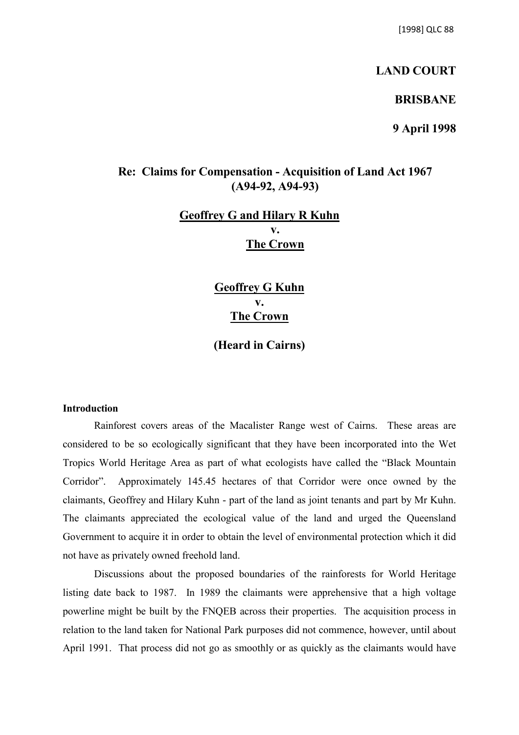[1998] QLC 88

**LAND COURT**

**BRISBANE**

**9 April 1998**

## Re: Claims for Compensation - Acquisition of Land Act 1967 (A94-92, A94-93)

**Geoffrey G and Hilary R Kuhn**
**v.**
**The Crown**

**Geoffrey G Kuhn**
**v.**
**The Crown**

**(Heard in Cairns)**

**Introduction**

Rainforest covers areas of the Macalister Range west of Cairns. These areas are considered to be so ecologically significant that they have been incorporated into the Wet Tropics World Heritage Area as part of what ecologists have called the "Black Mountain Corridor". Approximately 145.45 hectares of that Corridor were once owned by the claimants, Geoffrey and Hilary Kuhn - part of the land as joint tenants and part by Mr Kuhn. The claimants appreciated the ecological value of the land and urged the Queensland Government to acquire it in order to obtain the level of environmental protection which it did not have as privately owned freehold land.

Discussions about the proposed boundaries of the rainforests for World Heritage listing date back to 1987. In 1989 the claimants were apprehensive that a high voltage powerline might be built by the FNQEB across their properties. The acquisition process in relation to the land taken for National Park purposes did not commence, however, until about April 1991. That process did not go as smoothly or as quickly as the claimants would have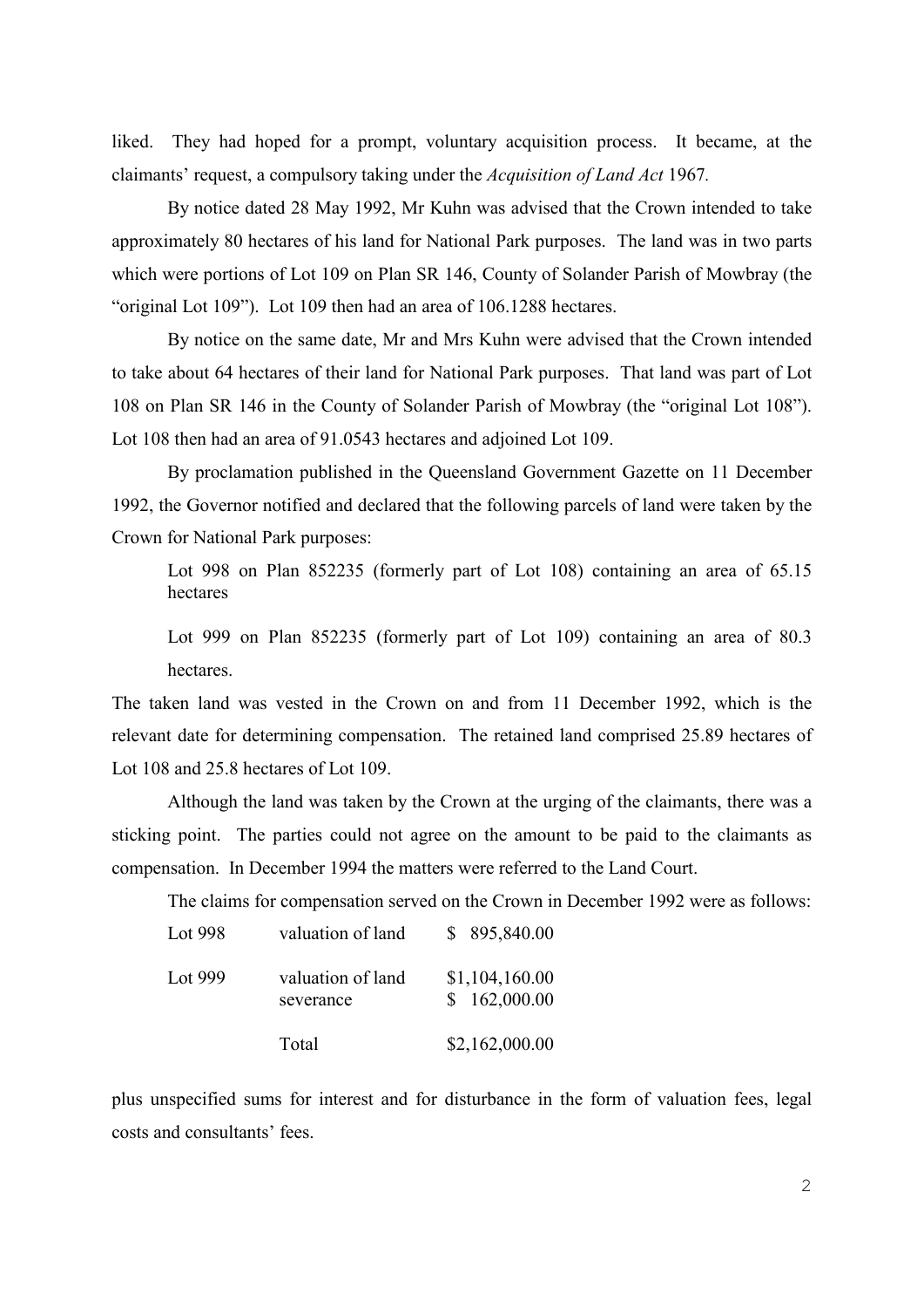liked. They had hoped for a prompt, voluntary acquisition process. It became, at the claimants' request, a compulsory taking under the *Acquisition of Land Act* 1967.

By notice dated 28 May 1992, Mr Kuhn was advised that the Crown intended to take approximately 80 hectares of his land for National Park purposes. The land was in two parts which were portions of Lot 109 on Plan SR 146, County of Solander Parish of Mowbray (the "original Lot 109"). Lot 109 then had an area of 106.1288 hectares.

By notice on the same date, Mr and Mrs Kuhn were advised that the Crown intended to take about 64 hectares of their land for National Park purposes. That land was part of Lot 108 on Plan SR 146 in the County of Solander Parish of Mowbray (the "original Lot 108"). Lot 108 then had an area of 91.0543 hectares and adjoined Lot 109.

By proclamation published in the Queensland Government Gazette on 11 December 1992, the Governor notified and declared that the following parcels of land were taken by the Crown for National Park purposes:

> Lot 998 on Plan 852235 (formerly part of Lot 108) containing an area of 65.15 hectares
>
> Lot 999 on Plan 852235 (formerly part of Lot 109) containing an area of 80.3 hectares.

The taken land was vested in the Crown on and from 11 December 1992, which is the relevant date for determining compensation. The retained land comprised 25.89 hectares of Lot 108 and 25.8 hectares of Lot 109.

Although the land was taken by the Crown at the urging of the claimants, there was a sticking point. The parties could not agree on the amount to be paid to the claimants as compensation. In December 1994 the matters were referred to the Land Court.

The claims for compensation served on the Crown in December 1992 were as follows:

| | | |
|---|---|---|
| Lot 998 | valuation of land | $ 895,840.00 |
| Lot 999 | valuation of land | $1,104,160.00 |
| | severance | $ 162,000.00 |
| | Total | $2,162,000.00 |

plus unspecified sums for interest and for disturbance in the form of valuation fees, legal costs and consultants' fees.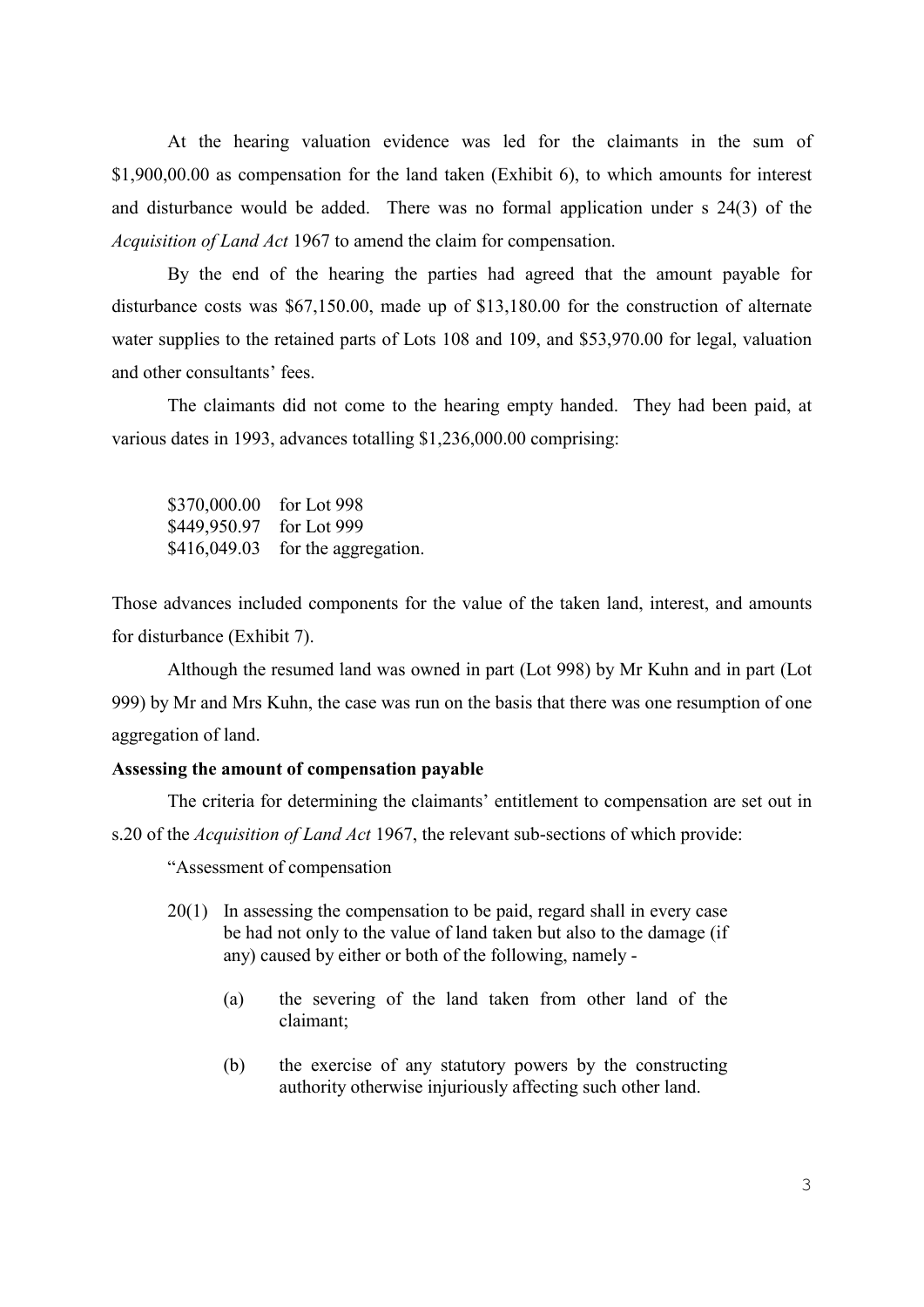At the hearing valuation evidence was led for the claimants in the sum of $1,900,00.00 as compensation for the land taken (Exhibit 6), to which amounts for interest and disturbance would be added. There was no formal application under s 24(3) of the *Acquisition of Land Act* 1967 to amend the claim for compensation.

By the end of the hearing the parties had agreed that the amount payable for disturbance costs was $67,150.00, made up of $13,180.00 for the construction of alternate water supplies to the retained parts of Lots 108 and 109, and $53,970.00 for legal, valuation and other consultants' fees.

The claimants did not come to the hearing empty handed. They had been paid, at various dates in 1993, advances totalling $1,236,000.00 comprising:

$370,000.00 for Lot 998
$449,950.97 for Lot 999
$416,049.03 for the aggregation.

Those advances included components for the value of the taken land, interest, and amounts for disturbance (Exhibit 7).

Although the resumed land was owned in part (Lot 998) by Mr Kuhn and in part (Lot 999) by Mr and Mrs Kuhn, the case was run on the basis that there was one resumption of one aggregation of land.

**Assessing the amount of compensation payable**

The criteria for determining the claimants' entitlement to compensation are set out in s.20 of the *Acquisition of Land Act* 1967, the relevant sub-sections of which provide:

"Assessment of compensation

20(1) In assessing the compensation to be paid, regard shall in every case be had not only to the value of land taken but also to the damage (if any) caused by either or both of the following, namely -

(a) the severing of the land taken from other land of the claimant;

(b) the exercise of any statutory powers by the constructing authority otherwise injuriously affecting such other land.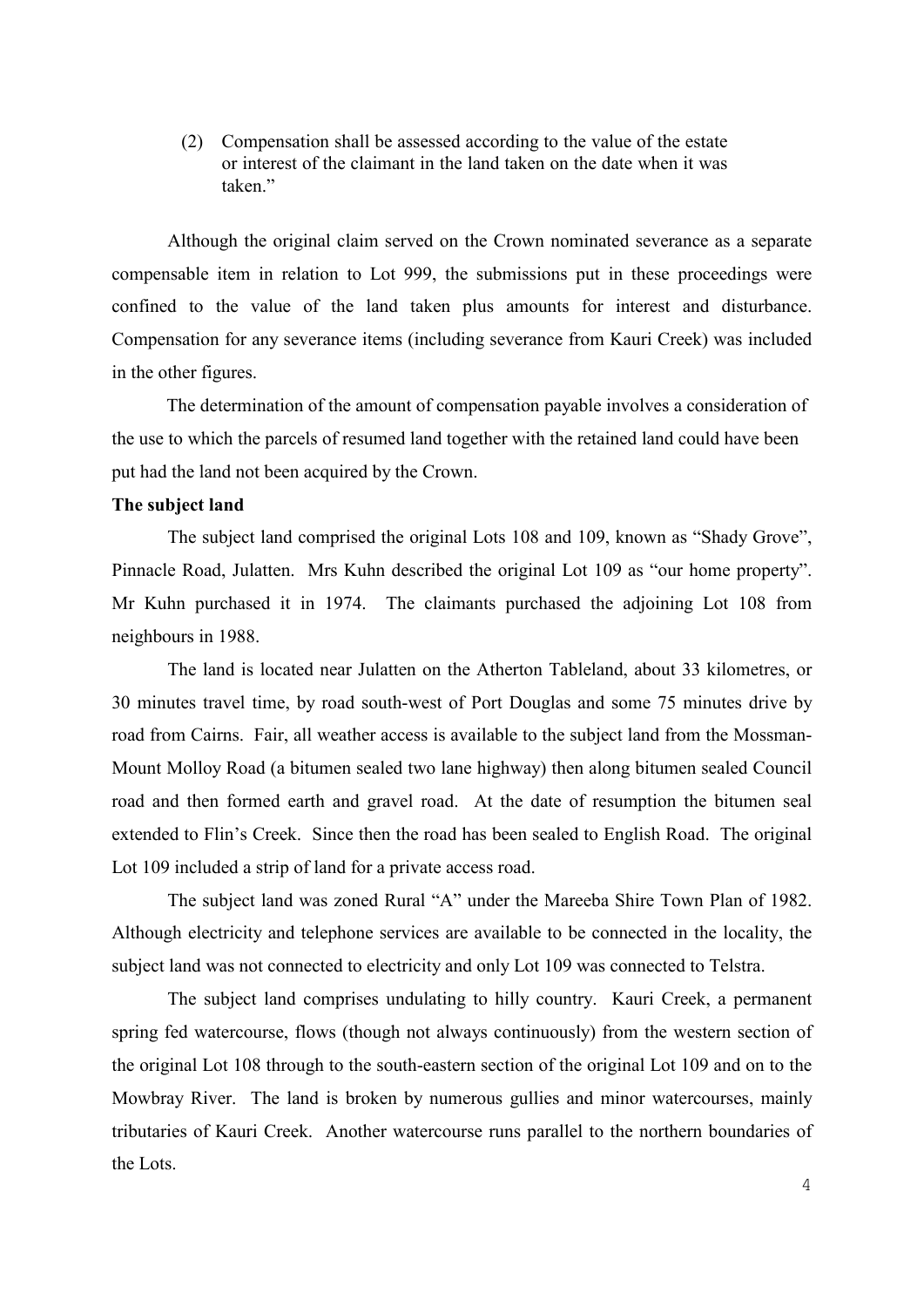> (2) Compensation shall be assessed according to the value of the estate or interest of the claimant in the land taken on the date when it was taken."

Although the original claim served on the Crown nominated severance as a separate compensable item in relation to Lot 999, the submissions put in these proceedings were confined to the value of the land taken plus amounts for interest and disturbance. Compensation for any severance items (including severance from Kauri Creek) was included in the other figures.

The determination of the amount of compensation payable involves a consideration of the use to which the parcels of resumed land together with the retained land could have been put had the land not been acquired by the Crown.

**The subject land**

The subject land comprised the original Lots 108 and 109, known as "Shady Grove", Pinnacle Road, Julatten. Mrs Kuhn described the original Lot 109 as "our home property". Mr Kuhn purchased it in 1974. The claimants purchased the adjoining Lot 108 from neighbours in 1988.

The land is located near Julatten on the Atherton Tableland, about 33 kilometres, or 30 minutes travel time, by road south-west of Port Douglas and some 75 minutes drive by road from Cairns. Fair, all weather access is available to the subject land from the Mossman-Mount Molloy Road (a bitumen sealed two lane highway) then along bitumen sealed Council road and then formed earth and gravel road. At the date of resumption the bitumen seal extended to Flin's Creek. Since then the road has been sealed to English Road. The original Lot 109 included a strip of land for a private access road.

The subject land was zoned Rural "A" under the Mareeba Shire Town Plan of 1982. Although electricity and telephone services are available to be connected in the locality, the subject land was not connected to electricity and only Lot 109 was connected to Telstra.

The subject land comprises undulating to hilly country. Kauri Creek, a permanent spring fed watercourse, flows (though not always continuously) from the western section of the original Lot 108 through to the south-eastern section of the original Lot 109 and on to the Mowbray River. The land is broken by numerous gullies and minor watercourses, mainly tributaries of Kauri Creek. Another watercourse runs parallel to the northern boundaries of the Lots.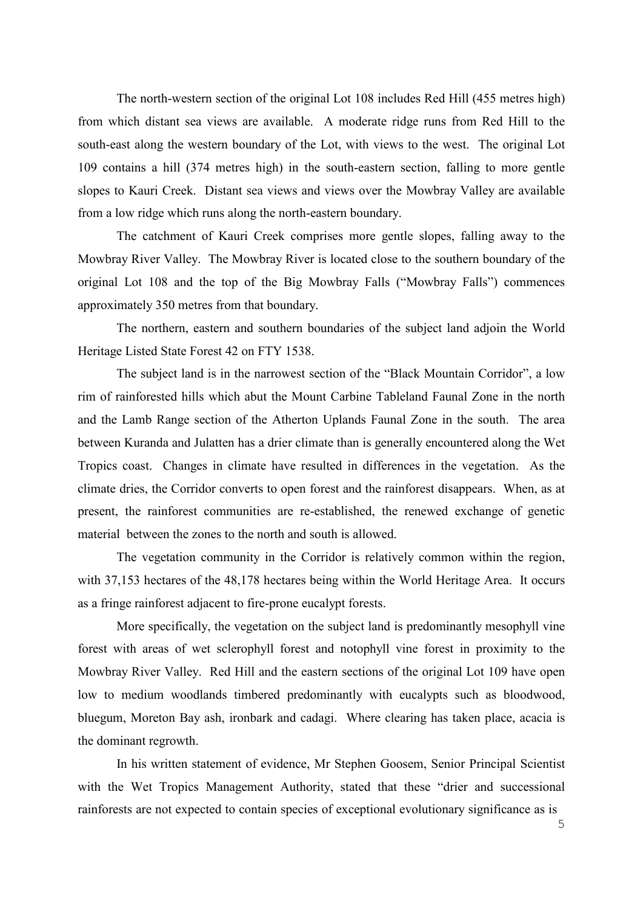The north-western section of the original Lot 108 includes Red Hill (455 metres high) from which distant sea views are available. A moderate ridge runs from Red Hill to the south-east along the western boundary of the Lot, with views to the west. The original Lot 109 contains a hill (374 metres high) in the south-eastern section, falling to more gentle slopes to Kauri Creek. Distant sea views and views over the Mowbray Valley are available from a low ridge which runs along the north-eastern boundary.

The catchment of Kauri Creek comprises more gentle slopes, falling away to the Mowbray River Valley. The Mowbray River is located close to the southern boundary of the original Lot 108 and the top of the Big Mowbray Falls ("Mowbray Falls") commences approximately 350 metres from that boundary.

The northern, eastern and southern boundaries of the subject land adjoin the World Heritage Listed State Forest 42 on FTY 1538.

The subject land is in the narrowest section of the "Black Mountain Corridor", a low rim of rainforested hills which abut the Mount Carbine Tableland Faunal Zone in the north and the Lamb Range section of the Atherton Uplands Faunal Zone in the south. The area between Kuranda and Julatten has a drier climate than is generally encountered along the Wet Tropics coast. Changes in climate have resulted in differences in the vegetation. As the climate dries, the Corridor converts to open forest and the rainforest disappears. When, as at present, the rainforest communities are re-established, the renewed exchange of genetic material between the zones to the north and south is allowed.

The vegetation community in the Corridor is relatively common within the region, with 37,153 hectares of the 48,178 hectares being within the World Heritage Area. It occurs as a fringe rainforest adjacent to fire-prone eucalypt forests.

More specifically, the vegetation on the subject land is predominantly mesophyll vine forest with areas of wet sclerophyll forest and notophyll vine forest in proximity to the Mowbray River Valley. Red Hill and the eastern sections of the original Lot 109 have open low to medium woodlands timbered predominantly with eucalypts such as bloodwood, bluegum, Moreton Bay ash, ironbark and cadagi. Where clearing has taken place, acacia is the dominant regrowth.

In his written statement of evidence, Mr Stephen Goosem, Senior Principal Scientist with the Wet Tropics Management Authority, stated that these "drier and successional rainforests are not expected to contain species of exceptional evolutionary significance as is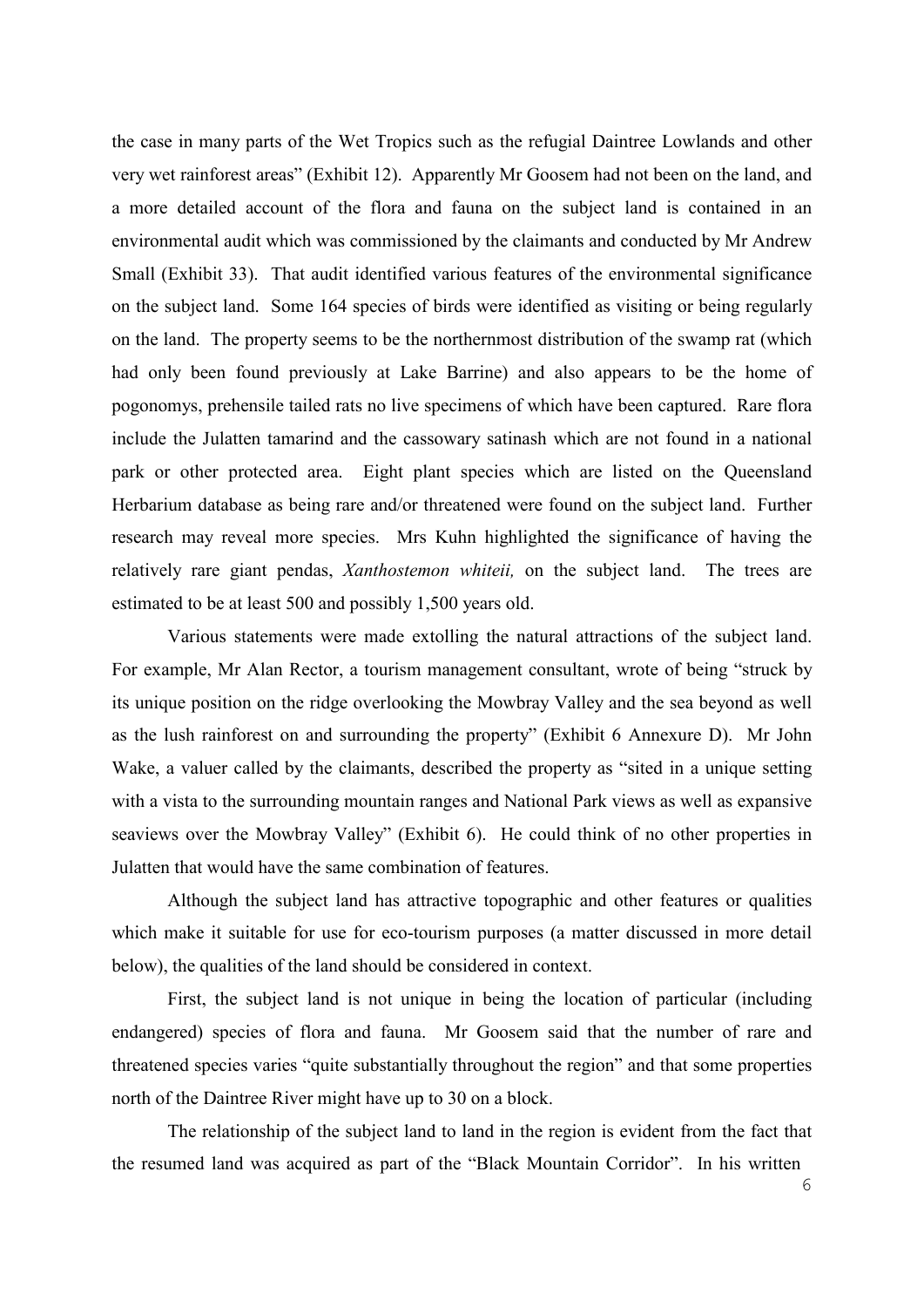the case in many parts of the Wet Tropics such as the refugial Daintree Lowlands and other very wet rainforest areas" (Exhibit 12). Apparently Mr Goosem had not been on the land, and a more detailed account of the flora and fauna on the subject land is contained in an environmental audit which was commissioned by the claimants and conducted by Mr Andrew Small (Exhibit 33). That audit identified various features of the environmental significance on the subject land. Some 164 species of birds were identified as visiting or being regularly on the land. The property seems to be the northernmost distribution of the swamp rat (which had only been found previously at Lake Barrine) and also appears to be the home of pogonomys, prehensile tailed rats no live specimens of which have been captured. Rare flora include the Julatten tamarind and the cassowary satinash which are not found in a national park or other protected area. Eight plant species which are listed on the Queensland Herbarium database as being rare and/or threatened were found on the subject land. Further research may reveal more species. Mrs Kuhn highlighted the significance of having the relatively rare giant pendas, *Xanthostemon whiteii,* on the subject land. The trees are estimated to be at least 500 and possibly 1,500 years old.

Various statements were made extolling the natural attractions of the subject land. For example, Mr Alan Rector, a tourism management consultant, wrote of being "struck by its unique position on the ridge overlooking the Mowbray Valley and the sea beyond as well as the lush rainforest on and surrounding the property" (Exhibit 6 Annexure D). Mr John Wake, a valuer called by the claimants, described the property as "sited in a unique setting with a vista to the surrounding mountain ranges and National Park views as well as expansive seaviews over the Mowbray Valley" (Exhibit 6). He could think of no other properties in Julatten that would have the same combination of features.

Although the subject land has attractive topographic and other features or qualities which make it suitable for use for eco-tourism purposes (a matter discussed in more detail below), the qualities of the land should be considered in context.

First, the subject land is not unique in being the location of particular (including endangered) species of flora and fauna. Mr Goosem said that the number of rare and threatened species varies "quite substantially throughout the region" and that some properties north of the Daintree River might have up to 30 on a block.

The relationship of the subject land to land in the region is evident from the fact that the resumed land was acquired as part of the "Black Mountain Corridor". In his written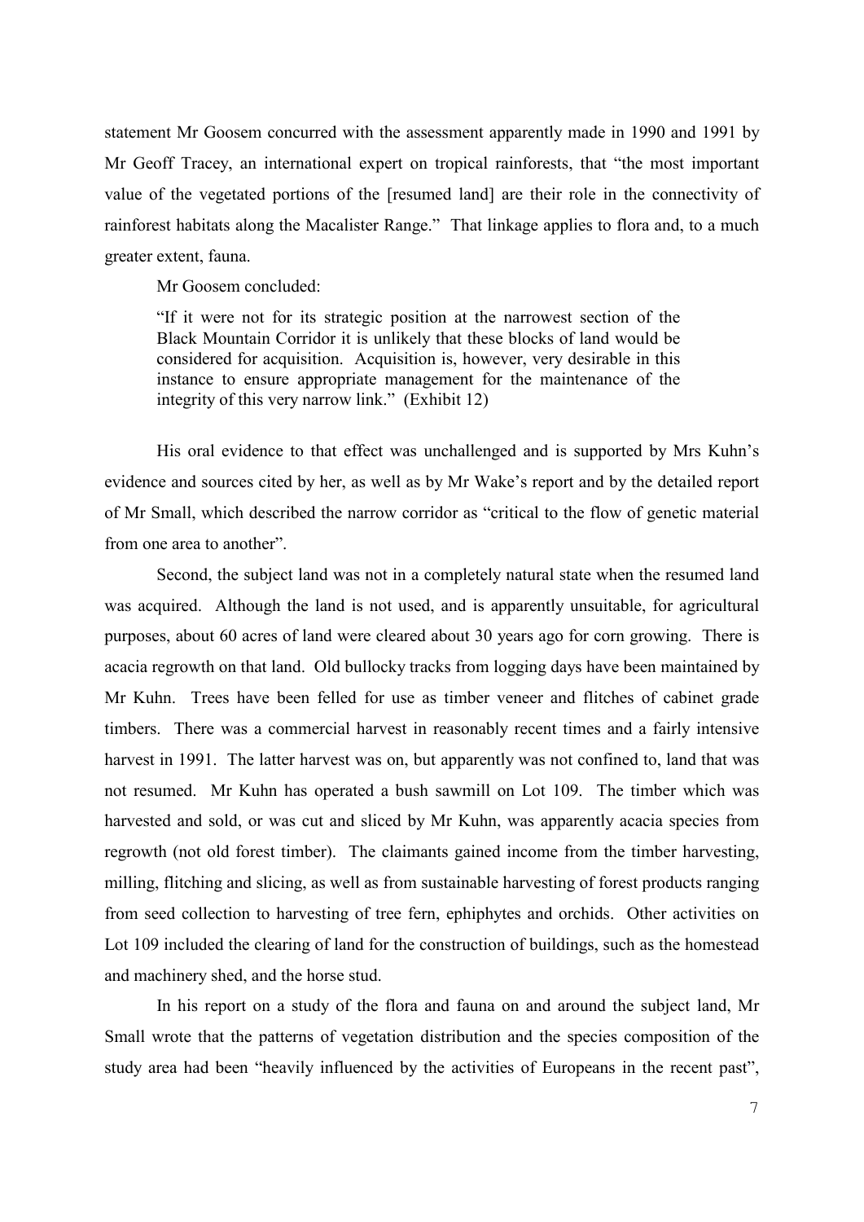statement Mr Goosem concurred with the assessment apparently made in 1990 and 1991 by Mr Geoff Tracey, an international expert on tropical rainforests, that "the most important value of the vegetated portions of the [resumed land] are their role in the connectivity of rainforest habitats along the Macalister Range." That linkage applies to flora and, to a much greater extent, fauna.

Mr Goosem concluded:

> "If it were not for its strategic position at the narrowest section of the Black Mountain Corridor it is unlikely that these blocks of land would be considered for acquisition. Acquisition is, however, very desirable in this instance to ensure appropriate management for the maintenance of the integrity of this very narrow link." (Exhibit 12)

His oral evidence to that effect was unchallenged and is supported by Mrs Kuhn's evidence and sources cited by her, as well as by Mr Wake's report and by the detailed report of Mr Small, which described the narrow corridor as "critical to the flow of genetic material from one area to another".

Second, the subject land was not in a completely natural state when the resumed land was acquired. Although the land is not used, and is apparently unsuitable, for agricultural purposes, about 60 acres of land were cleared about 30 years ago for corn growing. There is acacia regrowth on that land. Old bullocky tracks from logging days have been maintained by Mr Kuhn. Trees have been felled for use as timber veneer and flitches of cabinet grade timbers. There was a commercial harvest in reasonably recent times and a fairly intensive harvest in 1991. The latter harvest was on, but apparently was not confined to, land that was not resumed. Mr Kuhn has operated a bush sawmill on Lot 109. The timber which was harvested and sold, or was cut and sliced by Mr Kuhn, was apparently acacia species from regrowth (not old forest timber). The claimants gained income from the timber harvesting, milling, flitching and slicing, as well as from sustainable harvesting of forest products ranging from seed collection to harvesting of tree fern, ephiphytes and orchids. Other activities on Lot 109 included the clearing of land for the construction of buildings, such as the homestead and machinery shed, and the horse stud.

In his report on a study of the flora and fauna on and around the subject land, Mr Small wrote that the patterns of vegetation distribution and the species composition of the study area had been "heavily influenced by the activities of Europeans in the recent past",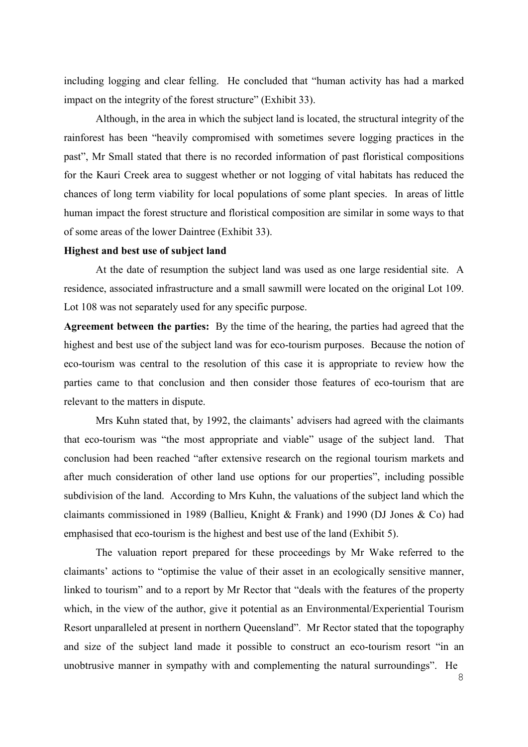including logging and clear felling. He concluded that "human activity has had a marked impact on the integrity of the forest structure" (Exhibit 33).

Although, in the area in which the subject land is located, the structural integrity of the rainforest has been "heavily compromised with sometimes severe logging practices in the past", Mr Small stated that there is no recorded information of past floristical compositions for the Kauri Creek area to suggest whether or not logging of vital habitats has reduced the chances of long term viability for local populations of some plant species. In areas of little human impact the forest structure and floristical composition are similar in some ways to that of some areas of the lower Daintree (Exhibit 33).

**Highest and best use of subject land**

At the date of resumption the subject land was used as one large residential site. A residence, associated infrastructure and a small sawmill were located on the original Lot 109. Lot 108 was not separately used for any specific purpose.

**Agreement between the parties:** By the time of the hearing, the parties had agreed that the highest and best use of the subject land was for eco-tourism purposes. Because the notion of eco-tourism was central to the resolution of this case it is appropriate to review how the parties came to that conclusion and then consider those features of eco-tourism that are relevant to the matters in dispute.

Mrs Kuhn stated that, by 1992, the claimants' advisers had agreed with the claimants that eco-tourism was "the most appropriate and viable" usage of the subject land. That conclusion had been reached "after extensive research on the regional tourism markets and after much consideration of other land use options for our properties", including possible subdivision of the land. According to Mrs Kuhn, the valuations of the subject land which the claimants commissioned in 1989 (Ballieu, Knight & Frank) and 1990 (DJ Jones & Co) had emphasised that eco-tourism is the highest and best use of the land (Exhibit 5).

The valuation report prepared for these proceedings by Mr Wake referred to the claimants' actions to "optimise the value of their asset in an ecologically sensitive manner, linked to tourism" and to a report by Mr Rector that "deals with the features of the property which, in the view of the author, give it potential as an Environmental/Experiential Tourism Resort unparalleled at present in northern Queensland". Mr Rector stated that the topography and size of the subject land made it possible to construct an eco-tourism resort "in an unobtrusive manner in sympathy with and complementing the natural surroundings". He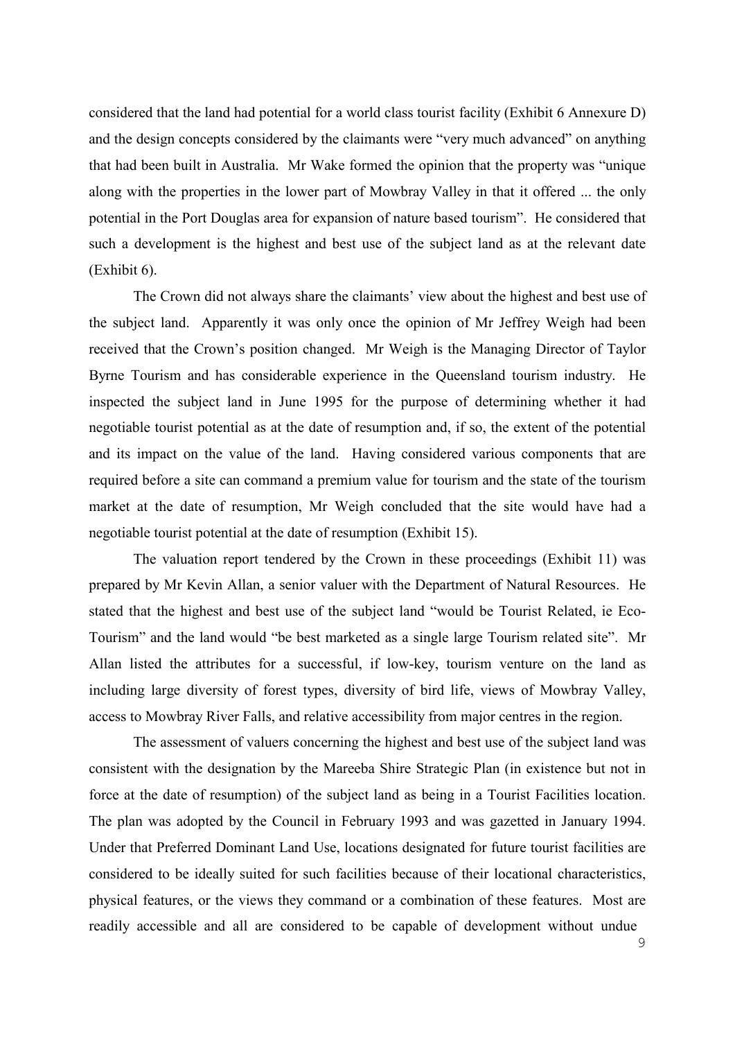considered that the land had potential for a world class tourist facility (Exhibit 6 Annexure D) and the design concepts considered by the claimants were "very much advanced" on anything that had been built in Australia. Mr Wake formed the opinion that the property was "unique along with the properties in the lower part of Mowbray Valley in that it offered ... the only potential in the Port Douglas area for expansion of nature based tourism". He considered that such a development is the highest and best use of the subject land as at the relevant date (Exhibit 6).

The Crown did not always share the claimants' view about the highest and best use of the subject land. Apparently it was only once the opinion of Mr Jeffrey Weigh had been received that the Crown's position changed. Mr Weigh is the Managing Director of Taylor Byrne Tourism and has considerable experience in the Queensland tourism industry. He inspected the subject land in June 1995 for the purpose of determining whether it had negotiable tourist potential as at the date of resumption and, if so, the extent of the potential and its impact on the value of the land. Having considered various components that are required before a site can command a premium value for tourism and the state of the tourism market at the date of resumption, Mr Weigh concluded that the site would have had a negotiable tourist potential at the date of resumption (Exhibit 15).

The valuation report tendered by the Crown in these proceedings (Exhibit 11) was prepared by Mr Kevin Allan, a senior valuer with the Department of Natural Resources. He stated that the highest and best use of the subject land "would be Tourist Related, ie Eco-Tourism" and the land would "be best marketed as a single large Tourism related site". Mr Allan listed the attributes for a successful, if low-key, tourism venture on the land as including large diversity of forest types, diversity of bird life, views of Mowbray Valley, access to Mowbray River Falls, and relative accessibility from major centres in the region.

The assessment of valuers concerning the highest and best use of the subject land was consistent with the designation by the Mareeba Shire Strategic Plan (in existence but not in force at the date of resumption) of the subject land as being in a Tourist Facilities location. The plan was adopted by the Council in February 1993 and was gazetted in January 1994. Under that Preferred Dominant Land Use, locations designated for future tourist facilities are considered to be ideally suited for such facilities because of their locational characteristics, physical features, or the views they command or a combination of these features. Most are readily accessible and all are considered to be capable of development without undue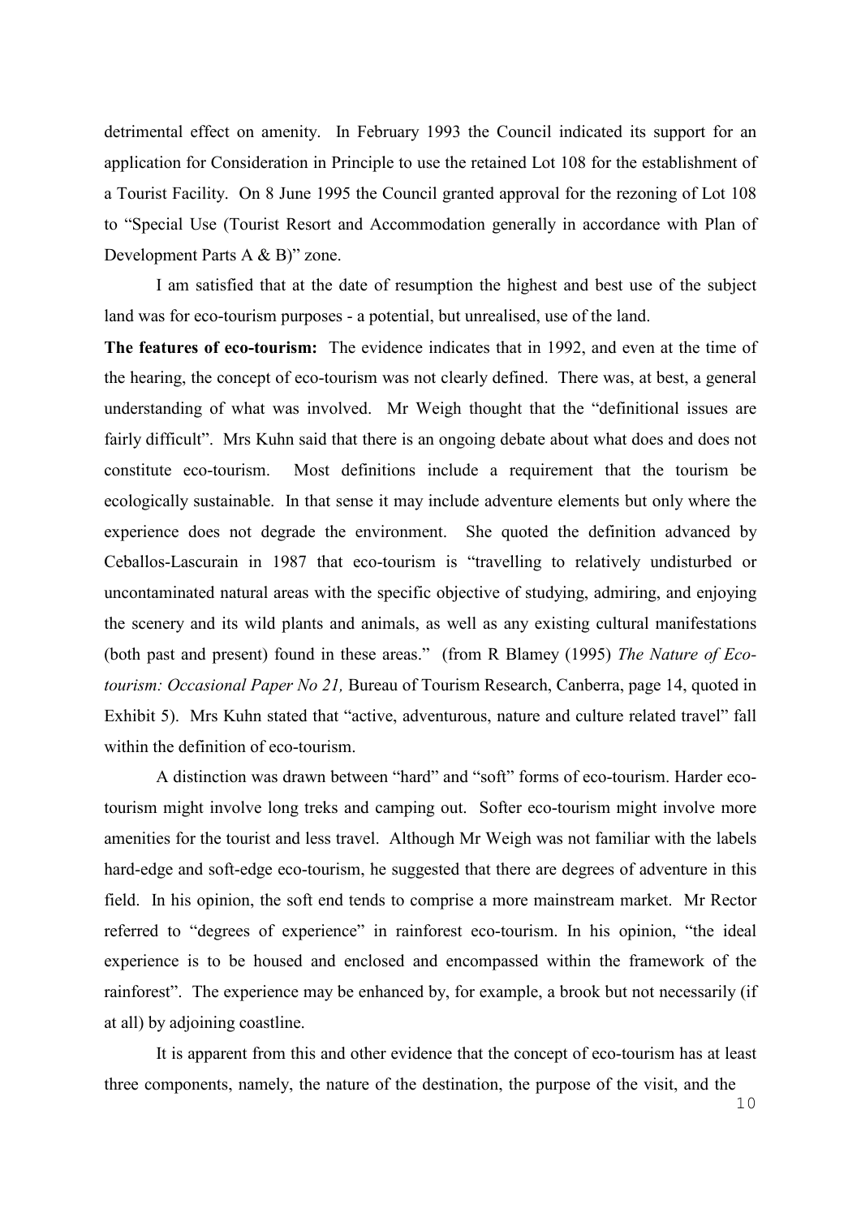detrimental effect on amenity. In February 1993 the Council indicated its support for an application for Consideration in Principle to use the retained Lot 108 for the establishment of a Tourist Facility. On 8 June 1995 the Council granted approval for the rezoning of Lot 108 to "Special Use (Tourist Resort and Accommodation generally in accordance with Plan of Development Parts A & B)" zone.

I am satisfied that at the date of resumption the highest and best use of the subject land was for eco-tourism purposes - a potential, but unrealised, use of the land.

**The features of eco-tourism:** The evidence indicates that in 1992, and even at the time of the hearing, the concept of eco-tourism was not clearly defined. There was, at best, a general understanding of what was involved. Mr Weigh thought that the "definitional issues are fairly difficult". Mrs Kuhn said that there is an ongoing debate about what does and does not constitute eco-tourism. Most definitions include a requirement that the tourism be ecologically sustainable. In that sense it may include adventure elements but only where the experience does not degrade the environment. She quoted the definition advanced by Ceballos-Lascurain in 1987 that eco-tourism is "travelling to relatively undisturbed or uncontaminated natural areas with the specific objective of studying, admiring, and enjoying the scenery and its wild plants and animals, as well as any existing cultural manifestations (both past and present) found in these areas." (from R Blamey (1995) *The Nature of Eco-tourism: Occasional Paper No 21,* Bureau of Tourism Research, Canberra, page 14, quoted in Exhibit 5). Mrs Kuhn stated that "active, adventurous, nature and culture related travel" fall within the definition of eco-tourism.

A distinction was drawn between "hard" and "soft" forms of eco-tourism. Harder eco-tourism might involve long treks and camping out. Softer eco-tourism might involve more amenities for the tourist and less travel. Although Mr Weigh was not familiar with the labels hard-edge and soft-edge eco-tourism, he suggested that there are degrees of adventure in this field. In his opinion, the soft end tends to comprise a more mainstream market. Mr Rector referred to "degrees of experience" in rainforest eco-tourism. In his opinion, "the ideal experience is to be housed and enclosed and encompassed within the framework of the rainforest". The experience may be enhanced by, for example, a brook but not necessarily (if at all) by adjoining coastline.

It is apparent from this and other evidence that the concept of eco-tourism has at least three components, namely, the nature of the destination, the purpose of the visit, and the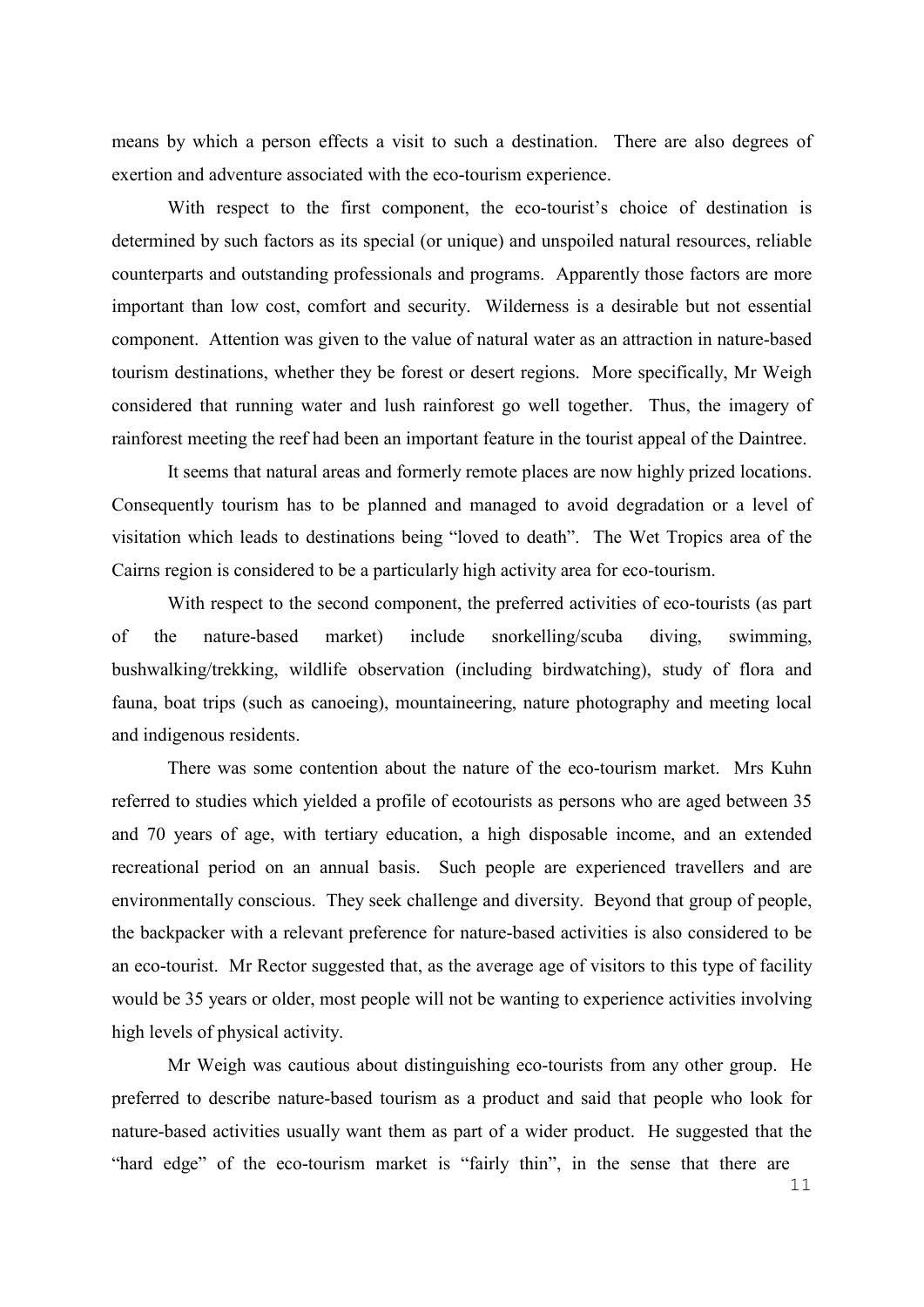means by which a person effects a visit to such a destination. There are also degrees of exertion and adventure associated with the eco-tourism experience.

With respect to the first component, the eco-tourist's choice of destination is determined by such factors as its special (or unique) and unspoiled natural resources, reliable counterparts and outstanding professionals and programs. Apparently those factors are more important than low cost, comfort and security. Wilderness is a desirable but not essential component. Attention was given to the value of natural water as an attraction in nature-based tourism destinations, whether they be forest or desert regions. More specifically, Mr Weigh considered that running water and lush rainforest go well together. Thus, the imagery of rainforest meeting the reef had been an important feature in the tourist appeal of the Daintree.

It seems that natural areas and formerly remote places are now highly prized locations. Consequently tourism has to be planned and managed to avoid degradation or a level of visitation which leads to destinations being "loved to death". The Wet Tropics area of the Cairns region is considered to be a particularly high activity area for eco-tourism.

With respect to the second component, the preferred activities of eco-tourists (as part of the nature-based market) include snorkelling/scuba diving, swimming, bushwalking/trekking, wildlife observation (including birdwatching), study of flora and fauna, boat trips (such as canoeing), mountaineering, nature photography and meeting local and indigenous residents.

There was some contention about the nature of the eco-tourism market. Mrs Kuhn referred to studies which yielded a profile of ecotourists as persons who are aged between 35 and 70 years of age, with tertiary education, a high disposable income, and an extended recreational period on an annual basis. Such people are experienced travellers and are environmentally conscious. They seek challenge and diversity. Beyond that group of people, the backpacker with a relevant preference for nature-based activities is also considered to be an eco-tourist. Mr Rector suggested that, as the average age of visitors to this type of facility would be 35 years or older, most people will not be wanting to experience activities involving high levels of physical activity.

Mr Weigh was cautious about distinguishing eco-tourists from any other group. He preferred to describe nature-based tourism as a product and said that people who look for nature-based activities usually want them as part of a wider product. He suggested that the "hard edge" of the eco-tourism market is "fairly thin", in the sense that there are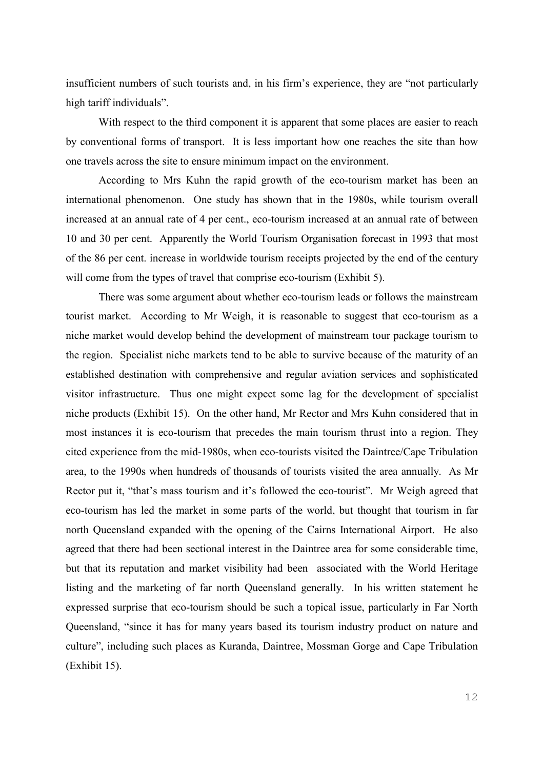insufficient numbers of such tourists and, in his firm's experience, they are "not particularly high tariff individuals".

With respect to the third component it is apparent that some places are easier to reach by conventional forms of transport. It is less important how one reaches the site than how one travels across the site to ensure minimum impact on the environment.

According to Mrs Kuhn the rapid growth of the eco-tourism market has been an international phenomenon. One study has shown that in the 1980s, while tourism overall increased at an annual rate of 4 per cent., eco-tourism increased at an annual rate of between 10 and 30 per cent. Apparently the World Tourism Organisation forecast in 1993 that most of the 86 per cent. increase in worldwide tourism receipts projected by the end of the century will come from the types of travel that comprise eco-tourism (Exhibit 5).

There was some argument about whether eco-tourism leads or follows the mainstream tourist market. According to Mr Weigh, it is reasonable to suggest that eco-tourism as a niche market would develop behind the development of mainstream tour package tourism to the region. Specialist niche markets tend to be able to survive because of the maturity of an established destination with comprehensive and regular aviation services and sophisticated visitor infrastructure. Thus one might expect some lag for the development of specialist niche products (Exhibit 15). On the other hand, Mr Rector and Mrs Kuhn considered that in most instances it is eco-tourism that precedes the main tourism thrust into a region. They cited experience from the mid-1980s, when eco-tourists visited the Daintree/Cape Tribulation area, to the 1990s when hundreds of thousands of tourists visited the area annually. As Mr Rector put it, "that's mass tourism and it's followed the eco-tourist". Mr Weigh agreed that eco-tourism has led the market in some parts of the world, but thought that tourism in far north Queensland expanded with the opening of the Cairns International Airport. He also agreed that there had been sectional interest in the Daintree area for some considerable time, but that its reputation and market visibility had been associated with the World Heritage listing and the marketing of far north Queensland generally. In his written statement he expressed surprise that eco-tourism should be such a topical issue, particularly in Far North Queensland, "since it has for many years based its tourism industry product on nature and culture", including such places as Kuranda, Daintree, Mossman Gorge and Cape Tribulation (Exhibit 15).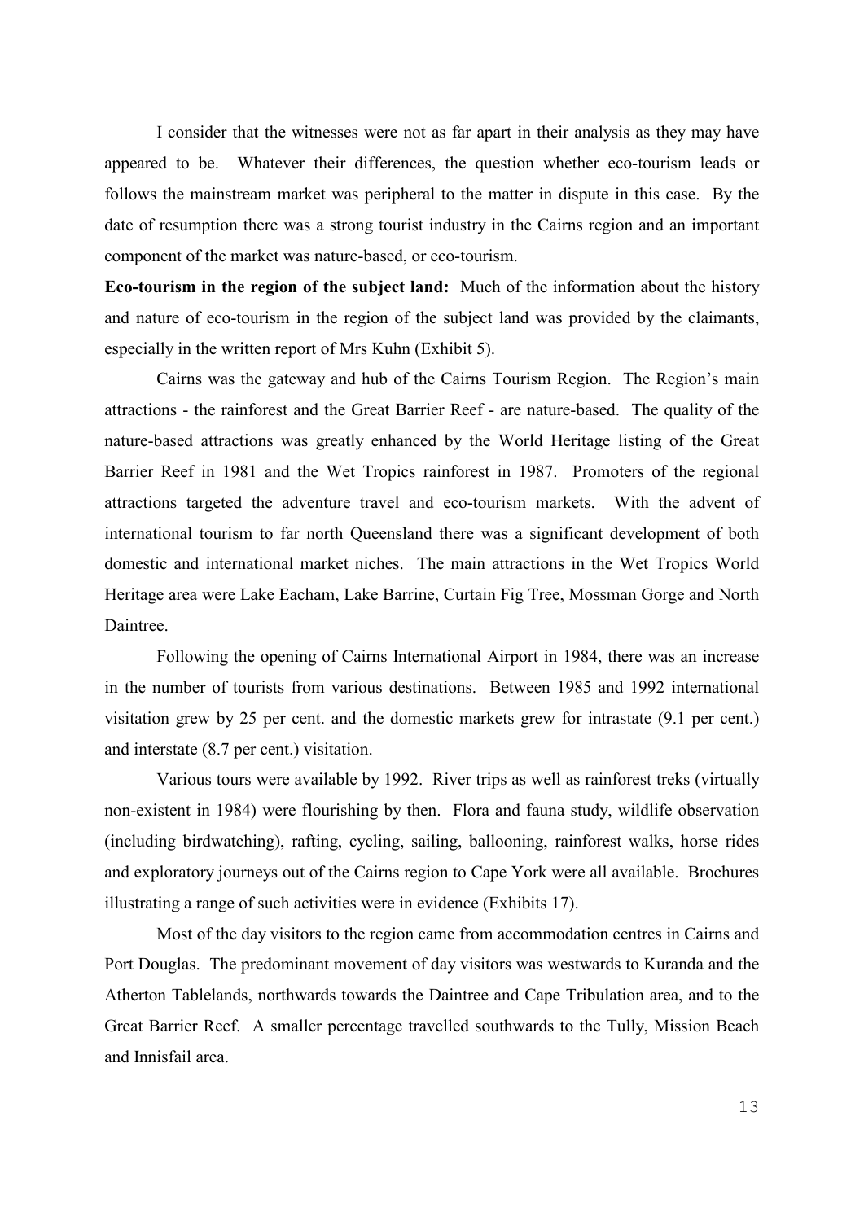I consider that the witnesses were not as far apart in their analysis as they may have appeared to be. Whatever their differences, the question whether eco-tourism leads or follows the mainstream market was peripheral to the matter in dispute in this case. By the date of resumption there was a strong tourist industry in the Cairns region and an important component of the market was nature-based, or eco-tourism.

**Eco-tourism in the region of the subject land:** Much of the information about the history and nature of eco-tourism in the region of the subject land was provided by the claimants, especially in the written report of Mrs Kuhn (Exhibit 5).

Cairns was the gateway and hub of the Cairns Tourism Region. The Region's main attractions - the rainforest and the Great Barrier Reef - are nature-based. The quality of the nature-based attractions was greatly enhanced by the World Heritage listing of the Great Barrier Reef in 1981 and the Wet Tropics rainforest in 1987. Promoters of the regional attractions targeted the adventure travel and eco-tourism markets. With the advent of international tourism to far north Queensland there was a significant development of both domestic and international market niches. The main attractions in the Wet Tropics World Heritage area were Lake Eacham, Lake Barrine, Curtain Fig Tree, Mossman Gorge and North Daintree.

Following the opening of Cairns International Airport in 1984, there was an increase in the number of tourists from various destinations. Between 1985 and 1992 international visitation grew by 25 per cent. and the domestic markets grew for intrastate (9.1 per cent.) and interstate (8.7 per cent.) visitation.

Various tours were available by 1992. River trips as well as rainforest treks (virtually non-existent in 1984) were flourishing by then. Flora and fauna study, wildlife observation (including birdwatching), rafting, cycling, sailing, ballooning, rainforest walks, horse rides and exploratory journeys out of the Cairns region to Cape York were all available. Brochures illustrating a range of such activities were in evidence (Exhibits 17).

Most of the day visitors to the region came from accommodation centres in Cairns and Port Douglas. The predominant movement of day visitors was westwards to Kuranda and the Atherton Tablelands, northwards towards the Daintree and Cape Tribulation area, and to the Great Barrier Reef. A smaller percentage travelled southwards to the Tully, Mission Beach and Innisfail area.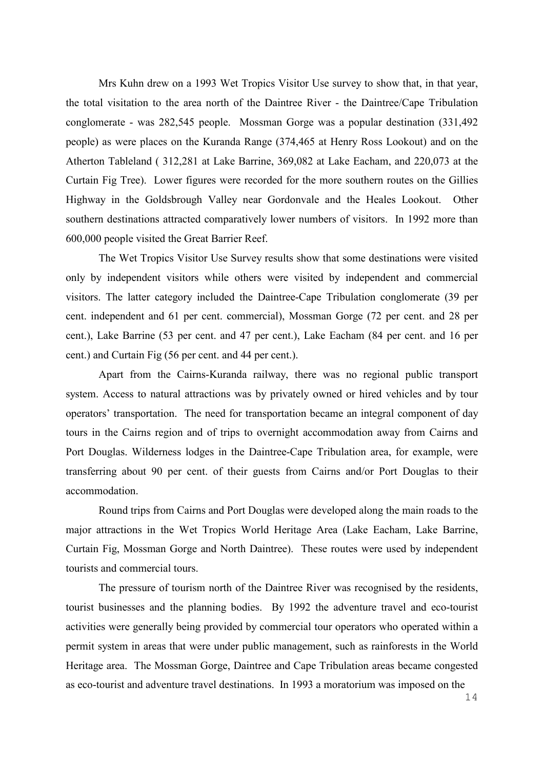Mrs Kuhn drew on a 1993 Wet Tropics Visitor Use survey to show that, in that year, the total visitation to the area north of the Daintree River - the Daintree/Cape Tribulation conglomerate - was 282,545 people. Mossman Gorge was a popular destination (331,492 people) as were places on the Kuranda Range (374,465 at Henry Ross Lookout) and on the Atherton Tableland ( 312,281 at Lake Barrine, 369,082 at Lake Eacham, and 220,073 at the Curtain Fig Tree). Lower figures were recorded for the more southern routes on the Gillies Highway in the Goldsbrough Valley near Gordonvale and the Heales Lookout. Other southern destinations attracted comparatively lower numbers of visitors. In 1992 more than 600,000 people visited the Great Barrier Reef.

The Wet Tropics Visitor Use Survey results show that some destinations were visited only by independent visitors while others were visited by independent and commercial visitors. The latter category included the Daintree-Cape Tribulation conglomerate (39 per cent. independent and 61 per cent. commercial), Mossman Gorge (72 per cent. and 28 per cent.), Lake Barrine (53 per cent. and 47 per cent.), Lake Eacham (84 per cent. and 16 per cent.) and Curtain Fig (56 per cent. and 44 per cent.).

Apart from the Cairns-Kuranda railway, there was no regional public transport system. Access to natural attractions was by privately owned or hired vehicles and by tour operators' transportation. The need for transportation became an integral component of day tours in the Cairns region and of trips to overnight accommodation away from Cairns and Port Douglas. Wilderness lodges in the Daintree-Cape Tribulation area, for example, were transferring about 90 per cent. of their guests from Cairns and/or Port Douglas to their accommodation.

Round trips from Cairns and Port Douglas were developed along the main roads to the major attractions in the Wet Tropics World Heritage Area (Lake Eacham, Lake Barrine, Curtain Fig, Mossman Gorge and North Daintree). These routes were used by independent tourists and commercial tours.

The pressure of tourism north of the Daintree River was recognised by the residents, tourist businesses and the planning bodies. By 1992 the adventure travel and eco-tourist activities were generally being provided by commercial tour operators who operated within a permit system in areas that were under public management, such as rainforests in the World Heritage area. The Mossman Gorge, Daintree and Cape Tribulation areas became congested as eco-tourist and adventure travel destinations. In 1993 a moratorium was imposed on the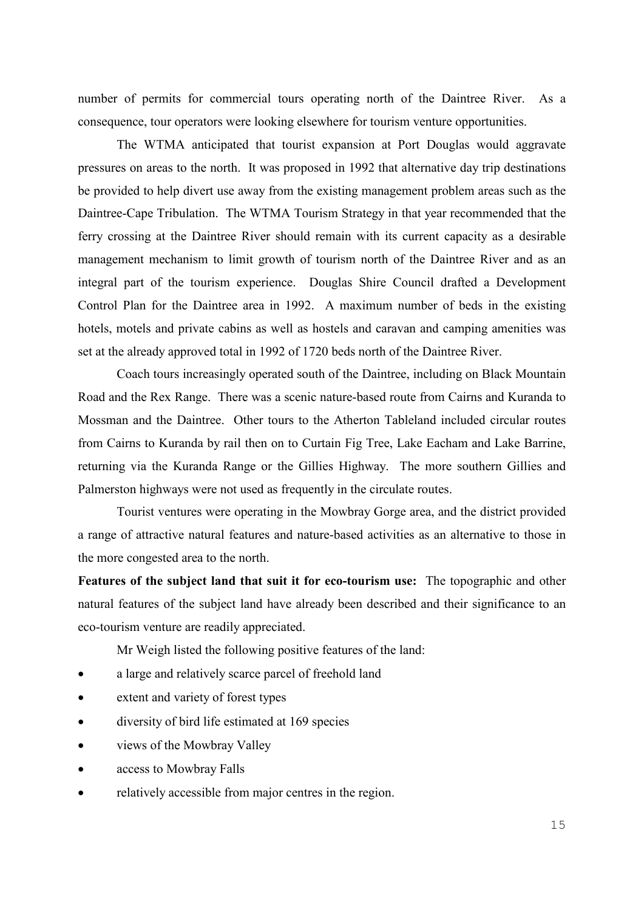number of permits for commercial tours operating north of the Daintree River. As a consequence, tour operators were looking elsewhere for tourism venture opportunities.

The WTMA anticipated that tourist expansion at Port Douglas would aggravate pressures on areas to the north. It was proposed in 1992 that alternative day trip destinations be provided to help divert use away from the existing management problem areas such as the Daintree-Cape Tribulation. The WTMA Tourism Strategy in that year recommended that the ferry crossing at the Daintree River should remain with its current capacity as a desirable management mechanism to limit growth of tourism north of the Daintree River and as an integral part of the tourism experience. Douglas Shire Council drafted a Development Control Plan for the Daintree area in 1992. A maximum number of beds in the existing hotels, motels and private cabins as well as hostels and caravan and camping amenities was set at the already approved total in 1992 of 1720 beds north of the Daintree River.

Coach tours increasingly operated south of the Daintree, including on Black Mountain Road and the Rex Range. There was a scenic nature-based route from Cairns and Kuranda to Mossman and the Daintree. Other tours to the Atherton Tableland included circular routes from Cairns to Kuranda by rail then on to Curtain Fig Tree, Lake Eacham and Lake Barrine, returning via the Kuranda Range or the Gillies Highway. The more southern Gillies and Palmerston highways were not used as frequently in the circulate routes.

Tourist ventures were operating in the Mowbray Gorge area, and the district provided a range of attractive natural features and nature-based activities as an alternative to those in the more congested area to the north.

**Features of the subject land that suit it for eco-tourism use:** The topographic and other natural features of the subject land have already been described and their significance to an eco-tourism venture are readily appreciated.

Mr Weigh listed the following positive features of the land:

- a large and relatively scarce parcel of freehold land
- extent and variety of forest types
- diversity of bird life estimated at 169 species
- views of the Mowbray Valley
- access to Mowbray Falls
- relatively accessible from major centres in the region.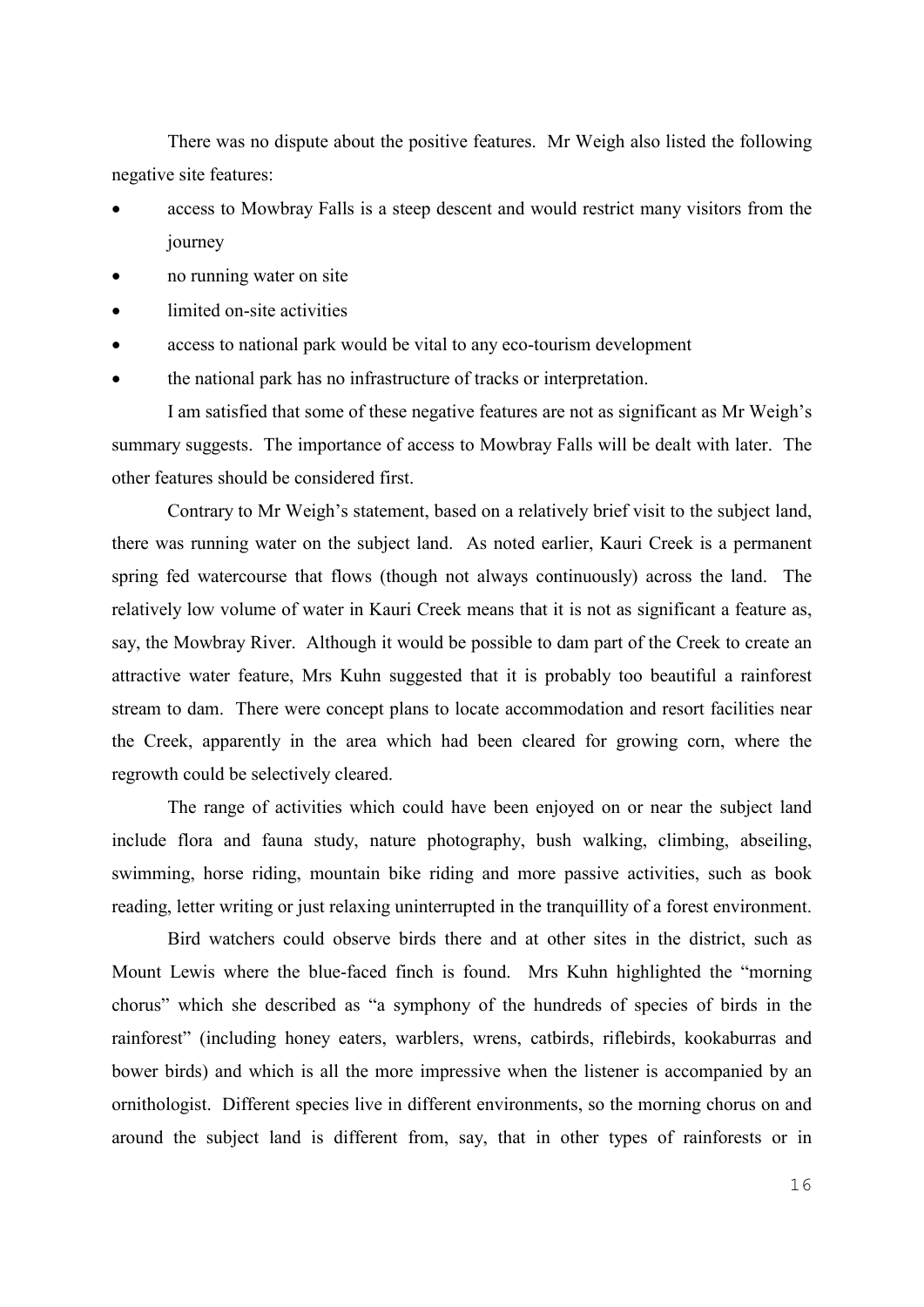There was no dispute about the positive features. Mr Weigh also listed the following negative site features:

- access to Mowbray Falls is a steep descent and would restrict many visitors from the journey
- no running water on site
- limited on-site activities
- access to national park would be vital to any eco-tourism development
- the national park has no infrastructure of tracks or interpretation.

I am satisfied that some of these negative features are not as significant as Mr Weigh's summary suggests. The importance of access to Mowbray Falls will be dealt with later. The other features should be considered first.

Contrary to Mr Weigh's statement, based on a relatively brief visit to the subject land, there was running water on the subject land. As noted earlier, Kauri Creek is a permanent spring fed watercourse that flows (though not always continuously) across the land. The relatively low volume of water in Kauri Creek means that it is not as significant a feature as, say, the Mowbray River. Although it would be possible to dam part of the Creek to create an attractive water feature, Mrs Kuhn suggested that it is probably too beautiful a rainforest stream to dam. There were concept plans to locate accommodation and resort facilities near the Creek, apparently in the area which had been cleared for growing corn, where the regrowth could be selectively cleared.

The range of activities which could have been enjoyed on or near the subject land include flora and fauna study, nature photography, bush walking, climbing, abseiling, swimming, horse riding, mountain bike riding and more passive activities, such as book reading, letter writing or just relaxing uninterrupted in the tranquillity of a forest environment.

Bird watchers could observe birds there and at other sites in the district, such as Mount Lewis where the blue-faced finch is found. Mrs Kuhn highlighted the "morning chorus" which she described as "a symphony of the hundreds of species of birds in the rainforest" (including honey eaters, warblers, wrens, catbirds, riflebirds, kookaburras and bower birds) and which is all the more impressive when the listener is accompanied by an ornithologist. Different species live in different environments, so the morning chorus on and around the subject land is different from, say, that in other types of rainforests or in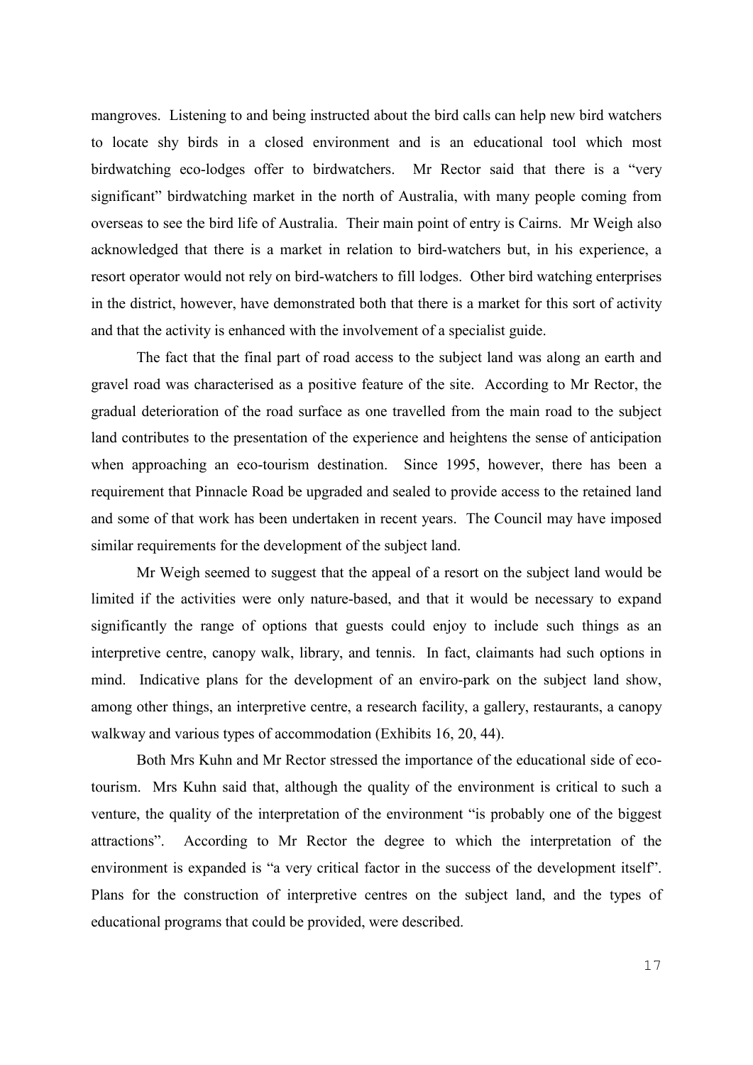mangroves. Listening to and being instructed about the bird calls can help new bird watchers to locate shy birds in a closed environment and is an educational tool which most birdwatching eco-lodges offer to birdwatchers. Mr Rector said that there is a "very significant" birdwatching market in the north of Australia, with many people coming from overseas to see the bird life of Australia. Their main point of entry is Cairns. Mr Weigh also acknowledged that there is a market in relation to bird-watchers but, in his experience, a resort operator would not rely on bird-watchers to fill lodges. Other bird watching enterprises in the district, however, have demonstrated both that there is a market for this sort of activity and that the activity is enhanced with the involvement of a specialist guide.

The fact that the final part of road access to the subject land was along an earth and gravel road was characterised as a positive feature of the site. According to Mr Rector, the gradual deterioration of the road surface as one travelled from the main road to the subject land contributes to the presentation of the experience and heightens the sense of anticipation when approaching an eco-tourism destination. Since 1995, however, there has been a requirement that Pinnacle Road be upgraded and sealed to provide access to the retained land and some of that work has been undertaken in recent years. The Council may have imposed similar requirements for the development of the subject land.

Mr Weigh seemed to suggest that the appeal of a resort on the subject land would be limited if the activities were only nature-based, and that it would be necessary to expand significantly the range of options that guests could enjoy to include such things as an interpretive centre, canopy walk, library, and tennis. In fact, claimants had such options in mind. Indicative plans for the development of an enviro-park on the subject land show, among other things, an interpretive centre, a research facility, a gallery, restaurants, a canopy walkway and various types of accommodation (Exhibits 16, 20, 44).

Both Mrs Kuhn and Mr Rector stressed the importance of the educational side of eco-tourism. Mrs Kuhn said that, although the quality of the environment is critical to such a venture, the quality of the interpretation of the environment "is probably one of the biggest attractions". According to Mr Rector the degree to which the interpretation of the environment is expanded is "a very critical factor in the success of the development itself". Plans for the construction of interpretive centres on the subject land, and the types of educational programs that could be provided, were described.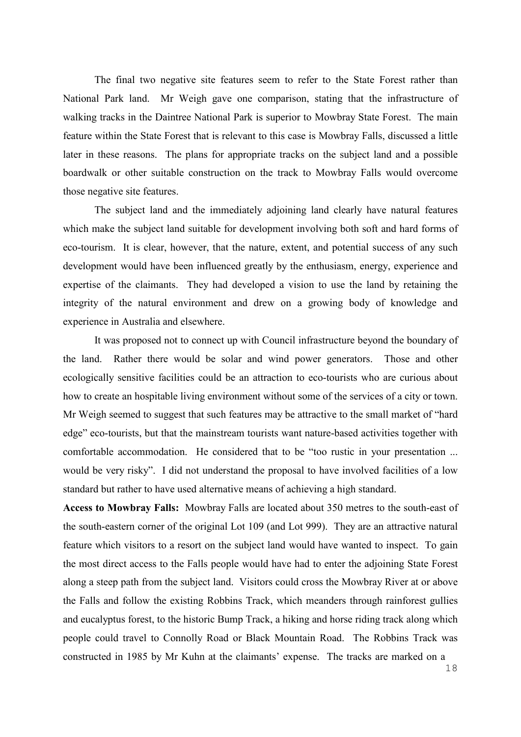The final two negative site features seem to refer to the State Forest rather than National Park land. Mr Weigh gave one comparison, stating that the infrastructure of walking tracks in the Daintree National Park is superior to Mowbray State Forest. The main feature within the State Forest that is relevant to this case is Mowbray Falls, discussed a little later in these reasons. The plans for appropriate tracks on the subject land and a possible boardwalk or other suitable construction on the track to Mowbray Falls would overcome those negative site features.

The subject land and the immediately adjoining land clearly have natural features which make the subject land suitable for development involving both soft and hard forms of eco-tourism. It is clear, however, that the nature, extent, and potential success of any such development would have been influenced greatly by the enthusiasm, energy, experience and expertise of the claimants. They had developed a vision to use the land by retaining the integrity of the natural environment and drew on a growing body of knowledge and experience in Australia and elsewhere.

It was proposed not to connect up with Council infrastructure beyond the boundary of the land. Rather there would be solar and wind power generators. Those and other ecologically sensitive facilities could be an attraction to eco-tourists who are curious about how to create an hospitable living environment without some of the services of a city or town. Mr Weigh seemed to suggest that such features may be attractive to the small market of "hard edge" eco-tourists, but that the mainstream tourists want nature-based activities together with comfortable accommodation. He considered that to be "too rustic in your presentation ... would be very risky". I did not understand the proposal to have involved facilities of a low standard but rather to have used alternative means of achieving a high standard.

**Access to Mowbray Falls:** Mowbray Falls are located about 350 metres to the south-east of the south-eastern corner of the original Lot 109 (and Lot 999). They are an attractive natural feature which visitors to a resort on the subject land would have wanted to inspect. To gain the most direct access to the Falls people would have had to enter the adjoining State Forest along a steep path from the subject land. Visitors could cross the Mowbray River at or above the Falls and follow the existing Robbins Track, which meanders through rainforest gullies and eucalyptus forest, to the historic Bump Track, a hiking and horse riding track along which people could travel to Connolly Road or Black Mountain Road. The Robbins Track was constructed in 1985 by Mr Kuhn at the claimants' expense. The tracks are marked on a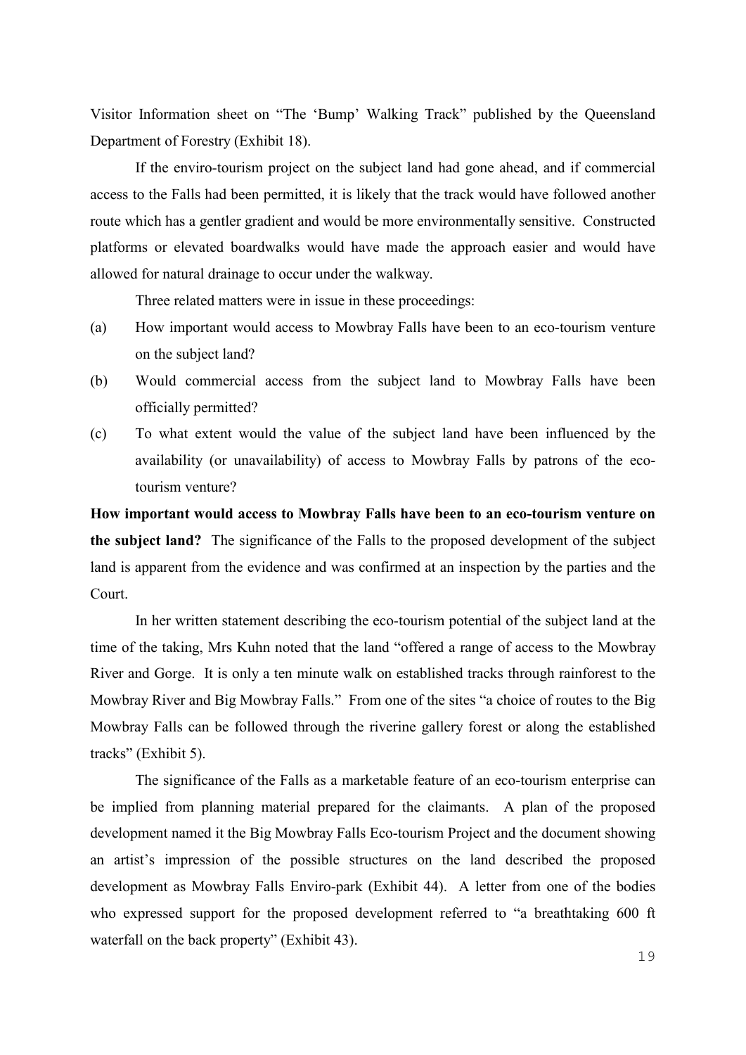Visitor Information sheet on "The 'Bump' Walking Track" published by the Queensland Department of Forestry (Exhibit 18).

If the enviro-tourism project on the subject land had gone ahead, and if commercial access to the Falls had been permitted, it is likely that the track would have followed another route which has a gentler gradient and would be more environmentally sensitive. Constructed platforms or elevated boardwalks would have made the approach easier and would have allowed for natural drainage to occur under the walkway.

Three related matters were in issue in these proceedings:

(a) How important would access to Mowbray Falls have been to an eco-tourism venture on the subject land?

(b) Would commercial access from the subject land to Mowbray Falls have been officially permitted?

(c) To what extent would the value of the subject land have been influenced by the availability (or unavailability) of access to Mowbray Falls by patrons of the eco-tourism venture?

**How important would access to Mowbray Falls have been to an eco-tourism venture on the subject land?** The significance of the Falls to the proposed development of the subject land is apparent from the evidence and was confirmed at an inspection by the parties and the Court.

In her written statement describing the eco-tourism potential of the subject land at the time of the taking, Mrs Kuhn noted that the land "offered a range of access to the Mowbray River and Gorge. It is only a ten minute walk on established tracks through rainforest to the Mowbray River and Big Mowbray Falls." From one of the sites "a choice of routes to the Big Mowbray Falls can be followed through the riverine gallery forest or along the established tracks" (Exhibit 5).

The significance of the Falls as a marketable feature of an eco-tourism enterprise can be implied from planning material prepared for the claimants. A plan of the proposed development named it the Big Mowbray Falls Eco-tourism Project and the document showing an artist's impression of the possible structures on the land described the proposed development as Mowbray Falls Enviro-park (Exhibit 44). A letter from one of the bodies who expressed support for the proposed development referred to "a breathtaking 600 ft waterfall on the back property" (Exhibit 43).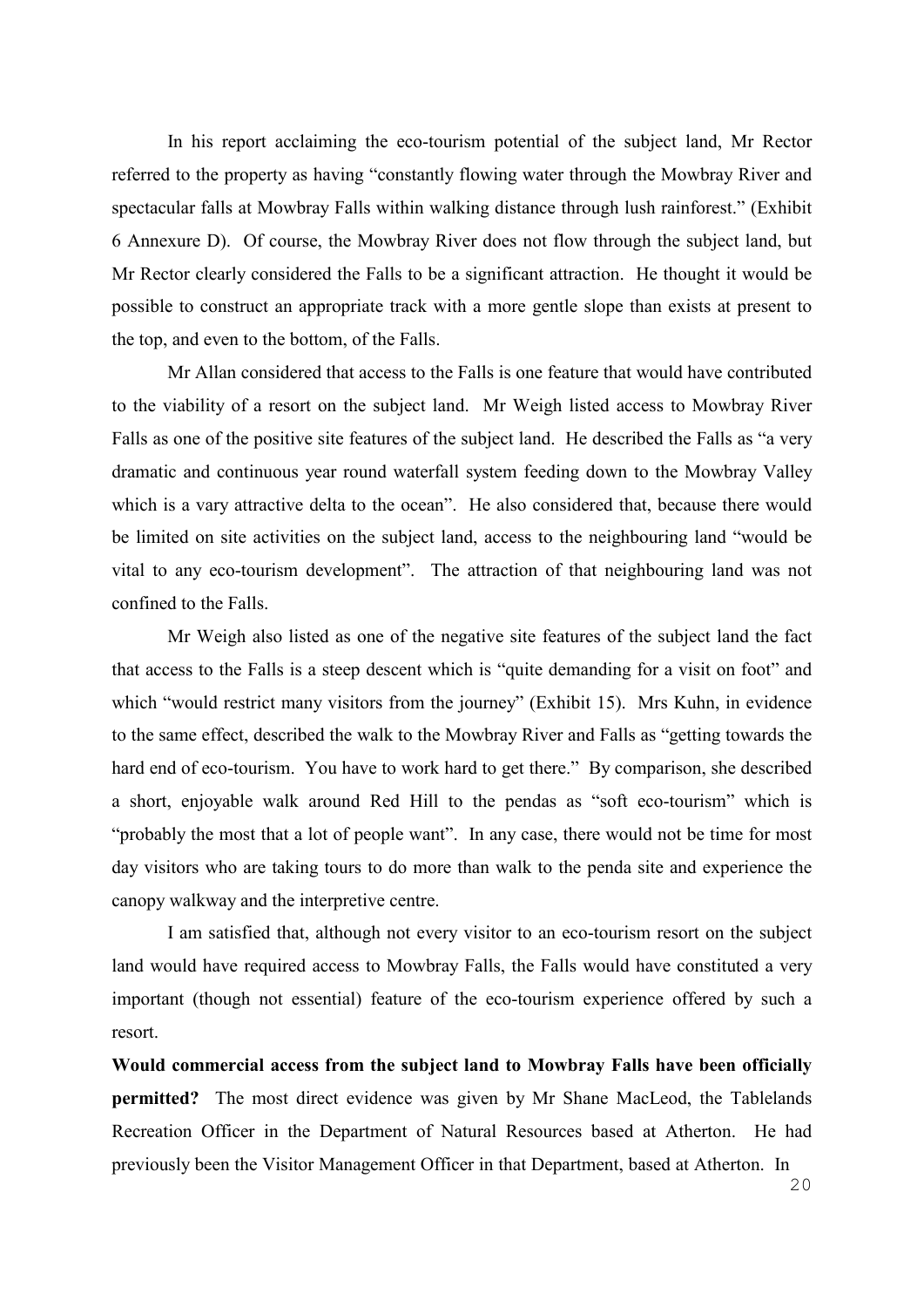In his report acclaiming the eco-tourism potential of the subject land, Mr Rector referred to the property as having "constantly flowing water through the Mowbray River and spectacular falls at Mowbray Falls within walking distance through lush rainforest." (Exhibit 6 Annexure D). Of course, the Mowbray River does not flow through the subject land, but Mr Rector clearly considered the Falls to be a significant attraction. He thought it would be possible to construct an appropriate track with a more gentle slope than exists at present to the top, and even to the bottom, of the Falls.

Mr Allan considered that access to the Falls is one feature that would have contributed to the viability of a resort on the subject land. Mr Weigh listed access to Mowbray River Falls as one of the positive site features of the subject land. He described the Falls as "a very dramatic and continuous year round waterfall system feeding down to the Mowbray Valley which is a vary attractive delta to the ocean". He also considered that, because there would be limited on site activities on the subject land, access to the neighbouring land "would be vital to any eco-tourism development". The attraction of that neighbouring land was not confined to the Falls.

Mr Weigh also listed as one of the negative site features of the subject land the fact that access to the Falls is a steep descent which is "quite demanding for a visit on foot" and which "would restrict many visitors from the journey" (Exhibit 15). Mrs Kuhn, in evidence to the same effect, described the walk to the Mowbray River and Falls as "getting towards the hard end of eco-tourism. You have to work hard to get there." By comparison, she described a short, enjoyable walk around Red Hill to the pendas as "soft eco-tourism" which is "probably the most that a lot of people want". In any case, there would not be time for most day visitors who are taking tours to do more than walk to the penda site and experience the canopy walkway and the interpretive centre.

I am satisfied that, although not every visitor to an eco-tourism resort on the subject land would have required access to Mowbray Falls, the Falls would have constituted a very important (though not essential) feature of the eco-tourism experience offered by such a resort.

**Would commercial access from the subject land to Mowbray Falls have been officially permitted?** The most direct evidence was given by Mr Shane MacLeod, the Tablelands Recreation Officer in the Department of Natural Resources based at Atherton. He had previously been the Visitor Management Officer in that Department, based at Atherton. In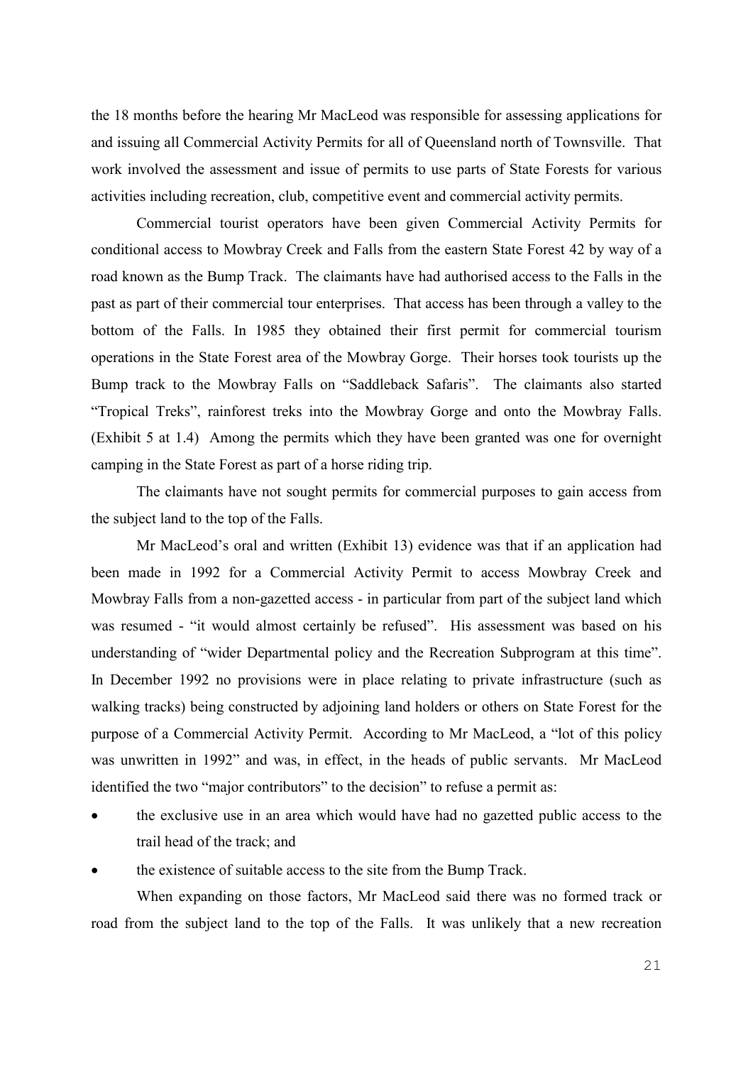the 18 months before the hearing Mr MacLeod was responsible for assessing applications for and issuing all Commercial Activity Permits for all of Queensland north of Townsville. That work involved the assessment and issue of permits to use parts of State Forests for various activities including recreation, club, competitive event and commercial activity permits.

Commercial tourist operators have been given Commercial Activity Permits for conditional access to Mowbray Creek and Falls from the eastern State Forest 42 by way of a road known as the Bump Track. The claimants have had authorised access to the Falls in the past as part of their commercial tour enterprises. That access has been through a valley to the bottom of the Falls. In 1985 they obtained their first permit for commercial tourism operations in the State Forest area of the Mowbray Gorge. Their horses took tourists up the Bump track to the Mowbray Falls on "Saddleback Safaris". The claimants also started "Tropical Treks", rainforest treks into the Mowbray Gorge and onto the Mowbray Falls. (Exhibit 5 at 1.4) Among the permits which they have been granted was one for overnight camping in the State Forest as part of a horse riding trip.

The claimants have not sought permits for commercial purposes to gain access from the subject land to the top of the Falls.

Mr MacLeod's oral and written (Exhibit 13) evidence was that if an application had been made in 1992 for a Commercial Activity Permit to access Mowbray Creek and Mowbray Falls from a non-gazetted access - in particular from part of the subject land which was resumed - "it would almost certainly be refused". His assessment was based on his understanding of "wider Departmental policy and the Recreation Subprogram at this time". In December 1992 no provisions were in place relating to private infrastructure (such as walking tracks) being constructed by adjoining land holders or others on State Forest for the purpose of a Commercial Activity Permit. According to Mr MacLeod, a "lot of this policy was unwritten in 1992" and was, in effect, in the heads of public servants. Mr MacLeod identified the two "major contributors" to the decision" to refuse a permit as:

- the exclusive use in an area which would have had no gazetted public access to the trail head of the track; and
- the existence of suitable access to the site from the Bump Track.

When expanding on those factors, Mr MacLeod said there was no formed track or road from the subject land to the top of the Falls. It was unlikely that a new recreation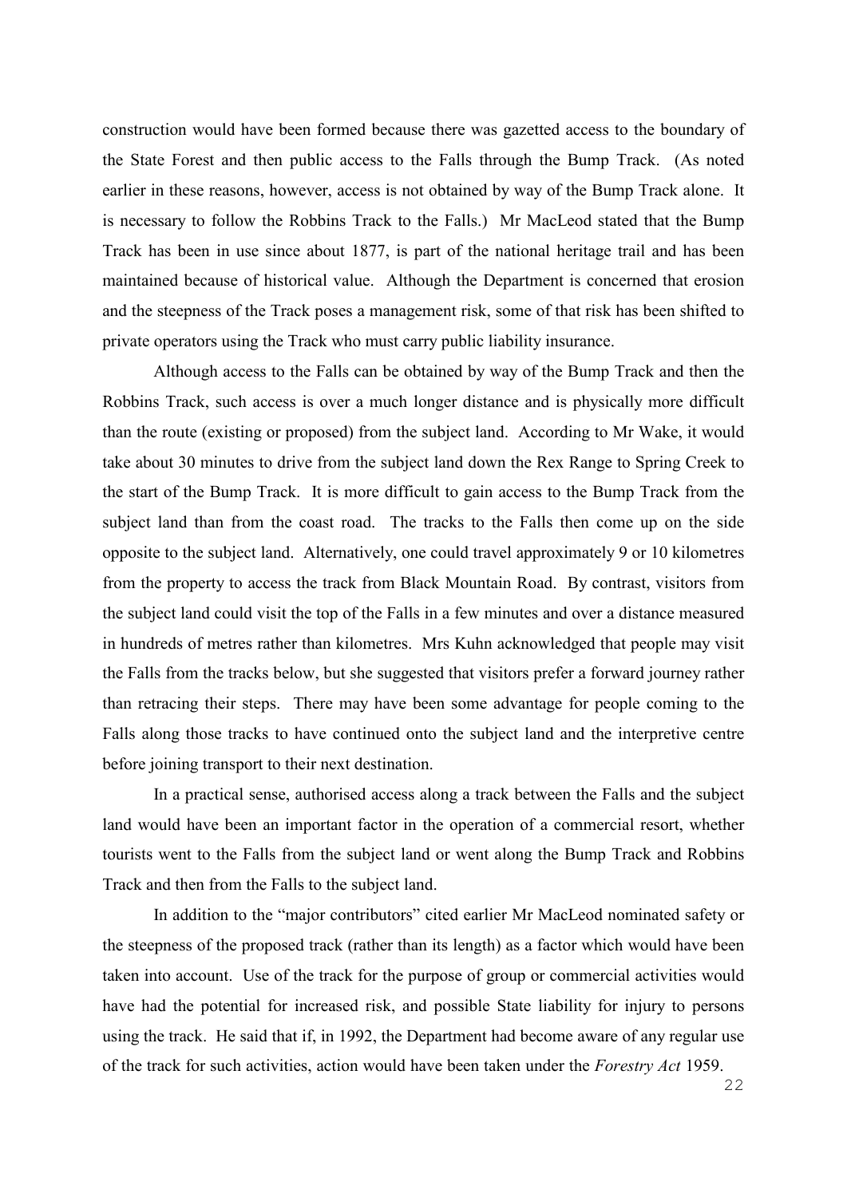construction would have been formed because there was gazetted access to the boundary of the State Forest and then public access to the Falls through the Bump Track. (As noted earlier in these reasons, however, access is not obtained by way of the Bump Track alone. It is necessary to follow the Robbins Track to the Falls.) Mr MacLeod stated that the Bump Track has been in use since about 1877, is part of the national heritage trail and has been maintained because of historical value. Although the Department is concerned that erosion and the steepness of the Track poses a management risk, some of that risk has been shifted to private operators using the Track who must carry public liability insurance.

Although access to the Falls can be obtained by way of the Bump Track and then the Robbins Track, such access is over a much longer distance and is physically more difficult than the route (existing or proposed) from the subject land. According to Mr Wake, it would take about 30 minutes to drive from the subject land down the Rex Range to Spring Creek to the start of the Bump Track. It is more difficult to gain access to the Bump Track from the subject land than from the coast road. The tracks to the Falls then come up on the side opposite to the subject land. Alternatively, one could travel approximately 9 or 10 kilometres from the property to access the track from Black Mountain Road. By contrast, visitors from the subject land could visit the top of the Falls in a few minutes and over a distance measured in hundreds of metres rather than kilometres. Mrs Kuhn acknowledged that people may visit the Falls from the tracks below, but she suggested that visitors prefer a forward journey rather than retracing their steps. There may have been some advantage for people coming to the Falls along those tracks to have continued onto the subject land and the interpretive centre before joining transport to their next destination.

In a practical sense, authorised access along a track between the Falls and the subject land would have been an important factor in the operation of a commercial resort, whether tourists went to the Falls from the subject land or went along the Bump Track and Robbins Track and then from the Falls to the subject land.

In addition to the "major contributors" cited earlier Mr MacLeod nominated safety or the steepness of the proposed track (rather than its length) as a factor which would have been taken into account. Use of the track for the purpose of group or commercial activities would have had the potential for increased risk, and possible State liability for injury to persons using the track. He said that if, in 1992, the Department had become aware of any regular use of the track for such activities, action would have been taken under the *Forestry Act* 1959.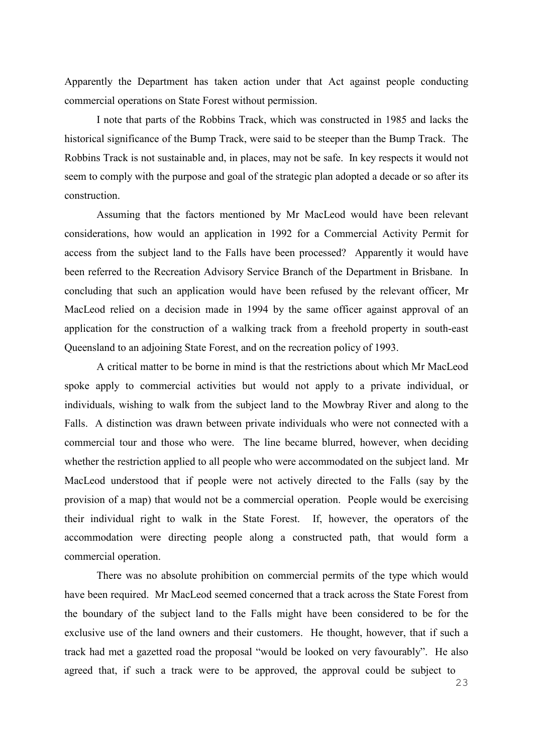Apparently the Department has taken action under that Act against people conducting commercial operations on State Forest without permission.

I note that parts of the Robbins Track, which was constructed in 1985 and lacks the historical significance of the Bump Track, were said to be steeper than the Bump Track. The Robbins Track is not sustainable and, in places, may not be safe. In key respects it would not seem to comply with the purpose and goal of the strategic plan adopted a decade or so after its construction.

Assuming that the factors mentioned by Mr MacLeod would have been relevant considerations, how would an application in 1992 for a Commercial Activity Permit for access from the subject land to the Falls have been processed? Apparently it would have been referred to the Recreation Advisory Service Branch of the Department in Brisbane. In concluding that such an application would have been refused by the relevant officer, Mr MacLeod relied on a decision made in 1994 by the same officer against approval of an application for the construction of a walking track from a freehold property in south-east Queensland to an adjoining State Forest, and on the recreation policy of 1993.

A critical matter to be borne in mind is that the restrictions about which Mr MacLeod spoke apply to commercial activities but would not apply to a private individual, or individuals, wishing to walk from the subject land to the Mowbray River and along to the Falls. A distinction was drawn between private individuals who were not connected with a commercial tour and those who were. The line became blurred, however, when deciding whether the restriction applied to all people who were accommodated on the subject land. Mr MacLeod understood that if people were not actively directed to the Falls (say by the provision of a map) that would not be a commercial operation. People would be exercising their individual right to walk in the State Forest. If, however, the operators of the accommodation were directing people along a constructed path, that would form a commercial operation.

There was no absolute prohibition on commercial permits of the type which would have been required. Mr MacLeod seemed concerned that a track across the State Forest from the boundary of the subject land to the Falls might have been considered to be for the exclusive use of the land owners and their customers. He thought, however, that if such a track had met a gazetted road the proposal "would be looked on very favourably". He also agreed that, if such a track were to be approved, the approval could be subject to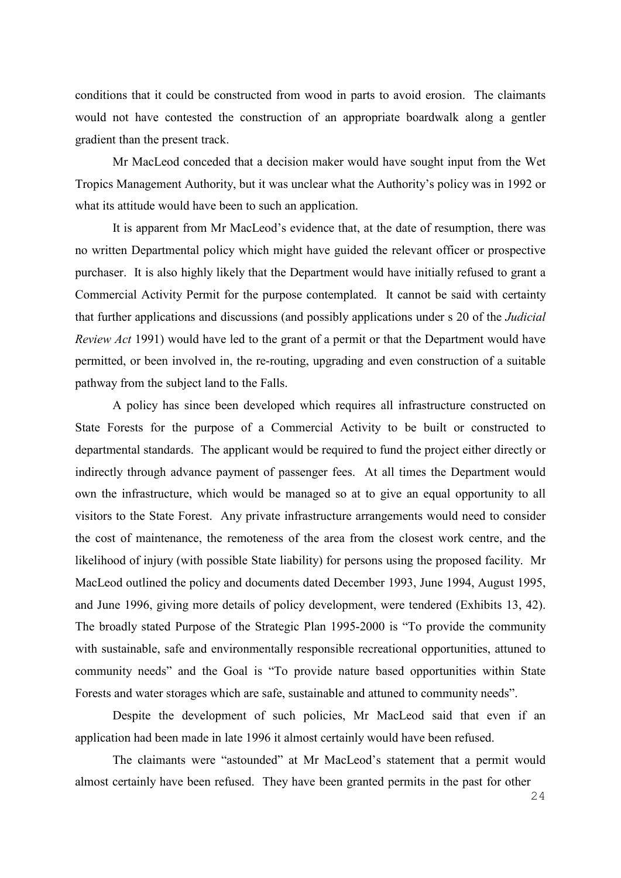conditions that it could be constructed from wood in parts to avoid erosion. The claimants would not have contested the construction of an appropriate boardwalk along a gentler gradient than the present track.

Mr MacLeod conceded that a decision maker would have sought input from the Wet Tropics Management Authority, but it was unclear what the Authority's policy was in 1992 or what its attitude would have been to such an application.

It is apparent from Mr MacLeod's evidence that, at the date of resumption, there was no written Departmental policy which might have guided the relevant officer or prospective purchaser. It is also highly likely that the Department would have initially refused to grant a Commercial Activity Permit for the purpose contemplated. It cannot be said with certainty that further applications and discussions (and possibly applications under s 20 of the *Judicial Review Act* 1991) would have led to the grant of a permit or that the Department would have permitted, or been involved in, the re-routing, upgrading and even construction of a suitable pathway from the subject land to the Falls.

A policy has since been developed which requires all infrastructure constructed on State Forests for the purpose of a Commercial Activity to be built or constructed to departmental standards. The applicant would be required to fund the project either directly or indirectly through advance payment of passenger fees. At all times the Department would own the infrastructure, which would be managed so at to give an equal opportunity to all visitors to the State Forest. Any private infrastructure arrangements would need to consider the cost of maintenance, the remoteness of the area from the closest work centre, and the likelihood of injury (with possible State liability) for persons using the proposed facility. Mr MacLeod outlined the policy and documents dated December 1993, June 1994, August 1995, and June 1996, giving more details of policy development, were tendered (Exhibits 13, 42). The broadly stated Purpose of the Strategic Plan 1995-2000 is "To provide the community with sustainable, safe and environmentally responsible recreational opportunities, attuned to community needs" and the Goal is "To provide nature based opportunities within State Forests and water storages which are safe, sustainable and attuned to community needs".

Despite the development of such policies, Mr MacLeod said that even if an application had been made in late 1996 it almost certainly would have been refused.

The claimants were "astounded" at Mr MacLeod's statement that a permit would almost certainly have been refused. They have been granted permits in the past for other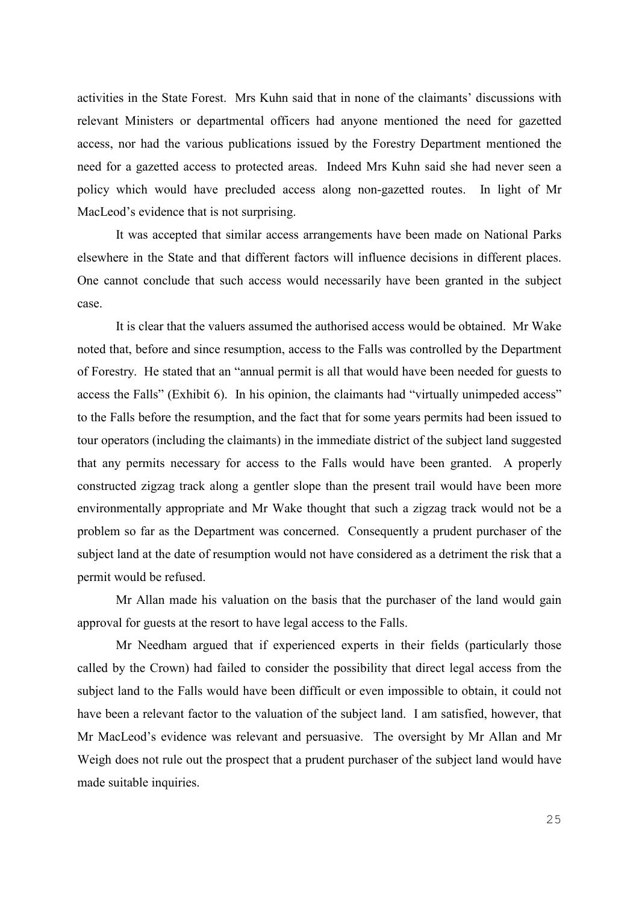activities in the State Forest. Mrs Kuhn said that in none of the claimants' discussions with relevant Ministers or departmental officers had anyone mentioned the need for gazetted access, nor had the various publications issued by the Forestry Department mentioned the need for a gazetted access to protected areas. Indeed Mrs Kuhn said she had never seen a policy which would have precluded access along non-gazetted routes. In light of Mr MacLeod's evidence that is not surprising.

It was accepted that similar access arrangements have been made on National Parks elsewhere in the State and that different factors will influence decisions in different places. One cannot conclude that such access would necessarily have been granted in the subject case.

It is clear that the valuers assumed the authorised access would be obtained. Mr Wake noted that, before and since resumption, access to the Falls was controlled by the Department of Forestry. He stated that an "annual permit is all that would have been needed for guests to access the Falls" (Exhibit 6). In his opinion, the claimants had "virtually unimpeded access" to the Falls before the resumption, and the fact that for some years permits had been issued to tour operators (including the claimants) in the immediate district of the subject land suggested that any permits necessary for access to the Falls would have been granted. A properly constructed zigzag track along a gentler slope than the present trail would have been more environmentally appropriate and Mr Wake thought that such a zigzag track would not be a problem so far as the Department was concerned. Consequently a prudent purchaser of the subject land at the date of resumption would not have considered as a detriment the risk that a permit would be refused.

Mr Allan made his valuation on the basis that the purchaser of the land would gain approval for guests at the resort to have legal access to the Falls.

Mr Needham argued that if experienced experts in their fields (particularly those called by the Crown) had failed to consider the possibility that direct legal access from the subject land to the Falls would have been difficult or even impossible to obtain, it could not have been a relevant factor to the valuation of the subject land. I am satisfied, however, that Mr MacLeod's evidence was relevant and persuasive. The oversight by Mr Allan and Mr Weigh does not rule out the prospect that a prudent purchaser of the subject land would have made suitable inquiries.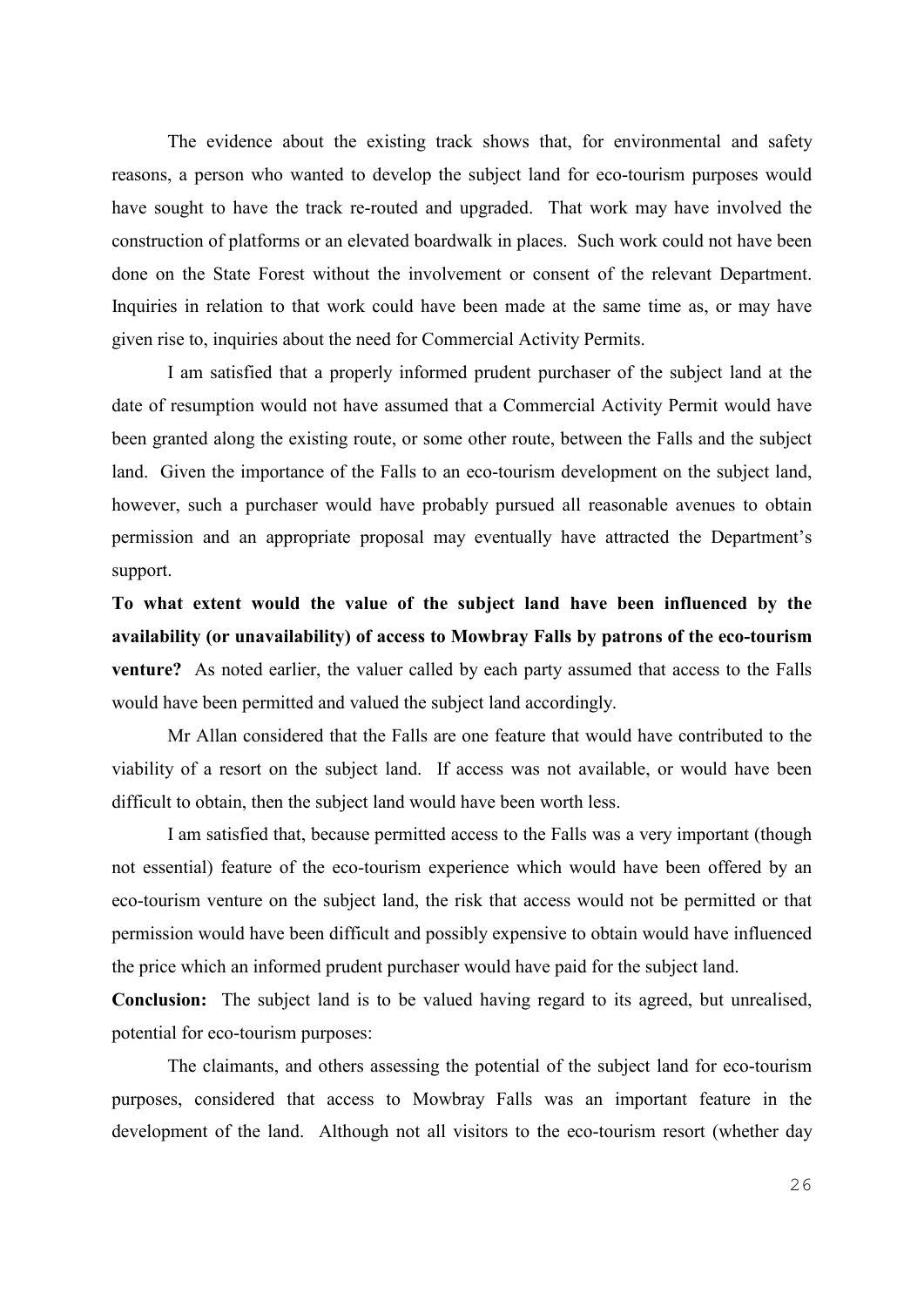The evidence about the existing track shows that, for environmental and safety reasons, a person who wanted to develop the subject land for eco-tourism purposes would have sought to have the track re-routed and upgraded. That work may have involved the construction of platforms or an elevated boardwalk in places. Such work could not have been done on the State Forest without the involvement or consent of the relevant Department. Inquiries in relation to that work could have been made at the same time as, or may have given rise to, inquiries about the need for Commercial Activity Permits.

I am satisfied that a properly informed prudent purchaser of the subject land at the date of resumption would not have assumed that a Commercial Activity Permit would have been granted along the existing route, or some other route, between the Falls and the subject land. Given the importance of the Falls to an eco-tourism development on the subject land, however, such a purchaser would have probably pursued all reasonable avenues to obtain permission and an appropriate proposal may eventually have attracted the Department's support.

**To what extent would the value of the subject land have been influenced by the availability (or unavailability) of access to Mowbray Falls by patrons of the eco-tourism venture?** As noted earlier, the valuer called by each party assumed that access to the Falls would have been permitted and valued the subject land accordingly.

Mr Allan considered that the Falls are one feature that would have contributed to the viability of a resort on the subject land. If access was not available, or would have been difficult to obtain, then the subject land would have been worth less.

I am satisfied that, because permitted access to the Falls was a very important (though not essential) feature of the eco-tourism experience which would have been offered by an eco-tourism venture on the subject land, the risk that access would not be permitted or that permission would have been difficult and possibly expensive to obtain would have influenced the price which an informed prudent purchaser would have paid for the subject land.

**Conclusion:** The subject land is to be valued having regard to its agreed, but unrealised, potential for eco-tourism purposes:

The claimants, and others assessing the potential of the subject land for eco-tourism purposes, considered that access to Mowbray Falls was an important feature in the development of the land. Although not all visitors to the eco-tourism resort (whether day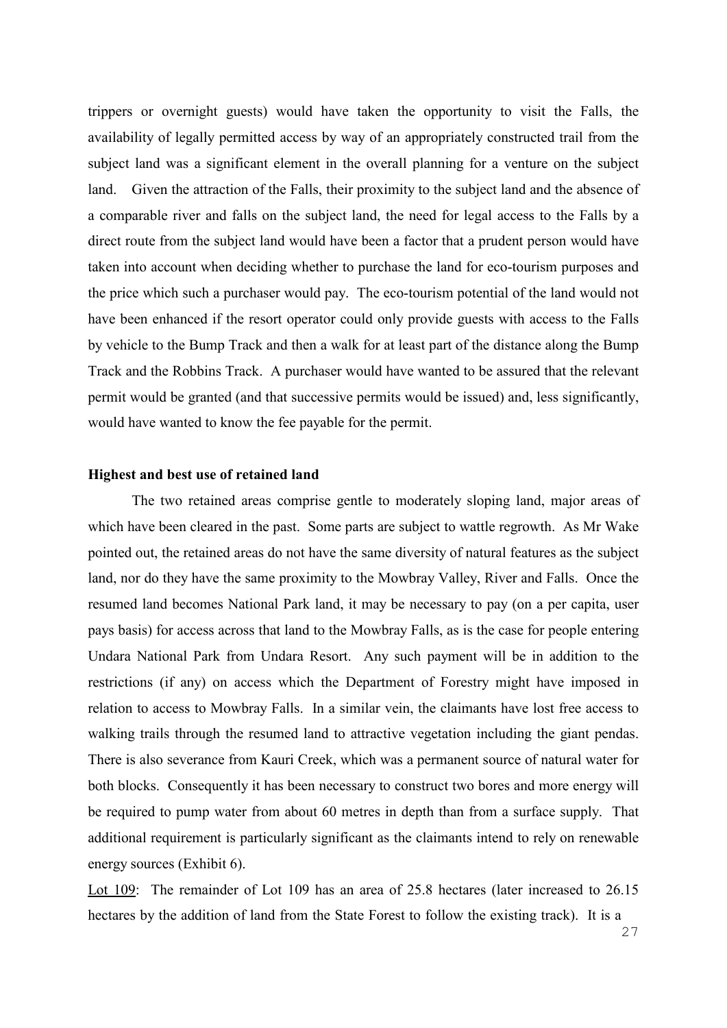trippers or overnight guests) would have taken the opportunity to visit the Falls, the availability of legally permitted access by way of an appropriately constructed trail from the subject land was a significant element in the overall planning for a venture on the subject land. Given the attraction of the Falls, their proximity to the subject land and the absence of a comparable river and falls on the subject land, the need for legal access to the Falls by a direct route from the subject land would have been a factor that a prudent person would have taken into account when deciding whether to purchase the land for eco-tourism purposes and the price which such a purchaser would pay. The eco-tourism potential of the land would not have been enhanced if the resort operator could only provide guests with access to the Falls by vehicle to the Bump Track and then a walk for at least part of the distance along the Bump Track and the Robbins Track. A purchaser would have wanted to be assured that the relevant permit would be granted (and that successive permits would be issued) and, less significantly, would have wanted to know the fee payable for the permit.

**Highest and best use of retained land**

The two retained areas comprise gentle to moderately sloping land, major areas of which have been cleared in the past. Some parts are subject to wattle regrowth. As Mr Wake pointed out, the retained areas do not have the same diversity of natural features as the subject land, nor do they have the same proximity to the Mowbray Valley, River and Falls. Once the resumed land becomes National Park land, it may be necessary to pay (on a per capita, user pays basis) for access across that land to the Mowbray Falls, as is the case for people entering Undara National Park from Undara Resort. Any such payment will be in addition to the restrictions (if any) on access which the Department of Forestry might have imposed in relation to access to Mowbray Falls. In a similar vein, the claimants have lost free access to walking trails through the resumed land to attractive vegetation including the giant pendas. There is also severance from Kauri Creek, which was a permanent source of natural water for both blocks. Consequently it has been necessary to construct two bores and more energy will be required to pump water from about 60 metres in depth than from a surface supply. That additional requirement is particularly significant as the claimants intend to rely on renewable energy sources (Exhibit 6).

Lot 109: The remainder of Lot 109 has an area of 25.8 hectares (later increased to 26.15 hectares by the addition of land from the State Forest to follow the existing track). It is a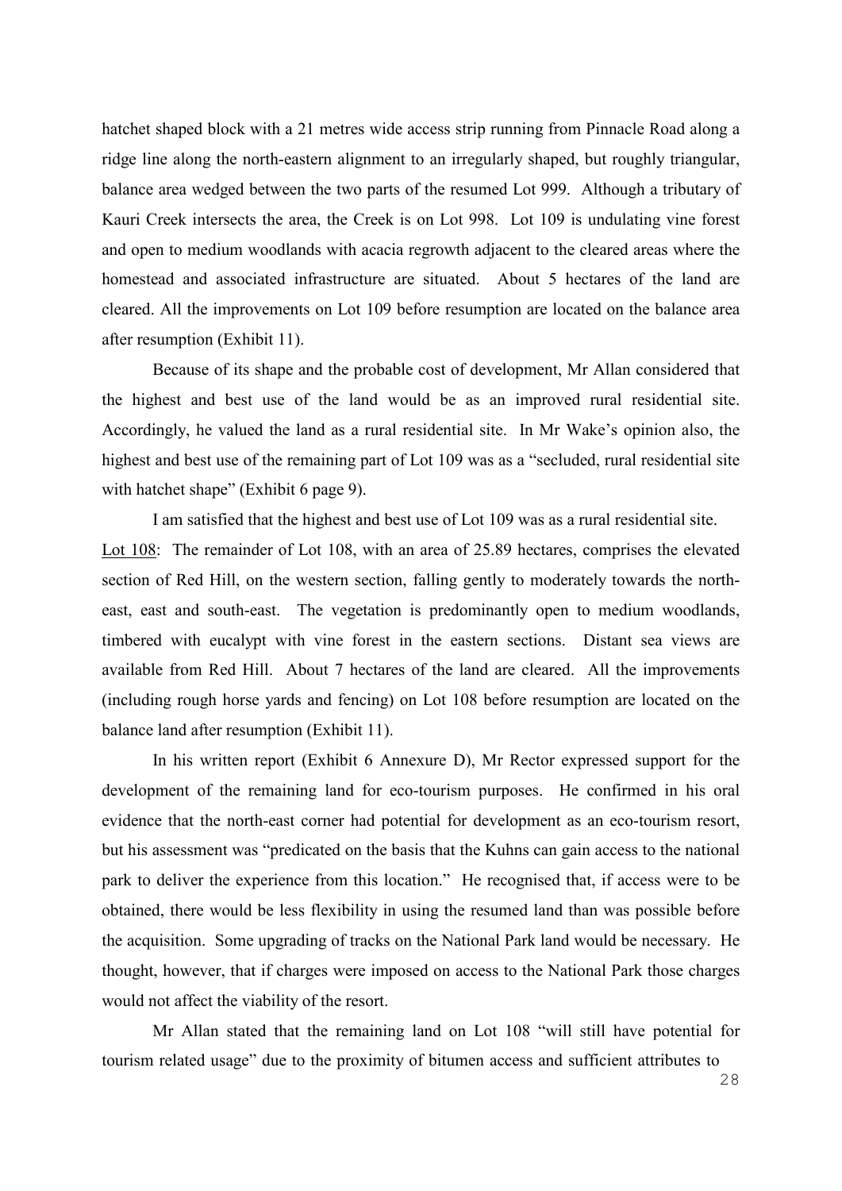hatchet shaped block with a 21 metres wide access strip running from Pinnacle Road along a ridge line along the north-eastern alignment to an irregularly shaped, but roughly triangular, balance area wedged between the two parts of the resumed Lot 999. Although a tributary of Kauri Creek intersects the area, the Creek is on Lot 998. Lot 109 is undulating vine forest and open to medium woodlands with acacia regrowth adjacent to the cleared areas where the homestead and associated infrastructure are situated. About 5 hectares of the land are cleared. All the improvements on Lot 109 before resumption are located on the balance area after resumption (Exhibit 11).

Because of its shape and the probable cost of development, Mr Allan considered that the highest and best use of the land would be as an improved rural residential site. Accordingly, he valued the land as a rural residential site. In Mr Wake's opinion also, the highest and best use of the remaining part of Lot 109 was as a "secluded, rural residential site with hatchet shape" (Exhibit 6 page 9).

I am satisfied that the highest and best use of Lot 109 was as a rural residential site.

Lot 108: The remainder of Lot 108, with an area of 25.89 hectares, comprises the elevated section of Red Hill, on the western section, falling gently to moderately towards the north-east, east and south-east. The vegetation is predominantly open to medium woodlands, timbered with eucalypt with vine forest in the eastern sections. Distant sea views are available from Red Hill. About 7 hectares of the land are cleared. All the improvements (including rough horse yards and fencing) on Lot 108 before resumption are located on the balance land after resumption (Exhibit 11).

In his written report (Exhibit 6 Annexure D), Mr Rector expressed support for the development of the remaining land for eco-tourism purposes. He confirmed in his oral evidence that the north-east corner had potential for development as an eco-tourism resort, but his assessment was "predicated on the basis that the Kuhns can gain access to the national park to deliver the experience from this location." He recognised that, if access were to be obtained, there would be less flexibility in using the resumed land than was possible before the acquisition. Some upgrading of tracks on the National Park land would be necessary. He thought, however, that if charges were imposed on access to the National Park those charges would not affect the viability of the resort.

Mr Allan stated that the remaining land on Lot 108 "will still have potential for tourism related usage" due to the proximity of bitumen access and sufficient attributes to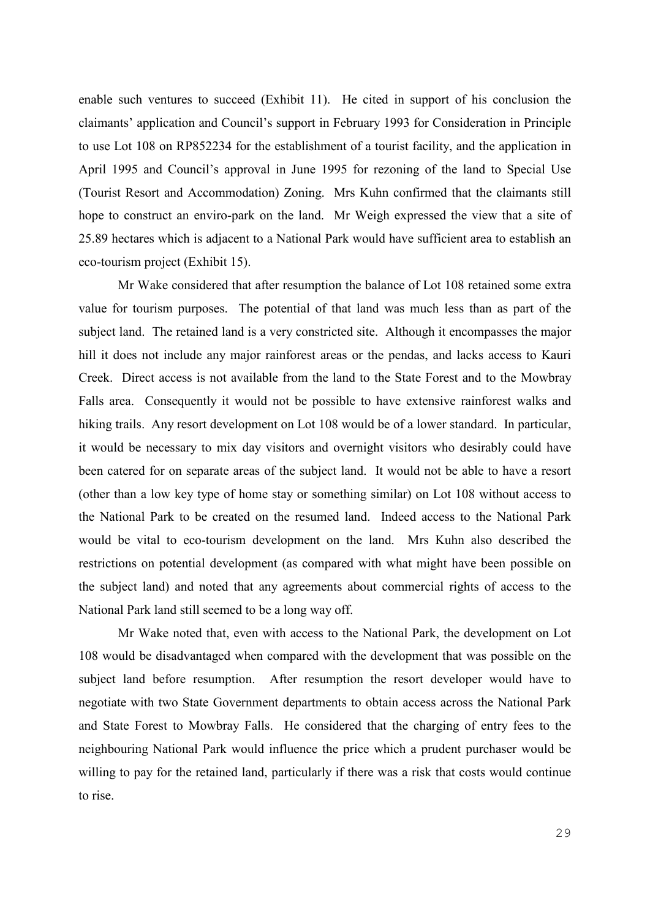enable such ventures to succeed (Exhibit 11). He cited in support of his conclusion the claimants' application and Council's support in February 1993 for Consideration in Principle to use Lot 108 on RP852234 for the establishment of a tourist facility, and the application in April 1995 and Council's approval in June 1995 for rezoning of the land to Special Use (Tourist Resort and Accommodation) Zoning. Mrs Kuhn confirmed that the claimants still hope to construct an enviro-park on the land. Mr Weigh expressed the view that a site of 25.89 hectares which is adjacent to a National Park would have sufficient area to establish an eco-tourism project (Exhibit 15).

Mr Wake considered that after resumption the balance of Lot 108 retained some extra value for tourism purposes. The potential of that land was much less than as part of the subject land. The retained land is a very constricted site. Although it encompasses the major hill it does not include any major rainforest areas or the pendas, and lacks access to Kauri Creek. Direct access is not available from the land to the State Forest and to the Mowbray Falls area. Consequently it would not be possible to have extensive rainforest walks and hiking trails. Any resort development on Lot 108 would be of a lower standard. In particular, it would be necessary to mix day visitors and overnight visitors who desirably could have been catered for on separate areas of the subject land. It would not be able to have a resort (other than a low key type of home stay or something similar) on Lot 108 without access to the National Park to be created on the resumed land. Indeed access to the National Park would be vital to eco-tourism development on the land. Mrs Kuhn also described the restrictions on potential development (as compared with what might have been possible on the subject land) and noted that any agreements about commercial rights of access to the National Park land still seemed to be a long way off.

Mr Wake noted that, even with access to the National Park, the development on Lot 108 would be disadvantaged when compared with the development that was possible on the subject land before resumption. After resumption the resort developer would have to negotiate with two State Government departments to obtain access across the National Park and State Forest to Mowbray Falls. He considered that the charging of entry fees to the neighbouring National Park would influence the price which a prudent purchaser would be willing to pay for the retained land, particularly if there was a risk that costs would continue to rise.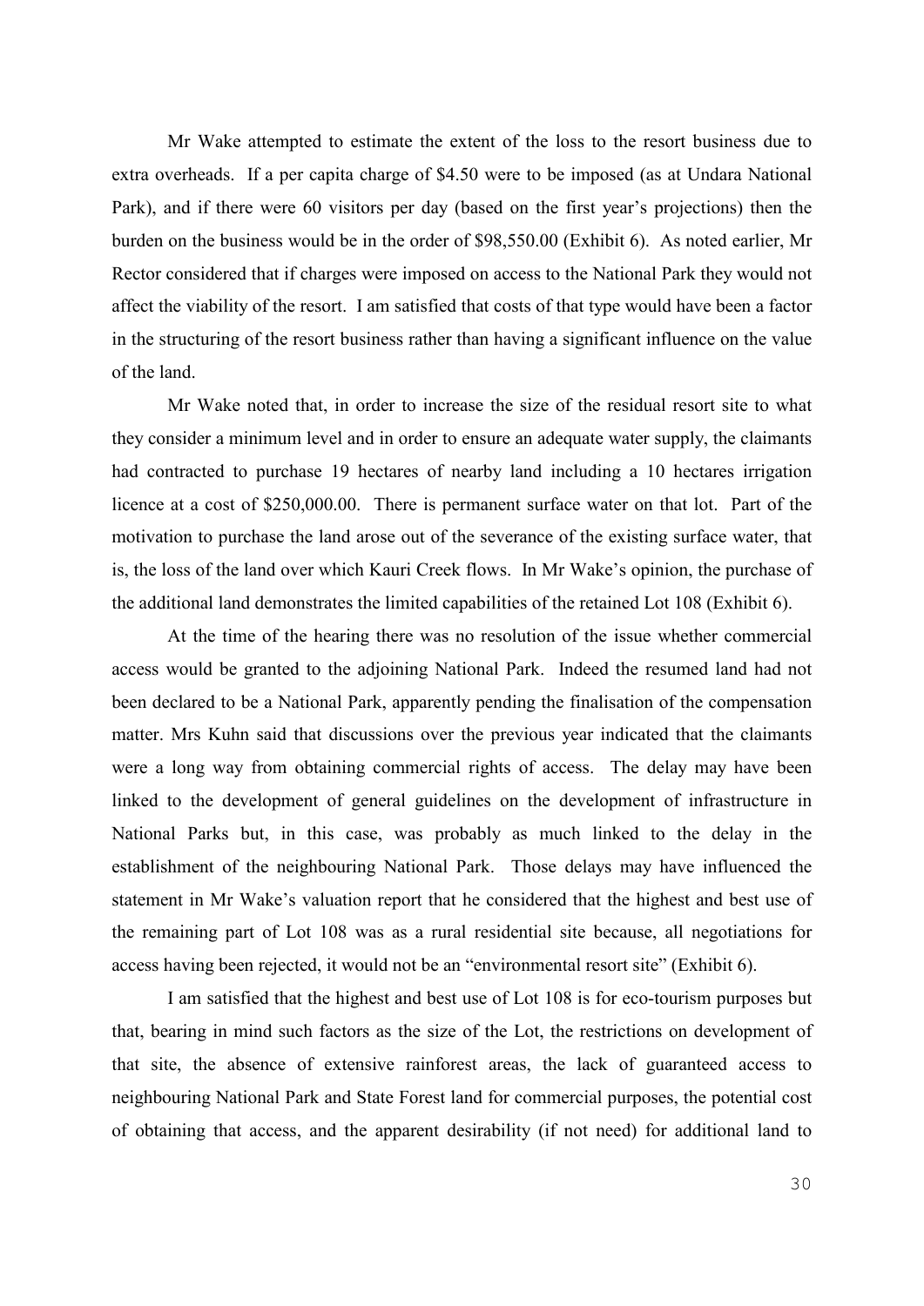Mr Wake attempted to estimate the extent of the loss to the resort business due to extra overheads. If a per capita charge of $4.50 were to be imposed (as at Undara National Park), and if there were 60 visitors per day (based on the first year's projections) then the burden on the business would be in the order of $98,550.00 (Exhibit 6). As noted earlier, Mr Rector considered that if charges were imposed on access to the National Park they would not affect the viability of the resort. I am satisfied that costs of that type would have been a factor in the structuring of the resort business rather than having a significant influence on the value of the land.

Mr Wake noted that, in order to increase the size of the residual resort site to what they consider a minimum level and in order to ensure an adequate water supply, the claimants had contracted to purchase 19 hectares of nearby land including a 10 hectares irrigation licence at a cost of $250,000.00. There is permanent surface water on that lot. Part of the motivation to purchase the land arose out of the severance of the existing surface water, that is, the loss of the land over which Kauri Creek flows. In Mr Wake's opinion, the purchase of the additional land demonstrates the limited capabilities of the retained Lot 108 (Exhibit 6).

At the time of the hearing there was no resolution of the issue whether commercial access would be granted to the adjoining National Park. Indeed the resumed land had not been declared to be a National Park, apparently pending the finalisation of the compensation matter. Mrs Kuhn said that discussions over the previous year indicated that the claimants were a long way from obtaining commercial rights of access. The delay may have been linked to the development of general guidelines on the development of infrastructure in National Parks but, in this case, was probably as much linked to the delay in the establishment of the neighbouring National Park. Those delays may have influenced the statement in Mr Wake's valuation report that he considered that the highest and best use of the remaining part of Lot 108 was as a rural residential site because, all negotiations for access having been rejected, it would not be an "environmental resort site" (Exhibit 6).

I am satisfied that the highest and best use of Lot 108 is for eco-tourism purposes but that, bearing in mind such factors as the size of the Lot, the restrictions on development of that site, the absence of extensive rainforest areas, the lack of guaranteed access to neighbouring National Park and State Forest land for commercial purposes, the potential cost of obtaining that access, and the apparent desirability (if not need) for additional land to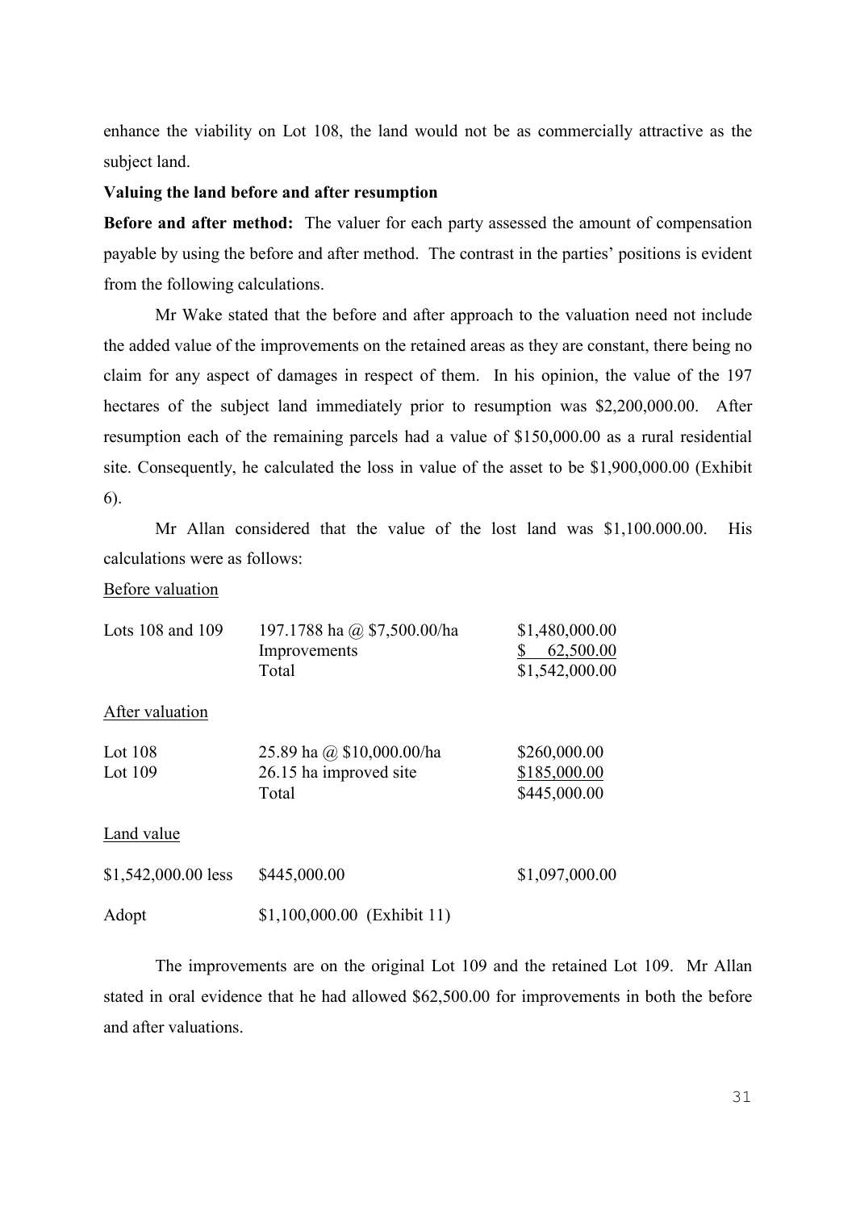enhance the viability on Lot 108, the land would not be as commercially attractive as the subject land.

**Valuing the land before and after resumption**

**Before and after method:** The valuer for each party assessed the amount of compensation payable by using the before and after method. The contrast in the parties' positions is evident from the following calculations.

Mr Wake stated that the before and after approach to the valuation need not include the added value of the improvements on the retained areas as they are constant, there being no claim for any aspect of damages in respect of them. In his opinion, the value of the 197 hectares of the subject land immediately prior to resumption was $2,200,000.00. After resumption each of the remaining parcels had a value of $150,000.00 as a rural residential site. Consequently, he calculated the loss in value of the asset to be $1,900,000.00 (Exhibit 6).

Mr Allan considered that the value of the lost land was $1,100.000.00. His calculations were as follows:

<u>Before valuation</u>

| | | |
|---|---|---|
| Lots 108 and 109 | 197.1788 ha @ $7,500.00/ha | $1,480,000.00 |
| | Improvements | $ 62,500.00 |
| | Total | $1,542,000.00 |

<u>After valuation</u>

| | | |
|---|---|---|
| Lot 108 | 25.89 ha @ $10,000.00/ha | $260,000.00 |
| Lot 109 | 26.15 ha improved site | $185,000.00 |
| | Total | $445,000.00 |

<u>Land value</u>

| | | |
|---|---|---|
| $1,542,000.00 less | $445,000.00 | $1,097,000.00 |
| Adopt | $1,100,000.00 (Exhibit 11) | |

The improvements are on the original Lot 109 and the retained Lot 109. Mr Allan stated in oral evidence that he had allowed $62,500.00 for improvements in both the before and after valuations.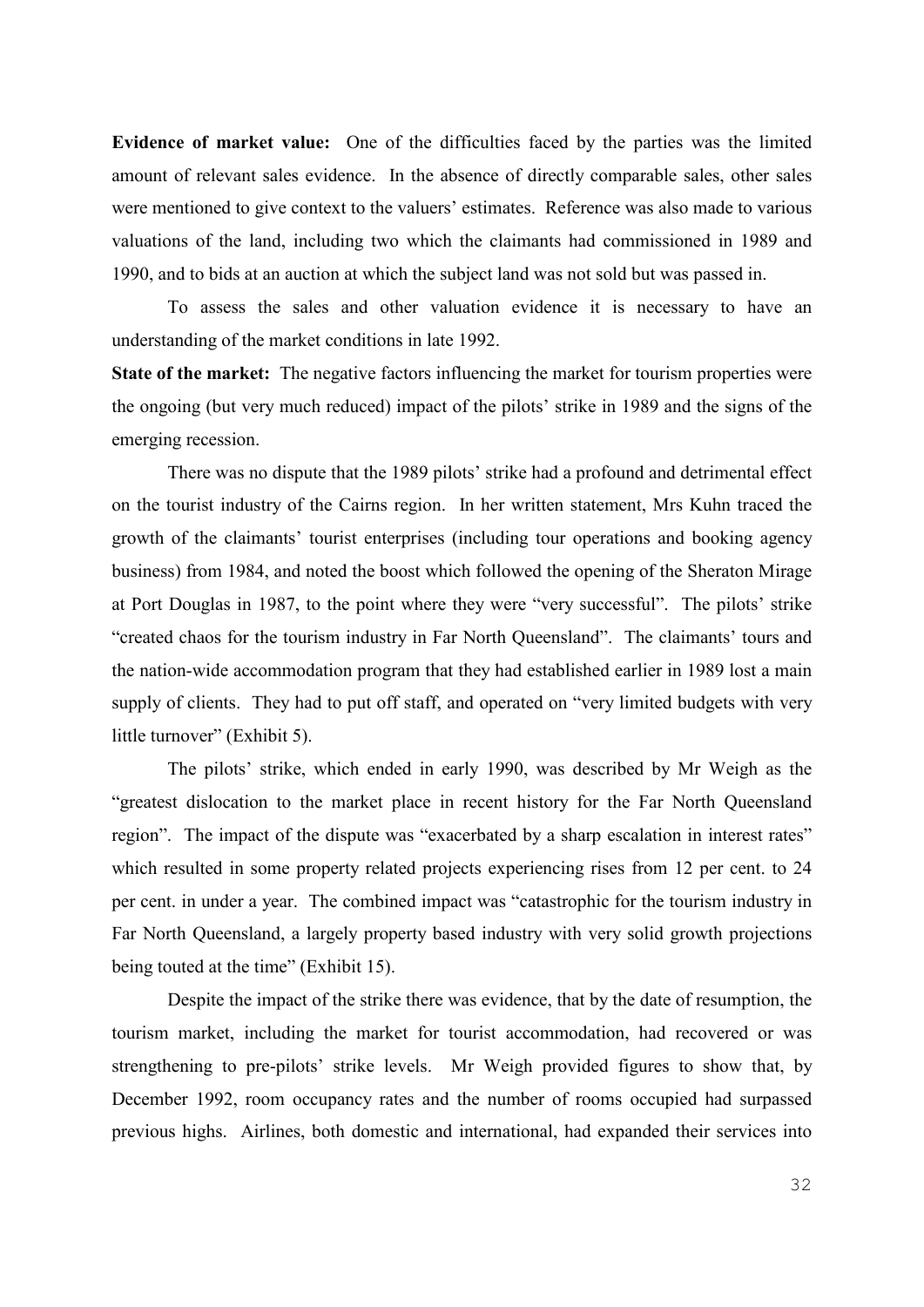**Evidence of market value:** One of the difficulties faced by the parties was the limited amount of relevant sales evidence. In the absence of directly comparable sales, other sales were mentioned to give context to the valuers' estimates. Reference was also made to various valuations of the land, including two which the claimants had commissioned in 1989 and 1990, and to bids at an auction at which the subject land was not sold but was passed in.

To assess the sales and other valuation evidence it is necessary to have an understanding of the market conditions in late 1992.

**State of the market:** The negative factors influencing the market for tourism properties were the ongoing (but very much reduced) impact of the pilots' strike in 1989 and the signs of the emerging recession.

There was no dispute that the 1989 pilots' strike had a profound and detrimental effect on the tourist industry of the Cairns region. In her written statement, Mrs Kuhn traced the growth of the claimants' tourist enterprises (including tour operations and booking agency business) from 1984, and noted the boost which followed the opening of the Sheraton Mirage at Port Douglas in 1987, to the point where they were "very successful". The pilots' strike "created chaos for the tourism industry in Far North Queensland". The claimants' tours and the nation-wide accommodation program that they had established earlier in 1989 lost a main supply of clients. They had to put off staff, and operated on "very limited budgets with very little turnover" (Exhibit 5).

The pilots' strike, which ended in early 1990, was described by Mr Weigh as the "greatest dislocation to the market place in recent history for the Far North Queensland region". The impact of the dispute was "exacerbated by a sharp escalation in interest rates" which resulted in some property related projects experiencing rises from 12 per cent. to 24 per cent. in under a year. The combined impact was "catastrophic for the tourism industry in Far North Queensland, a largely property based industry with very solid growth projections being touted at the time" (Exhibit 15).

Despite the impact of the strike there was evidence, that by the date of resumption, the tourism market, including the market for tourist accommodation, had recovered or was strengthening to pre-pilots' strike levels. Mr Weigh provided figures to show that, by December 1992, room occupancy rates and the number of rooms occupied had surpassed previous highs. Airlines, both domestic and international, had expanded their services into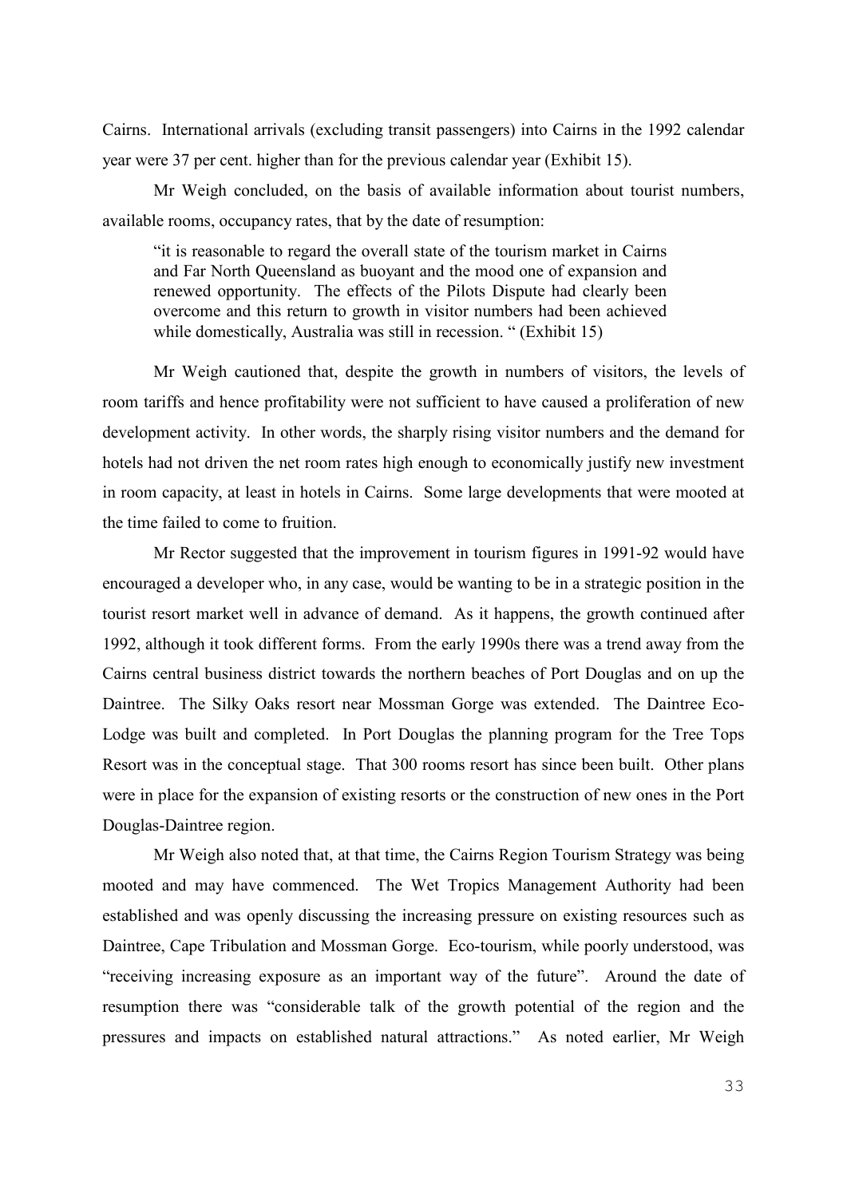Cairns. International arrivals (excluding transit passengers) into Cairns in the 1992 calendar year were 37 per cent. higher than for the previous calendar year (Exhibit 15).

Mr Weigh concluded, on the basis of available information about tourist numbers, available rooms, occupancy rates, that by the date of resumption:

> "it is reasonable to regard the overall state of the tourism market in Cairns and Far North Queensland as buoyant and the mood one of expansion and renewed opportunity. The effects of the Pilots Dispute had clearly been overcome and this return to growth in visitor numbers had been achieved while domestically, Australia was still in recession. " (Exhibit 15)

Mr Weigh cautioned that, despite the growth in numbers of visitors, the levels of room tariffs and hence profitability were not sufficient to have caused a proliferation of new development activity. In other words, the sharply rising visitor numbers and the demand for hotels had not driven the net room rates high enough to economically justify new investment in room capacity, at least in hotels in Cairns. Some large developments that were mooted at the time failed to come to fruition.

Mr Rector suggested that the improvement in tourism figures in 1991-92 would have encouraged a developer who, in any case, would be wanting to be in a strategic position in the tourist resort market well in advance of demand. As it happens, the growth continued after 1992, although it took different forms. From the early 1990s there was a trend away from the Cairns central business district towards the northern beaches of Port Douglas and on up the Daintree. The Silky Oaks resort near Mossman Gorge was extended. The Daintree Eco-Lodge was built and completed. In Port Douglas the planning program for the Tree Tops Resort was in the conceptual stage. That 300 rooms resort has since been built. Other plans were in place for the expansion of existing resorts or the construction of new ones in the Port Douglas-Daintree region.

Mr Weigh also noted that, at that time, the Cairns Region Tourism Strategy was being mooted and may have commenced. The Wet Tropics Management Authority had been established and was openly discussing the increasing pressure on existing resources such as Daintree, Cape Tribulation and Mossman Gorge. Eco-tourism, while poorly understood, was "receiving increasing exposure as an important way of the future". Around the date of resumption there was "considerable talk of the growth potential of the region and the pressures and impacts on established natural attractions." As noted earlier, Mr Weigh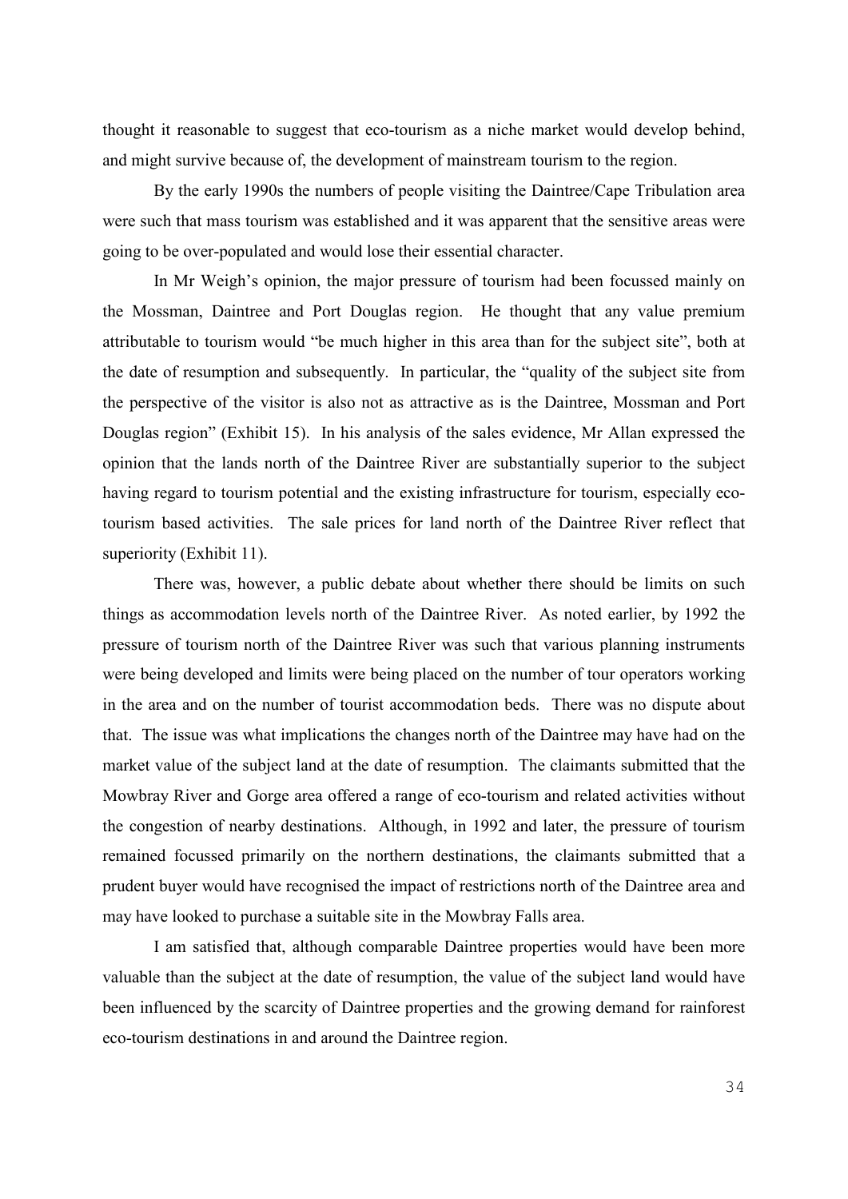thought it reasonable to suggest that eco-tourism as a niche market would develop behind, and might survive because of, the development of mainstream tourism to the region.

By the early 1990s the numbers of people visiting the Daintree/Cape Tribulation area were such that mass tourism was established and it was apparent that the sensitive areas were going to be over-populated and would lose their essential character.

In Mr Weigh's opinion, the major pressure of tourism had been focussed mainly on the Mossman, Daintree and Port Douglas region. He thought that any value premium attributable to tourism would "be much higher in this area than for the subject site", both at the date of resumption and subsequently. In particular, the "quality of the subject site from the perspective of the visitor is also not as attractive as is the Daintree, Mossman and Port Douglas region" (Exhibit 15). In his analysis of the sales evidence, Mr Allan expressed the opinion that the lands north of the Daintree River are substantially superior to the subject having regard to tourism potential and the existing infrastructure for tourism, especially eco-tourism based activities. The sale prices for land north of the Daintree River reflect that superiority (Exhibit 11).

There was, however, a public debate about whether there should be limits on such things as accommodation levels north of the Daintree River. As noted earlier, by 1992 the pressure of tourism north of the Daintree River was such that various planning instruments were being developed and limits were being placed on the number of tour operators working in the area and on the number of tourist accommodation beds. There was no dispute about that. The issue was what implications the changes north of the Daintree may have had on the market value of the subject land at the date of resumption. The claimants submitted that the Mowbray River and Gorge area offered a range of eco-tourism and related activities without the congestion of nearby destinations. Although, in 1992 and later, the pressure of tourism remained focussed primarily on the northern destinations, the claimants submitted that a prudent buyer would have recognised the impact of restrictions north of the Daintree area and may have looked to purchase a suitable site in the Mowbray Falls area.

I am satisfied that, although comparable Daintree properties would have been more valuable than the subject at the date of resumption, the value of the subject land would have been influenced by the scarcity of Daintree properties and the growing demand for rainforest eco-tourism destinations in and around the Daintree region.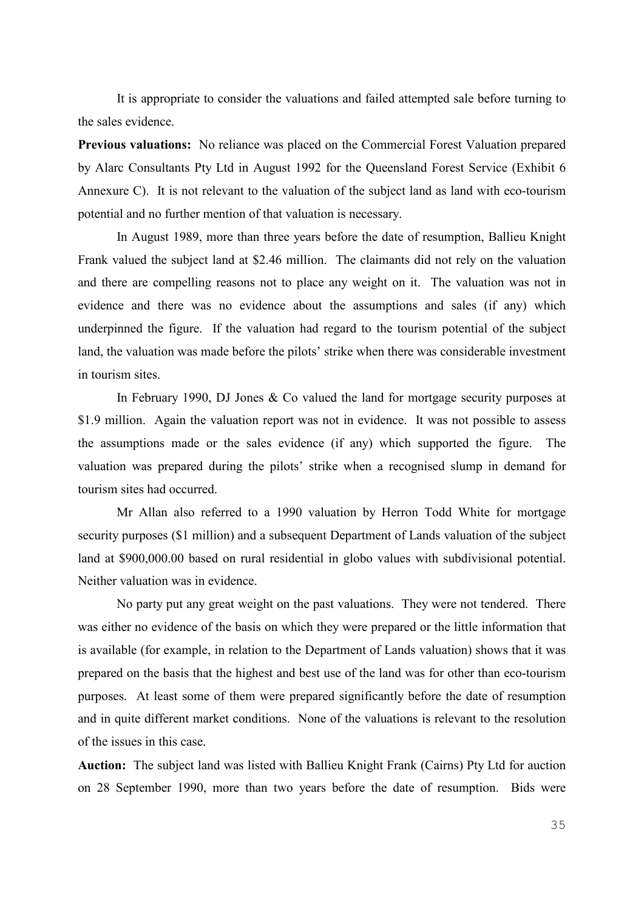It is appropriate to consider the valuations and failed attempted sale before turning to the sales evidence.

**Previous valuations:** No reliance was placed on the Commercial Forest Valuation prepared by Alarc Consultants Pty Ltd in August 1992 for the Queensland Forest Service (Exhibit 6 Annexure C). It is not relevant to the valuation of the subject land as land with eco-tourism potential and no further mention of that valuation is necessary.

In August 1989, more than three years before the date of resumption, Ballieu Knight Frank valued the subject land at $2.46 million. The claimants did not rely on the valuation and there are compelling reasons not to place any weight on it. The valuation was not in evidence and there was no evidence about the assumptions and sales (if any) which underpinned the figure. If the valuation had regard to the tourism potential of the subject land, the valuation was made before the pilots' strike when there was considerable investment in tourism sites.

In February 1990, DJ Jones & Co valued the land for mortgage security purposes at $1.9 million. Again the valuation report was not in evidence. It was not possible to assess the assumptions made or the sales evidence (if any) which supported the figure. The valuation was prepared during the pilots' strike when a recognised slump in demand for tourism sites had occurred.

Mr Allan also referred to a 1990 valuation by Herron Todd White for mortgage security purposes ($1 million) and a subsequent Department of Lands valuation of the subject land at $900,000.00 based on rural residential in globo values with subdivisional potential. Neither valuation was in evidence.

No party put any great weight on the past valuations. They were not tendered. There was either no evidence of the basis on which they were prepared or the little information that is available (for example, in relation to the Department of Lands valuation) shows that it was prepared on the basis that the highest and best use of the land was for other than eco-tourism purposes. At least some of them were prepared significantly before the date of resumption and in quite different market conditions. None of the valuations is relevant to the resolution of the issues in this case.

**Auction:** The subject land was listed with Ballieu Knight Frank (Cairns) Pty Ltd for auction on 28 September 1990, more than two years before the date of resumption. Bids were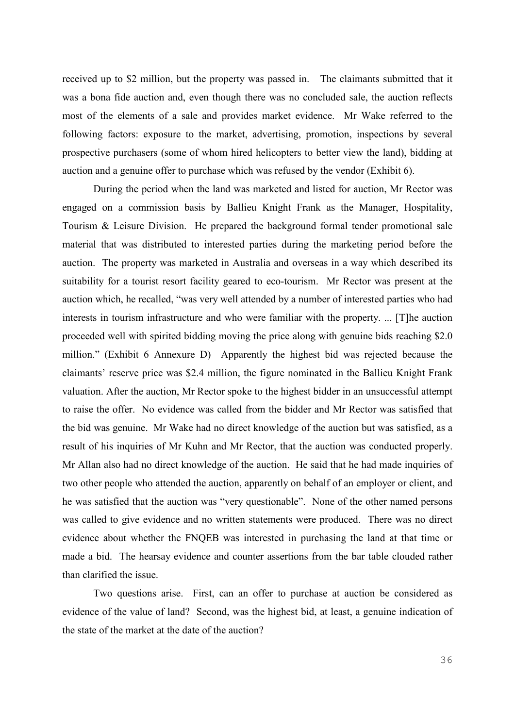received up to $2 million, but the property was passed in. The claimants submitted that it was a bona fide auction and, even though there was no concluded sale, the auction reflects most of the elements of a sale and provides market evidence. Mr Wake referred to the following factors: exposure to the market, advertising, promotion, inspections by several prospective purchasers (some of whom hired helicopters to better view the land), bidding at auction and a genuine offer to purchase which was refused by the vendor (Exhibit 6).

During the period when the land was marketed and listed for auction, Mr Rector was engaged on a commission basis by Ballieu Knight Frank as the Manager, Hospitality, Tourism & Leisure Division. He prepared the background formal tender promotional sale material that was distributed to interested parties during the marketing period before the auction. The property was marketed in Australia and overseas in a way which described its suitability for a tourist resort facility geared to eco-tourism. Mr Rector was present at the auction which, he recalled, "was very well attended by a number of interested parties who had interests in tourism infrastructure and who were familiar with the property. ... [T]he auction proceeded well with spirited bidding moving the price along with genuine bids reaching $2.0 million." (Exhibit 6 Annexure D) Apparently the highest bid was rejected because the claimants' reserve price was $2.4 million, the figure nominated in the Ballieu Knight Frank valuation. After the auction, Mr Rector spoke to the highest bidder in an unsuccessful attempt to raise the offer. No evidence was called from the bidder and Mr Rector was satisfied that the bid was genuine. Mr Wake had no direct knowledge of the auction but was satisfied, as a result of his inquiries of Mr Kuhn and Mr Rector, that the auction was conducted properly. Mr Allan also had no direct knowledge of the auction. He said that he had made inquiries of two other people who attended the auction, apparently on behalf of an employer or client, and he was satisfied that the auction was "very questionable". None of the other named persons was called to give evidence and no written statements were produced. There was no direct evidence about whether the FNQEB was interested in purchasing the land at that time or made a bid. The hearsay evidence and counter assertions from the bar table clouded rather than clarified the issue.

Two questions arise. First, can an offer to purchase at auction be considered as evidence of the value of land? Second, was the highest bid, at least, a genuine indication of the state of the market at the date of the auction?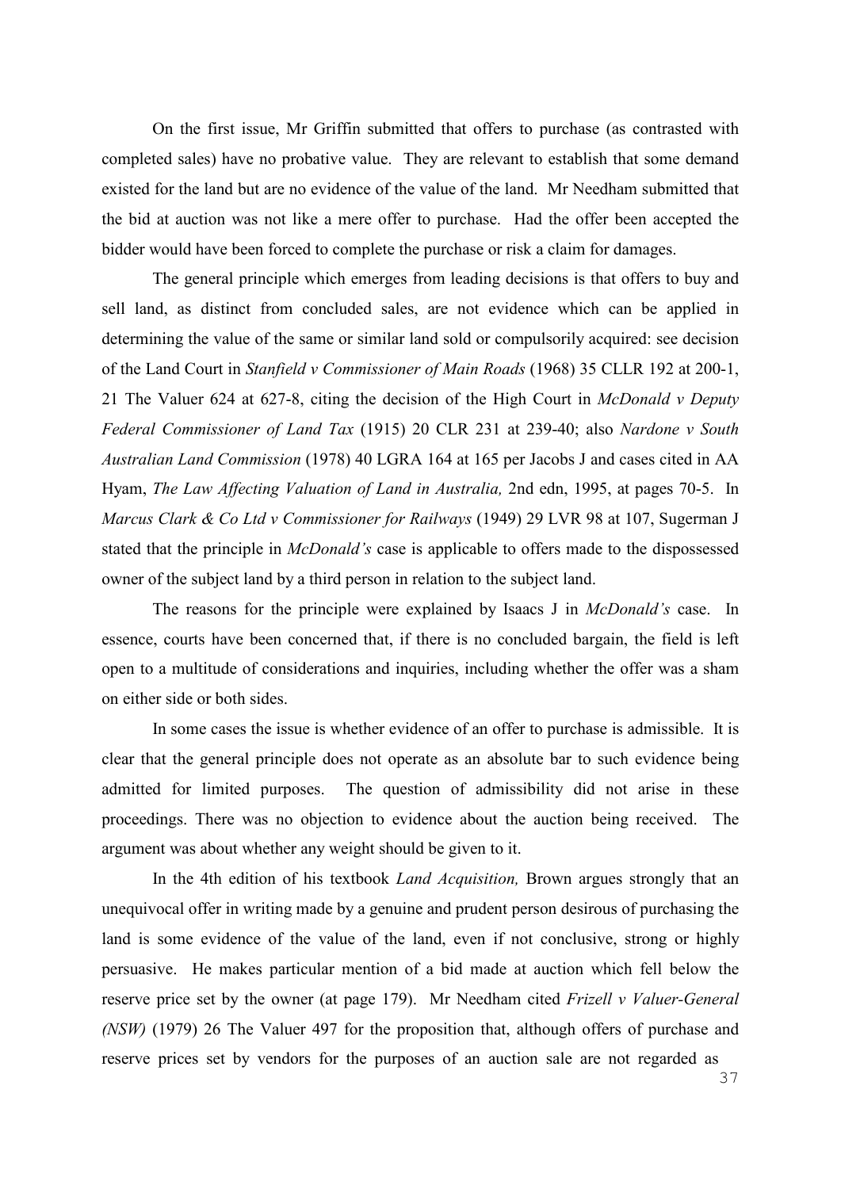On the first issue, Mr Griffin submitted that offers to purchase (as contrasted with completed sales) have no probative value. They are relevant to establish that some demand existed for the land but are no evidence of the value of the land. Mr Needham submitted that the bid at auction was not like a mere offer to purchase. Had the offer been accepted the bidder would have been forced to complete the purchase or risk a claim for damages.

The general principle which emerges from leading decisions is that offers to buy and sell land, as distinct from concluded sales, are not evidence which can be applied in determining the value of the same or similar land sold or compulsorily acquired: see decision of the Land Court in *Stanfield v Commissioner of Main Roads* (1968) 35 CLLR 192 at 200-1, 21 The Valuer 624 at 627-8, citing the decision of the High Court in *McDonald v Deputy Federal Commissioner of Land Tax* (1915) 20 CLR 231 at 239-40; also *Nardone v South Australian Land Commission* (1978) 40 LGRA 164 at 165 per Jacobs J and cases cited in AA Hyam, *The Law Affecting Valuation of Land in Australia,* 2nd edn, 1995, at pages 70-5. In *Marcus Clark & Co Ltd v Commissioner for Railways* (1949) 29 LVR 98 at 107, Sugerman J stated that the principle in *McDonald's* case is applicable to offers made to the dispossessed owner of the subject land by a third person in relation to the subject land.

The reasons for the principle were explained by Isaacs J in *McDonald's* case. In essence, courts have been concerned that, if there is no concluded bargain, the field is left open to a multitude of considerations and inquiries, including whether the offer was a sham on either side or both sides.

In some cases the issue is whether evidence of an offer to purchase is admissible. It is clear that the general principle does not operate as an absolute bar to such evidence being admitted for limited purposes. The question of admissibility did not arise in these proceedings. There was no objection to evidence about the auction being received. The argument was about whether any weight should be given to it.

In the 4th edition of his textbook *Land Acquisition,* Brown argues strongly that an unequivocal offer in writing made by a genuine and prudent person desirous of purchasing the land is some evidence of the value of the land, even if not conclusive, strong or highly persuasive. He makes particular mention of a bid made at auction which fell below the reserve price set by the owner (at page 179). Mr Needham cited *Frizell v Valuer-General (NSW)* (1979) 26 The Valuer 497 for the proposition that, although offers of purchase and reserve prices set by vendors for the purposes of an auction sale are not regarded as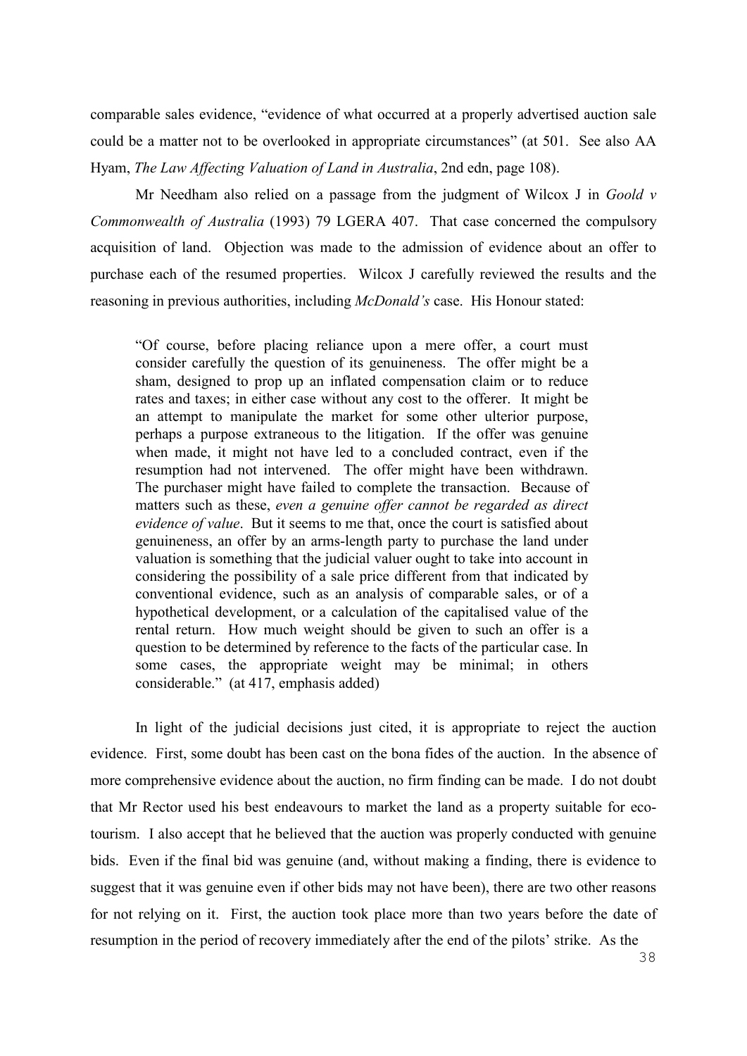comparable sales evidence, "evidence of what occurred at a properly advertised auction sale could be a matter not to be overlooked in appropriate circumstances" (at 501. See also AA Hyam, *The Law Affecting Valuation of Land in Australia*, 2nd edn, page 108).

Mr Needham also relied on a passage from the judgment of Wilcox J in *Goold v Commonwealth of Australia* (1993) 79 LGERA 407. That case concerned the compulsory acquisition of land. Objection was made to the admission of evidence about an offer to purchase each of the resumed properties. Wilcox J carefully reviewed the results and the reasoning in previous authorities, including *McDonald's* case. His Honour stated:

> "Of course, before placing reliance upon a mere offer, a court must consider carefully the question of its genuineness. The offer might be a sham, designed to prop up an inflated compensation claim or to reduce rates and taxes; in either case without any cost to the offerer. It might be an attempt to manipulate the market for some other ulterior purpose, perhaps a purpose extraneous to the litigation. If the offer was genuine when made, it might not have led to a concluded contract, even if the resumption had not intervened. The offer might have been withdrawn. The purchaser might have failed to complete the transaction. Because of matters such as these, *even a genuine offer cannot be regarded as direct evidence of value*. But it seems to me that, once the court is satisfied about genuineness, an offer by an arms-length party to purchase the land under valuation is something that the judicial valuer ought to take into account in considering the possibility of a sale price different from that indicated by conventional evidence, such as an analysis of comparable sales, or of a hypothetical development, or a calculation of the capitalised value of the rental return. How much weight should be given to such an offer is a question to be determined by reference to the facts of the particular case. In some cases, the appropriate weight may be minimal; in others considerable." (at 417, emphasis added)

In light of the judicial decisions just cited, it is appropriate to reject the auction evidence. First, some doubt has been cast on the bona fides of the auction. In the absence of more comprehensive evidence about the auction, no firm finding can be made. I do not doubt that Mr Rector used his best endeavours to market the land as a property suitable for eco-tourism. I also accept that he believed that the auction was properly conducted with genuine bids. Even if the final bid was genuine (and, without making a finding, there is evidence to suggest that it was genuine even if other bids may not have been), there are two other reasons for not relying on it. First, the auction took place more than two years before the date of resumption in the period of recovery immediately after the end of the pilots' strike. As the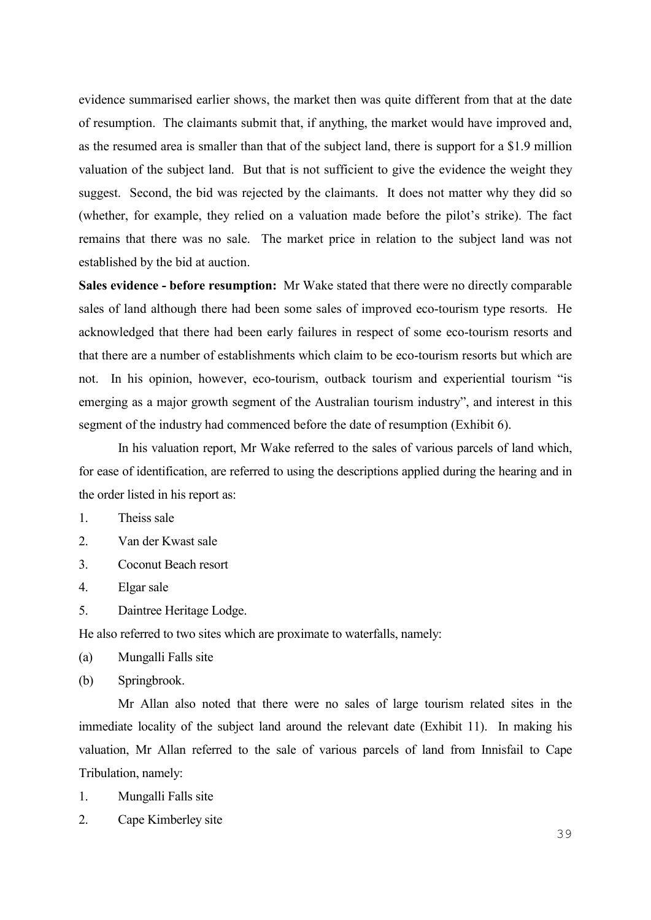evidence summarised earlier shows, the market then was quite different from that at the date of resumption. The claimants submit that, if anything, the market would have improved and, as the resumed area is smaller than that of the subject land, there is support for a $1.9 million valuation of the subject land. But that is not sufficient to give the evidence the weight they suggest. Second, the bid was rejected by the claimants. It does not matter why they did so (whether, for example, they relied on a valuation made before the pilot's strike). The fact remains that there was no sale. The market price in relation to the subject land was not established by the bid at auction.

**Sales evidence - before resumption:** Mr Wake stated that there were no directly comparable sales of land although there had been some sales of improved eco-tourism type resorts. He acknowledged that there had been early failures in respect of some eco-tourism resorts and that there are a number of establishments which claim to be eco-tourism resorts but which are not. In his opinion, however, eco-tourism, outback tourism and experiential tourism "is emerging as a major growth segment of the Australian tourism industry", and interest in this segment of the industry had commenced before the date of resumption (Exhibit 6).

In his valuation report, Mr Wake referred to the sales of various parcels of land which, for ease of identification, are referred to using the descriptions applied during the hearing and in the order listed in his report as:

1. Theiss sale
2. Van der Kwast sale
3. Coconut Beach resort
4. Elgar sale
5. Daintree Heritage Lodge.

He also referred to two sites which are proximate to waterfalls, namely:

(a) Mungalli Falls site
(b) Springbrook.

Mr Allan also noted that there were no sales of large tourism related sites in the immediate locality of the subject land around the relevant date (Exhibit 11). In making his valuation, Mr Allan referred to the sale of various parcels of land from Innisfail to Cape Tribulation, namely:

1. Mungalli Falls site
2. Cape Kimberley site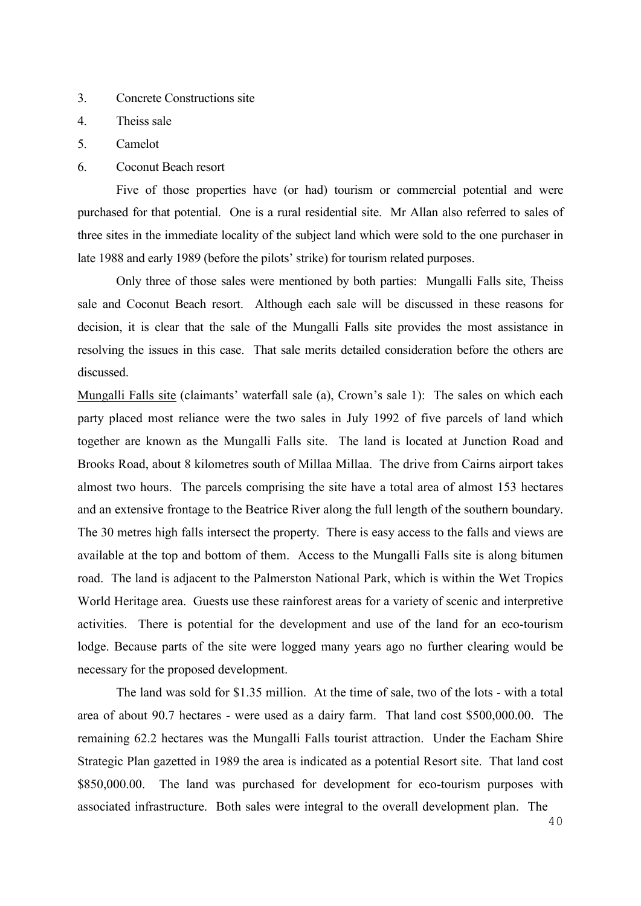3. Concrete Constructions site
4. Theiss sale
5. Camelot
6. Coconut Beach resort

Five of those properties have (or had) tourism or commercial potential and were purchased for that potential. One is a rural residential site. Mr Allan also referred to sales of three sites in the immediate locality of the subject land which were sold to the one purchaser in late 1988 and early 1989 (before the pilots' strike) for tourism related purposes.

Only three of those sales were mentioned by both parties: Mungalli Falls site, Theiss sale and Coconut Beach resort. Although each sale will be discussed in these reasons for decision, it is clear that the sale of the Mungalli Falls site provides the most assistance in resolving the issues in this case. That sale merits detailed consideration before the others are discussed.

<u>Mungalli Falls site</u> (claimants' waterfall sale (a), Crown's sale 1): The sales on which each party placed most reliance were the two sales in July 1992 of five parcels of land which together are known as the Mungalli Falls site. The land is located at Junction Road and Brooks Road, about 8 kilometres south of Millaa Millaa. The drive from Cairns airport takes almost two hours. The parcels comprising the site have a total area of almost 153 hectares and an extensive frontage to the Beatrice River along the full length of the southern boundary. The 30 metres high falls intersect the property. There is easy access to the falls and views are available at the top and bottom of them. Access to the Mungalli Falls site is along bitumen road. The land is adjacent to the Palmerston National Park, which is within the Wet Tropics World Heritage area. Guests use these rainforest areas for a variety of scenic and interpretive activities. There is potential for the development and use of the land for an eco-tourism lodge. Because parts of the site were logged many years ago no further clearing would be necessary for the proposed development.

The land was sold for $1.35 million. At the time of sale, two of the lots - with a total area of about 90.7 hectares - were used as a dairy farm. That land cost $500,000.00. The remaining 62.2 hectares was the Mungalli Falls tourist attraction. Under the Eacham Shire Strategic Plan gazetted in 1989 the area is indicated as a potential Resort site. That land cost $850,000.00. The land was purchased for development for eco-tourism purposes with associated infrastructure. Both sales were integral to the overall development plan. The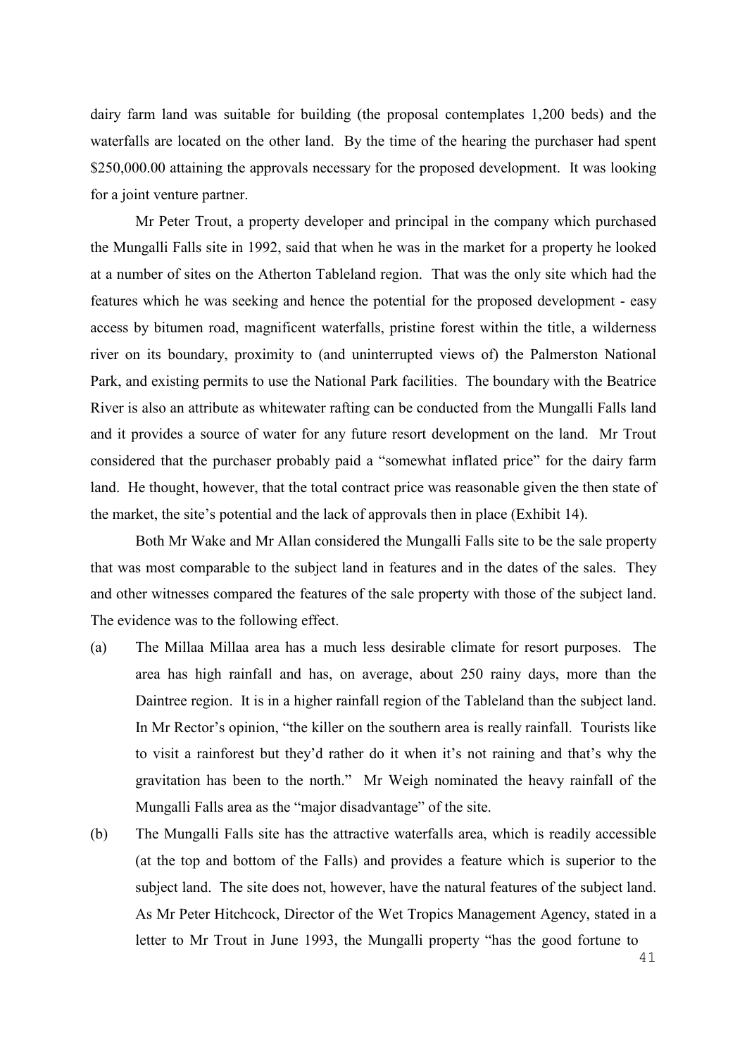dairy farm land was suitable for building (the proposal contemplates 1,200 beds) and the waterfalls are located on the other land. By the time of the hearing the purchaser had spent $250,000.00 attaining the approvals necessary for the proposed development. It was looking for a joint venture partner.

Mr Peter Trout, a property developer and principal in the company which purchased the Mungalli Falls site in 1992, said that when he was in the market for a property he looked at a number of sites on the Atherton Tableland region. That was the only site which had the features which he was seeking and hence the potential for the proposed development - easy access by bitumen road, magnificent waterfalls, pristine forest within the title, a wilderness river on its boundary, proximity to (and uninterrupted views of) the Palmerston National Park, and existing permits to use the National Park facilities. The boundary with the Beatrice River is also an attribute as whitewater rafting can be conducted from the Mungalli Falls land and it provides a source of water for any future resort development on the land. Mr Trout considered that the purchaser probably paid a "somewhat inflated price" for the dairy farm land. He thought, however, that the total contract price was reasonable given the then state of the market, the site's potential and the lack of approvals then in place (Exhibit 14).

Both Mr Wake and Mr Allan considered the Mungalli Falls site to be the sale property that was most comparable to the subject land in features and in the dates of the sales. They and other witnesses compared the features of the sale property with those of the subject land. The evidence was to the following effect.

(a) The Millaa Millaa area has a much less desirable climate for resort purposes. The area has high rainfall and has, on average, about 250 rainy days, more than the Daintree region. It is in a higher rainfall region of the Tableland than the subject land. In Mr Rector's opinion, "the killer on the southern area is really rainfall. Tourists like to visit a rainforest but they'd rather do it when it's not raining and that's why the gravitation has been to the north." Mr Weigh nominated the heavy rainfall of the Mungalli Falls area as the "major disadvantage" of the site.

(b) The Mungalli Falls site has the attractive waterfalls area, which is readily accessible (at the top and bottom of the Falls) and provides a feature which is superior to the subject land. The site does not, however, have the natural features of the subject land. As Mr Peter Hitchcock, Director of the Wet Tropics Management Agency, stated in a letter to Mr Trout in June 1993, the Mungalli property "has the good fortune to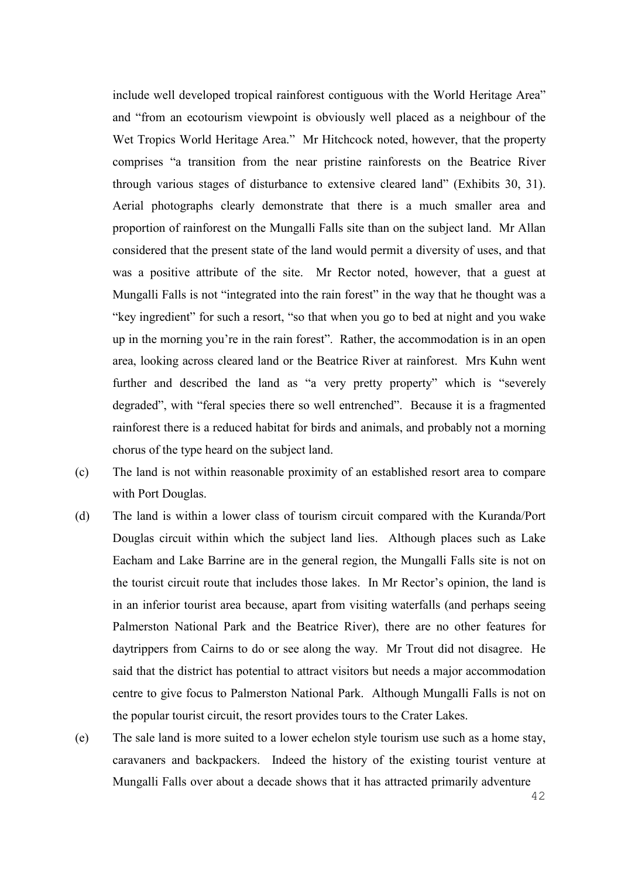include well developed tropical rainforest contiguous with the World Heritage Area" and "from an ecotourism viewpoint is obviously well placed as a neighbour of the Wet Tropics World Heritage Area." Mr Hitchcock noted, however, that the property comprises "a transition from the near pristine rainforests on the Beatrice River through various stages of disturbance to extensive cleared land" (Exhibits 30, 31). Aerial photographs clearly demonstrate that there is a much smaller area and proportion of rainforest on the Mungalli Falls site than on the subject land. Mr Allan considered that the present state of the land would permit a diversity of uses, and that was a positive attribute of the site. Mr Rector noted, however, that a guest at Mungalli Falls is not "integrated into the rain forest" in the way that he thought was a "key ingredient" for such a resort, "so that when you go to bed at night and you wake up in the morning you're in the rain forest". Rather, the accommodation is in an open area, looking across cleared land or the Beatrice River at rainforest. Mrs Kuhn went further and described the land as "a very pretty property" which is "severely degraded", with "feral species there so well entrenched". Because it is a fragmented rainforest there is a reduced habitat for birds and animals, and probably not a morning chorus of the type heard on the subject land.

(c) The land is not within reasonable proximity of an established resort area to compare with Port Douglas.

(d) The land is within a lower class of tourism circuit compared with the Kuranda/Port Douglas circuit within which the subject land lies. Although places such as Lake Eacham and Lake Barrine are in the general region, the Mungalli Falls site is not on the tourist circuit route that includes those lakes. In Mr Rector's opinion, the land is in an inferior tourist area because, apart from visiting waterfalls (and perhaps seeing Palmerston National Park and the Beatrice River), there are no other features for daytrippers from Cairns to do or see along the way. Mr Trout did not disagree. He said that the district has potential to attract visitors but needs a major accommodation centre to give focus to Palmerston National Park. Although Mungalli Falls is not on the popular tourist circuit, the resort provides tours to the Crater Lakes.

(e) The sale land is more suited to a lower echelon style tourism use such as a home stay, caravaners and backpackers. Indeed the history of the existing tourist venture at Mungalli Falls over about a decade shows that it has attracted primarily adventure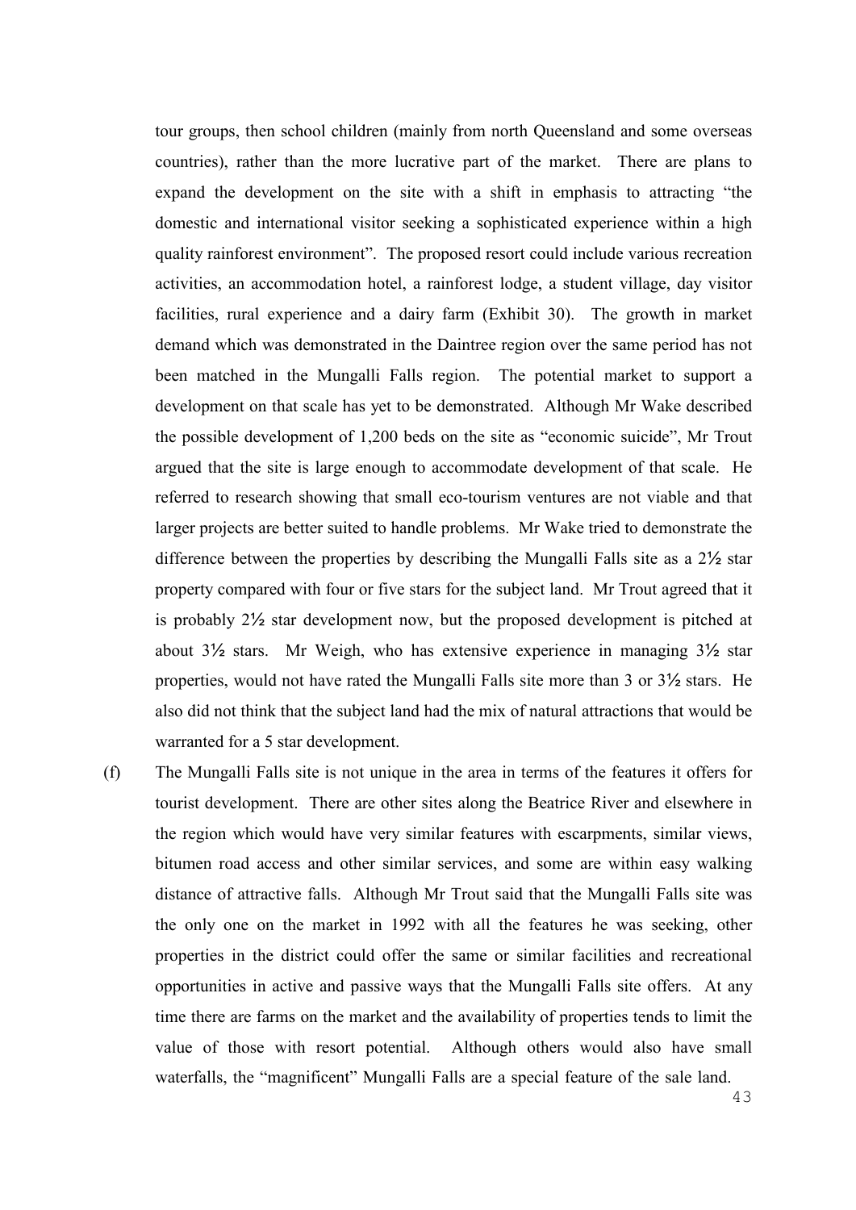tour groups, then school children (mainly from north Queensland and some overseas countries), rather than the more lucrative part of the market. There are plans to expand the development on the site with a shift in emphasis to attracting "the domestic and international visitor seeking a sophisticated experience within a high quality rainforest environment". The proposed resort could include various recreation activities, an accommodation hotel, a rainforest lodge, a student village, day visitor facilities, rural experience and a dairy farm (Exhibit 30). The growth in market demand which was demonstrated in the Daintree region over the same period has not been matched in the Mungalli Falls region. The potential market to support a development on that scale has yet to be demonstrated. Although Mr Wake described the possible development of 1,200 beds on the site as "economic suicide", Mr Trout argued that the site is large enough to accommodate development of that scale. He referred to research showing that small eco-tourism ventures are not viable and that larger projects are better suited to handle problems. Mr Wake tried to demonstrate the difference between the properties by describing the Mungalli Falls site as a 2½ star property compared with four or five stars for the subject land. Mr Trout agreed that it is probably 2½ star development now, but the proposed development is pitched at about 3½ stars. Mr Weigh, who has extensive experience in managing 3½ star properties, would not have rated the Mungalli Falls site more than 3 or 3½ stars. He also did not think that the subject land had the mix of natural attractions that would be warranted for a 5 star development.

(f) The Mungalli Falls site is not unique in the area in terms of the features it offers for tourist development. There are other sites along the Beatrice River and elsewhere in the region which would have very similar features with escarpments, similar views, bitumen road access and other similar services, and some are within easy walking distance of attractive falls. Although Mr Trout said that the Mungalli Falls site was the only one on the market in 1992 with all the features he was seeking, other properties in the district could offer the same or similar facilities and recreational opportunities in active and passive ways that the Mungalli Falls site offers. At any time there are farms on the market and the availability of properties tends to limit the value of those with resort potential. Although others would also have small waterfalls, the "magnificent" Mungalli Falls are a special feature of the sale land.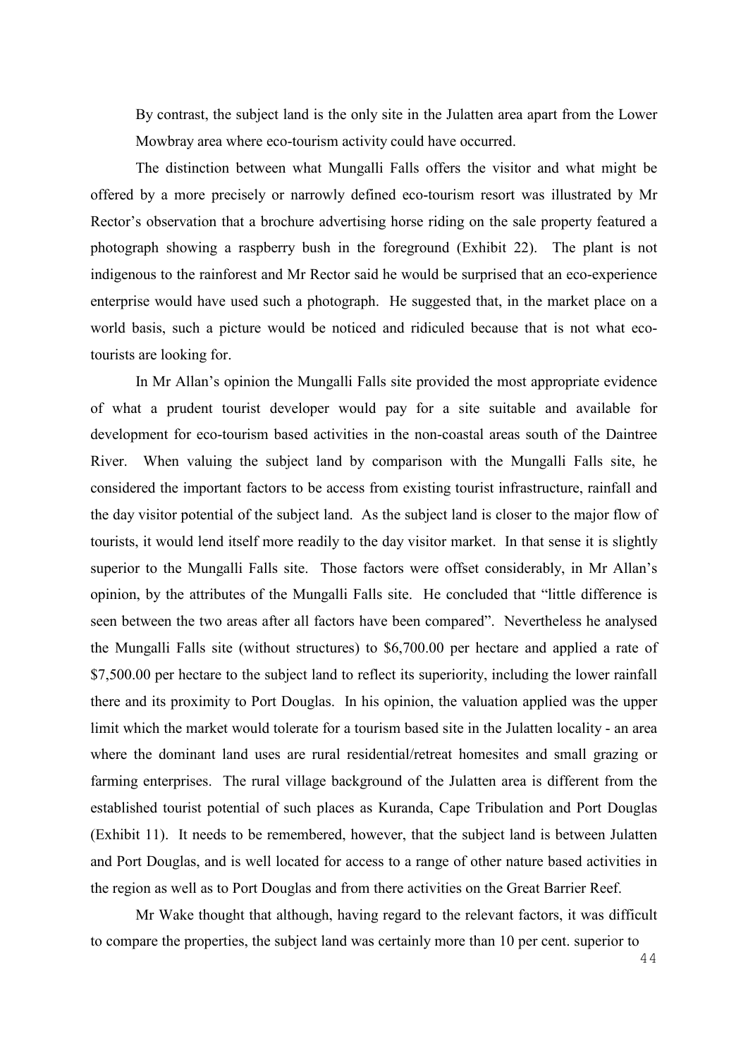By contrast, the subject land is the only site in the Julatten area apart from the Lower Mowbray area where eco-tourism activity could have occurred.

The distinction between what Mungalli Falls offers the visitor and what might be offered by a more precisely or narrowly defined eco-tourism resort was illustrated by Mr Rector's observation that a brochure advertising horse riding on the sale property featured a photograph showing a raspberry bush in the foreground (Exhibit 22). The plant is not indigenous to the rainforest and Mr Rector said he would be surprised that an eco-experience enterprise would have used such a photograph. He suggested that, in the market place on a world basis, such a picture would be noticed and ridiculed because that is not what eco-tourists are looking for.

In Mr Allan's opinion the Mungalli Falls site provided the most appropriate evidence of what a prudent tourist developer would pay for a site suitable and available for development for eco-tourism based activities in the non-coastal areas south of the Daintree River. When valuing the subject land by comparison with the Mungalli Falls site, he considered the important factors to be access from existing tourist infrastructure, rainfall and the day visitor potential of the subject land. As the subject land is closer to the major flow of tourists, it would lend itself more readily to the day visitor market. In that sense it is slightly superior to the Mungalli Falls site. Those factors were offset considerably, in Mr Allan's opinion, by the attributes of the Mungalli Falls site. He concluded that "little difference is seen between the two areas after all factors have been compared". Nevertheless he analysed the Mungalli Falls site (without structures) to $6,700.00 per hectare and applied a rate of $7,500.00 per hectare to the subject land to reflect its superiority, including the lower rainfall there and its proximity to Port Douglas. In his opinion, the valuation applied was the upper limit which the market would tolerate for a tourism based site in the Julatten locality - an area where the dominant land uses are rural residential/retreat homesites and small grazing or farming enterprises. The rural village background of the Julatten area is different from the established tourist potential of such places as Kuranda, Cape Tribulation and Port Douglas (Exhibit 11). It needs to be remembered, however, that the subject land is between Julatten and Port Douglas, and is well located for access to a range of other nature based activities in the region as well as to Port Douglas and from there activities on the Great Barrier Reef.

Mr Wake thought that although, having regard to the relevant factors, it was difficult to compare the properties, the subject land was certainly more than 10 per cent. superior to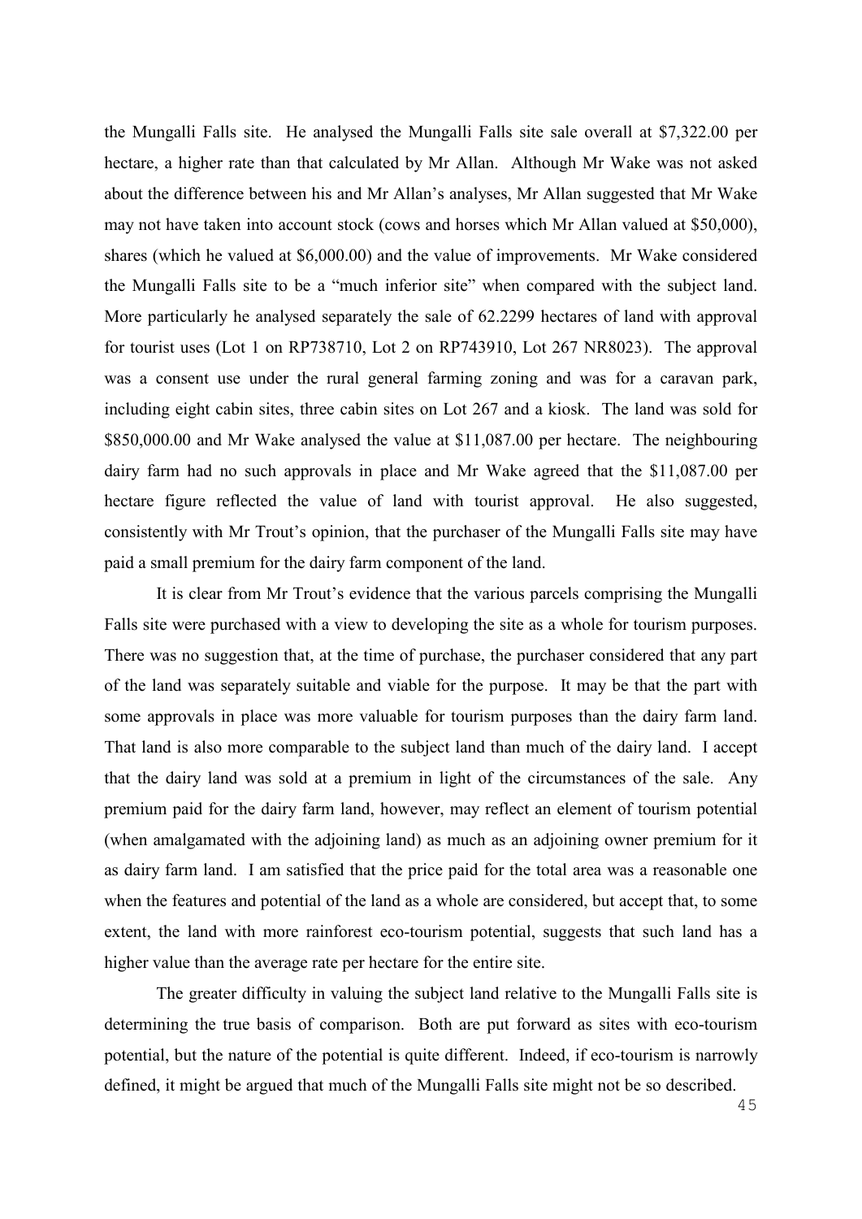the Mungalli Falls site. He analysed the Mungalli Falls site sale overall at $7,322.00 per hectare, a higher rate than that calculated by Mr Allan. Although Mr Wake was not asked about the difference between his and Mr Allan's analyses, Mr Allan suggested that Mr Wake may not have taken into account stock (cows and horses which Mr Allan valued at $50,000), shares (which he valued at $6,000.00) and the value of improvements. Mr Wake considered the Mungalli Falls site to be a "much inferior site" when compared with the subject land. More particularly he analysed separately the sale of 62.2299 hectares of land with approval for tourist uses (Lot 1 on RP738710, Lot 2 on RP743910, Lot 267 NR8023). The approval was a consent use under the rural general farming zoning and was for a caravan park, including eight cabin sites, three cabin sites on Lot 267 and a kiosk. The land was sold for $850,000.00 and Mr Wake analysed the value at $11,087.00 per hectare. The neighbouring dairy farm had no such approvals in place and Mr Wake agreed that the $11,087.00 per hectare figure reflected the value of land with tourist approval. He also suggested, consistently with Mr Trout's opinion, that the purchaser of the Mungalli Falls site may have paid a small premium for the dairy farm component of the land.

It is clear from Mr Trout's evidence that the various parcels comprising the Mungalli Falls site were purchased with a view to developing the site as a whole for tourism purposes. There was no suggestion that, at the time of purchase, the purchaser considered that any part of the land was separately suitable and viable for the purpose. It may be that the part with some approvals in place was more valuable for tourism purposes than the dairy farm land. That land is also more comparable to the subject land than much of the dairy land. I accept that the dairy land was sold at a premium in light of the circumstances of the sale. Any premium paid for the dairy farm land, however, may reflect an element of tourism potential (when amalgamated with the adjoining land) as much as an adjoining owner premium for it as dairy farm land. I am satisfied that the price paid for the total area was a reasonable one when the features and potential of the land as a whole are considered, but accept that, to some extent, the land with more rainforest eco-tourism potential, suggests that such land has a higher value than the average rate per hectare for the entire site.

The greater difficulty in valuing the subject land relative to the Mungalli Falls site is determining the true basis of comparison. Both are put forward as sites with eco-tourism potential, but the nature of the potential is quite different. Indeed, if eco-tourism is narrowly defined, it might be argued that much of the Mungalli Falls site might not be so described.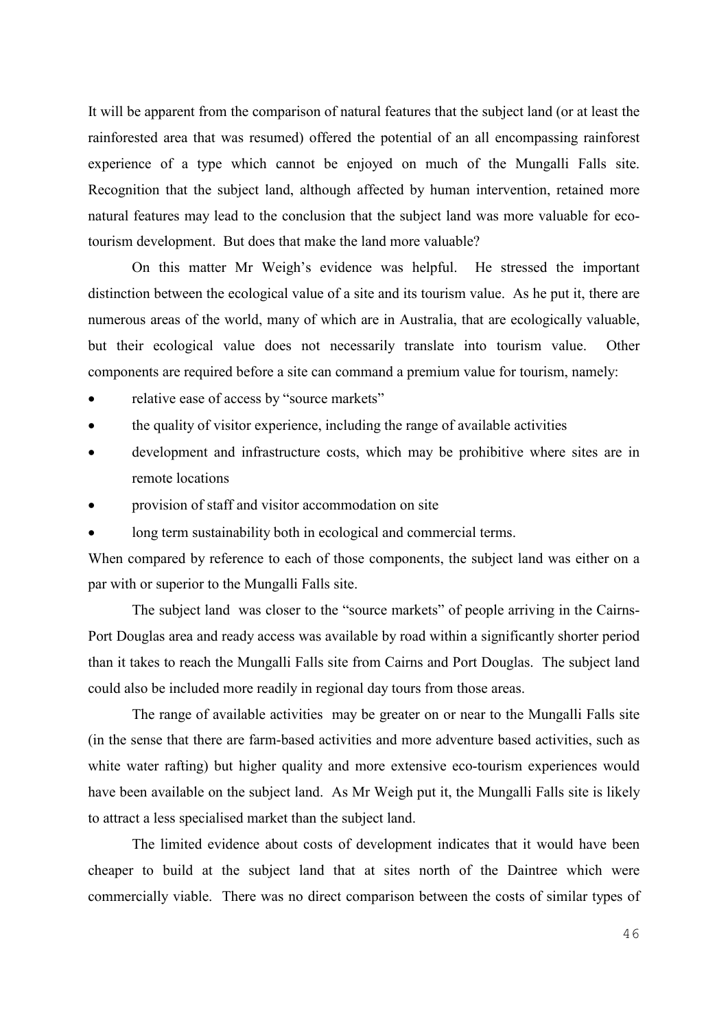It will be apparent from the comparison of natural features that the subject land (or at least the rainforested area that was resumed) offered the potential of an all encompassing rainforest experience of a type which cannot be enjoyed on much of the Mungalli Falls site. Recognition that the subject land, although affected by human intervention, retained more natural features may lead to the conclusion that the subject land was more valuable for eco-tourism development. But does that make the land more valuable?

On this matter Mr Weigh's evidence was helpful. He stressed the important distinction between the ecological value of a site and its tourism value. As he put it, there are numerous areas of the world, many of which are in Australia, that are ecologically valuable, but their ecological value does not necessarily translate into tourism value. Other components are required before a site can command a premium value for tourism, namely:

- relative ease of access by "source markets"
- the quality of visitor experience, including the range of available activities
- development and infrastructure costs, which may be prohibitive where sites are in remote locations
- provision of staff and visitor accommodation on site
- long term sustainability both in ecological and commercial terms.

When compared by reference to each of those components, the subject land was either on a par with or superior to the Mungalli Falls site.

The subject land was closer to the "source markets" of people arriving in the Cairns-Port Douglas area and ready access was available by road within a significantly shorter period than it takes to reach the Mungalli Falls site from Cairns and Port Douglas. The subject land could also be included more readily in regional day tours from those areas.

The range of available activities may be greater on or near to the Mungalli Falls site (in the sense that there are farm-based activities and more adventure based activities, such as white water rafting) but higher quality and more extensive eco-tourism experiences would have been available on the subject land. As Mr Weigh put it, the Mungalli Falls site is likely to attract a less specialised market than the subject land.

The limited evidence about costs of development indicates that it would have been cheaper to build at the subject land that at sites north of the Daintree which were commercially viable. There was no direct comparison between the costs of similar types of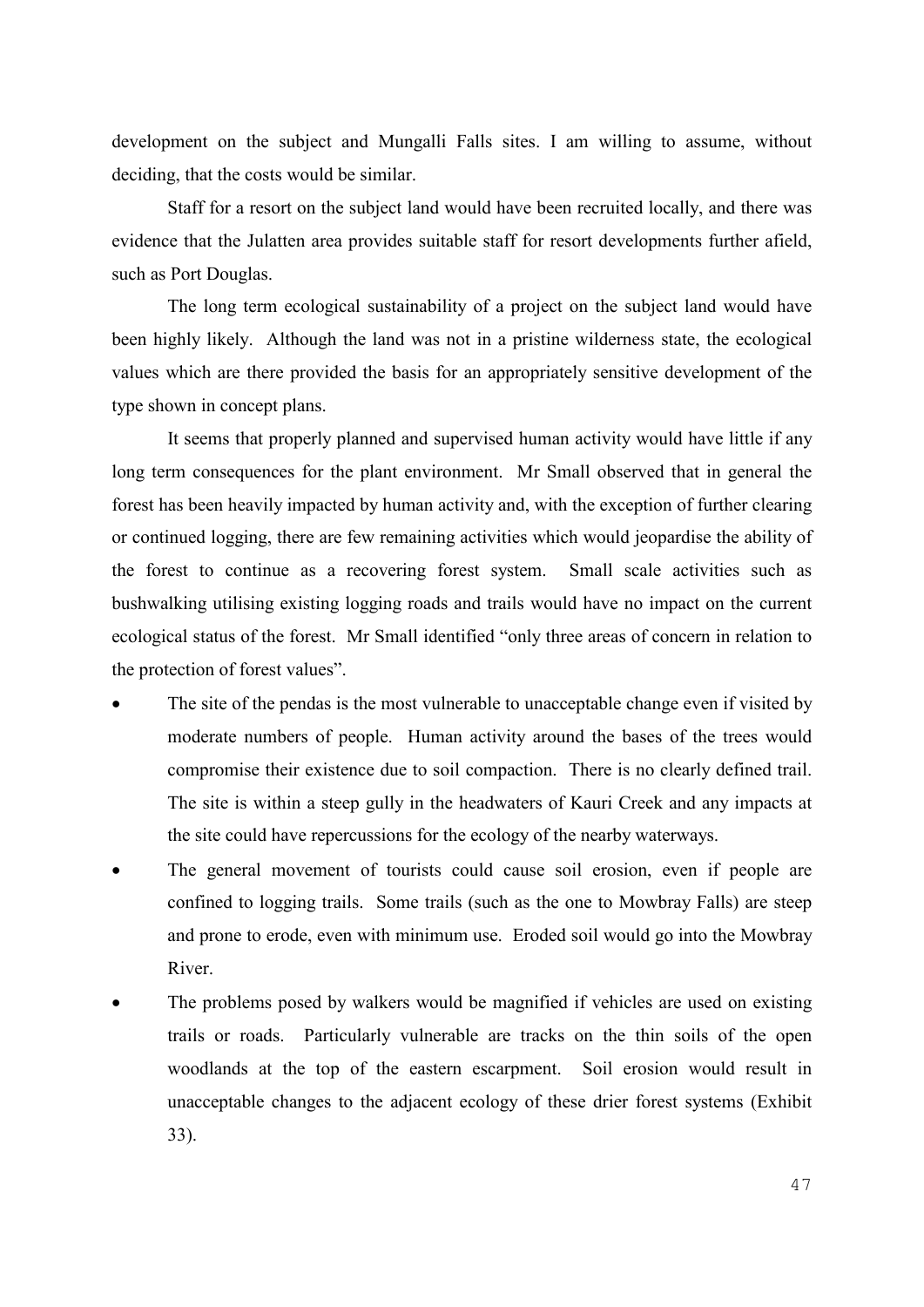development on the subject and Mungalli Falls sites. I am willing to assume, without deciding, that the costs would be similar.

Staff for a resort on the subject land would have been recruited locally, and there was evidence that the Julatten area provides suitable staff for resort developments further afield, such as Port Douglas.

The long term ecological sustainability of a project on the subject land would have been highly likely. Although the land was not in a pristine wilderness state, the ecological values which are there provided the basis for an appropriately sensitive development of the type shown in concept plans.

It seems that properly planned and supervised human activity would have little if any long term consequences for the plant environment. Mr Small observed that in general the forest has been heavily impacted by human activity and, with the exception of further clearing or continued logging, there are few remaining activities which would jeopardise the ability of the forest to continue as a recovering forest system. Small scale activities such as bushwalking utilising existing logging roads and trails would have no impact on the current ecological status of the forest. Mr Small identified "only three areas of concern in relation to the protection of forest values".

- The site of the pendas is the most vulnerable to unacceptable change even if visited by moderate numbers of people. Human activity around the bases of the trees would compromise their existence due to soil compaction. There is no clearly defined trail. The site is within a steep gully in the headwaters of Kauri Creek and any impacts at the site could have repercussions for the ecology of the nearby waterways.
- The general movement of tourists could cause soil erosion, even if people are confined to logging trails. Some trails (such as the one to Mowbray Falls) are steep and prone to erode, even with minimum use. Eroded soil would go into the Mowbray River.
- The problems posed by walkers would be magnified if vehicles are used on existing trails or roads. Particularly vulnerable are tracks on the thin soils of the open woodlands at the top of the eastern escarpment. Soil erosion would result in unacceptable changes to the adjacent ecology of these drier forest systems (Exhibit 33).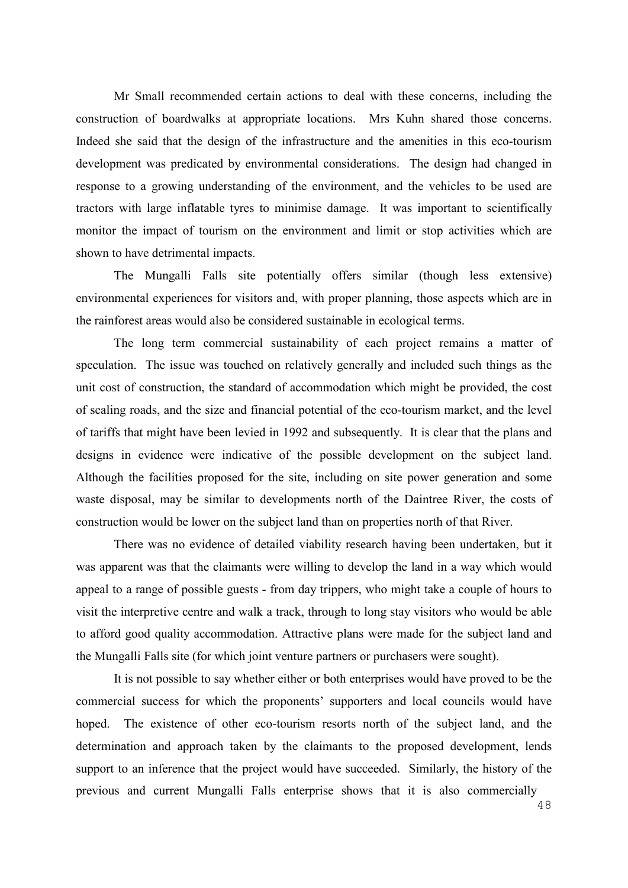Mr Small recommended certain actions to deal with these concerns, including the construction of boardwalks at appropriate locations. Mrs Kuhn shared those concerns. Indeed she said that the design of the infrastructure and the amenities in this eco-tourism development was predicated by environmental considerations. The design had changed in response to a growing understanding of the environment, and the vehicles to be used are tractors with large inflatable tyres to minimise damage. It was important to scientifically monitor the impact of tourism on the environment and limit or stop activities which are shown to have detrimental impacts.

The Mungalli Falls site potentially offers similar (though less extensive) environmental experiences for visitors and, with proper planning, those aspects which are in the rainforest areas would also be considered sustainable in ecological terms.

The long term commercial sustainability of each project remains a matter of speculation. The issue was touched on relatively generally and included such things as the unit cost of construction, the standard of accommodation which might be provided, the cost of sealing roads, and the size and financial potential of the eco-tourism market, and the level of tariffs that might have been levied in 1992 and subsequently. It is clear that the plans and designs in evidence were indicative of the possible development on the subject land. Although the facilities proposed for the site, including on site power generation and some waste disposal, may be similar to developments north of the Daintree River, the costs of construction would be lower on the subject land than on properties north of that River.

There was no evidence of detailed viability research having been undertaken, but it was apparent was that the claimants were willing to develop the land in a way which would appeal to a range of possible guests - from day trippers, who might take a couple of hours to visit the interpretive centre and walk a track, through to long stay visitors who would be able to afford good quality accommodation. Attractive plans were made for the subject land and the Mungalli Falls site (for which joint venture partners or purchasers were sought).

It is not possible to say whether either or both enterprises would have proved to be the commercial success for which the proponents' supporters and local councils would have hoped. The existence of other eco-tourism resorts north of the subject land, and the determination and approach taken by the claimants to the proposed development, lends support to an inference that the project would have succeeded. Similarly, the history of the previous and current Mungalli Falls enterprise shows that it is also commercially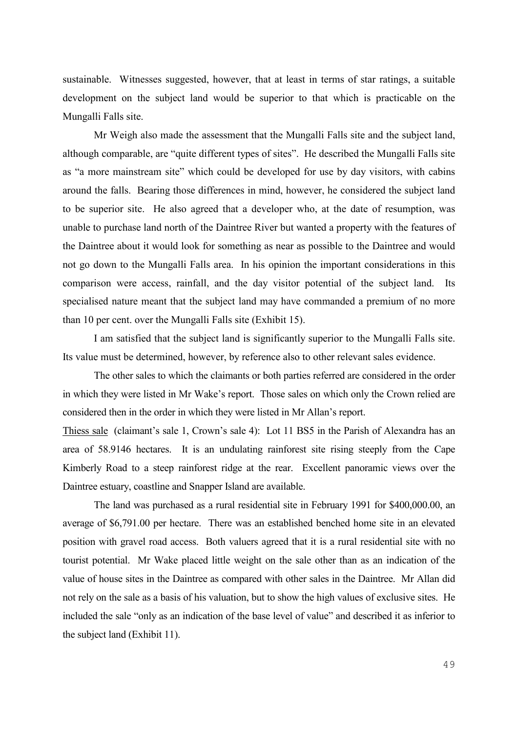sustainable. Witnesses suggested, however, that at least in terms of star ratings, a suitable development on the subject land would be superior to that which is practicable on the Mungalli Falls site.

Mr Weigh also made the assessment that the Mungalli Falls site and the subject land, although comparable, are "quite different types of sites". He described the Mungalli Falls site as "a more mainstream site" which could be developed for use by day visitors, with cabins around the falls. Bearing those differences in mind, however, he considered the subject land to be superior site. He also agreed that a developer who, at the date of resumption, was unable to purchase land north of the Daintree River but wanted a property with the features of the Daintree about it would look for something as near as possible to the Daintree and would not go down to the Mungalli Falls area. In his opinion the important considerations in this comparison were access, rainfall, and the day visitor potential of the subject land. Its specialised nature meant that the subject land may have commanded a premium of no more than 10 per cent. over the Mungalli Falls site (Exhibit 15).

I am satisfied that the subject land is significantly superior to the Mungalli Falls site. Its value must be determined, however, by reference also to other relevant sales evidence.

The other sales to which the claimants or both parties referred are considered in the order in which they were listed in Mr Wake's report. Those sales on which only the Crown relied are considered then in the order in which they were listed in Mr Allan's report.

<u>Thiess sale</u> (claimant's sale 1, Crown's sale 4): Lot 11 BS5 in the Parish of Alexandra has an area of 58.9146 hectares. It is an undulating rainforest site rising steeply from the Cape Kimberly Road to a steep rainforest ridge at the rear. Excellent panoramic views over the Daintree estuary, coastline and Snapper Island are available.

The land was purchased as a rural residential site in February 1991 for $400,000.00, an average of $6,791.00 per hectare. There was an established benched home site in an elevated position with gravel road access. Both valuers agreed that it is a rural residential site with no tourist potential. Mr Wake placed little weight on the sale other than as an indication of the value of house sites in the Daintree as compared with other sales in the Daintree. Mr Allan did not rely on the sale as a basis of his valuation, but to show the high values of exclusive sites. He included the sale "only as an indication of the base level of value" and described it as inferior to the subject land (Exhibit 11).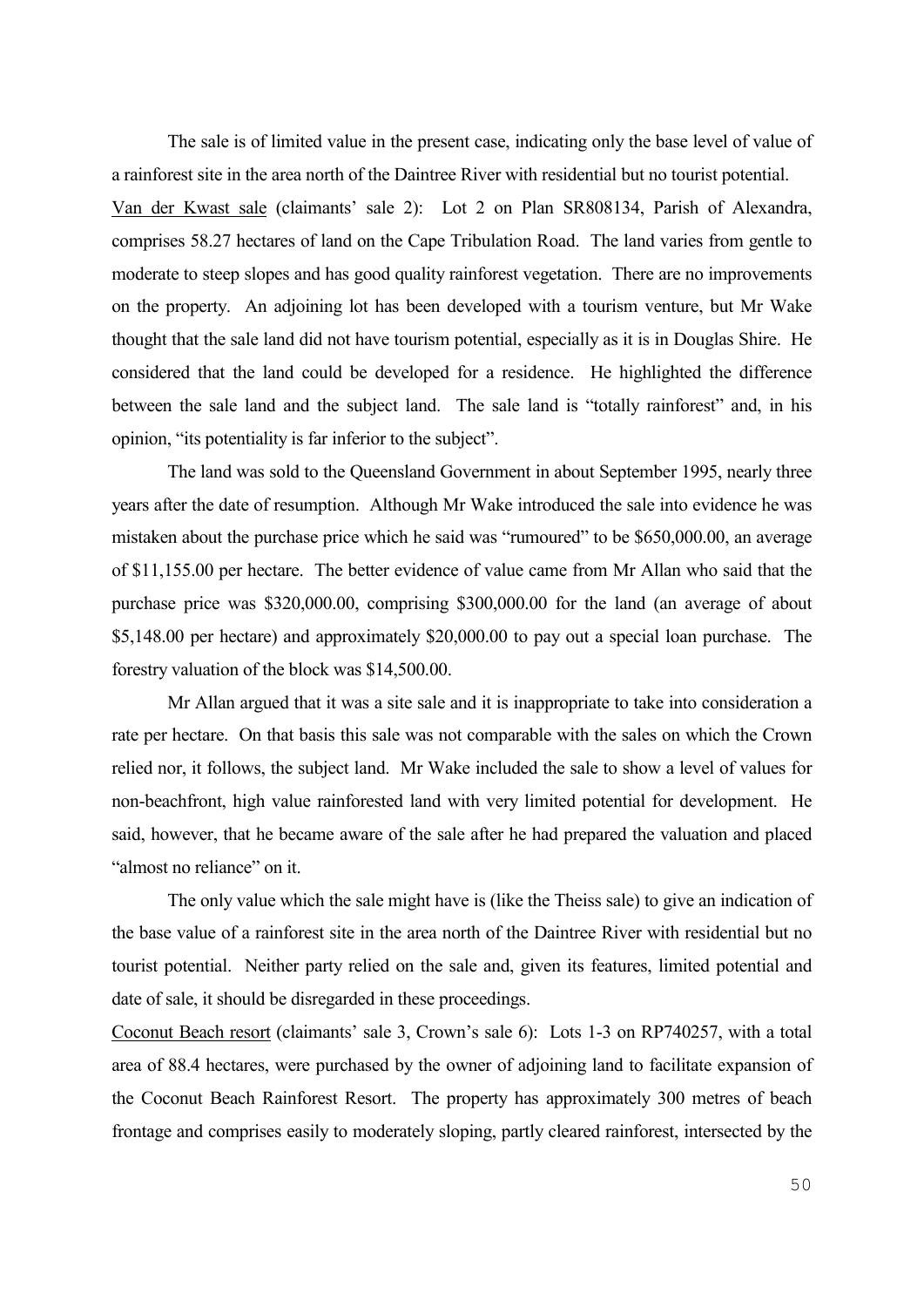The sale is of limited value in the present case, indicating only the base level of value of a rainforest site in the area north of the Daintree River with residential but no tourist potential.

<u>Van der Kwast sale</u> (claimants' sale 2): Lot 2 on Plan SR808134, Parish of Alexandra, comprises 58.27 hectares of land on the Cape Tribulation Road. The land varies from gentle to moderate to steep slopes and has good quality rainforest vegetation. There are no improvements on the property. An adjoining lot has been developed with a tourism venture, but Mr Wake thought that the sale land did not have tourism potential, especially as it is in Douglas Shire. He considered that the land could be developed for a residence. He highlighted the difference between the sale land and the subject land. The sale land is "totally rainforest" and, in his opinion, "its potentiality is far inferior to the subject".

The land was sold to the Queensland Government in about September 1995, nearly three years after the date of resumption. Although Mr Wake introduced the sale into evidence he was mistaken about the purchase price which he said was "rumoured" to be $650,000.00, an average of $11,155.00 per hectare. The better evidence of value came from Mr Allan who said that the purchase price was $320,000.00, comprising $300,000.00 for the land (an average of about $5,148.00 per hectare) and approximately $20,000.00 to pay out a special loan purchase. The forestry valuation of the block was $14,500.00.

Mr Allan argued that it was a site sale and it is inappropriate to take into consideration a rate per hectare. On that basis this sale was not comparable with the sales on which the Crown relied nor, it follows, the subject land. Mr Wake included the sale to show a level of values for non-beachfront, high value rainforested land with very limited potential for development. He said, however, that he became aware of the sale after he had prepared the valuation and placed "almost no reliance" on it.

The only value which the sale might have is (like the Theiss sale) to give an indication of the base value of a rainforest site in the area north of the Daintree River with residential but no tourist potential. Neither party relied on the sale and, given its features, limited potential and date of sale, it should be disregarded in these proceedings.

<u>Coconut Beach resort</u> (claimants' sale 3, Crown's sale 6): Lots 1-3 on RP740257, with a total area of 88.4 hectares, were purchased by the owner of adjoining land to facilitate expansion of the Coconut Beach Rainforest Resort. The property has approximately 300 metres of beach frontage and comprises easily to moderately sloping, partly cleared rainforest, intersected by the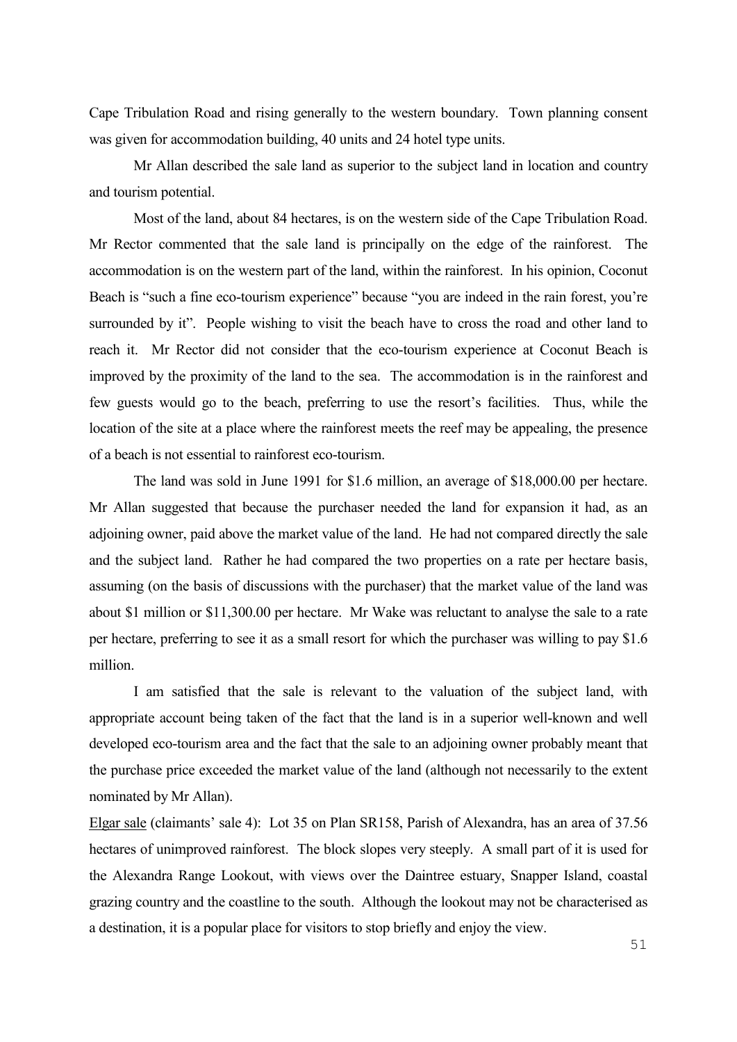Cape Tribulation Road and rising generally to the western boundary. Town planning consent was given for accommodation building, 40 units and 24 hotel type units.

Mr Allan described the sale land as superior to the subject land in location and country and tourism potential.

Most of the land, about 84 hectares, is on the western side of the Cape Tribulation Road. Mr Rector commented that the sale land is principally on the edge of the rainforest. The accommodation is on the western part of the land, within the rainforest. In his opinion, Coconut Beach is "such a fine eco-tourism experience" because "you are indeed in the rain forest, you're surrounded by it". People wishing to visit the beach have to cross the road and other land to reach it. Mr Rector did not consider that the eco-tourism experience at Coconut Beach is improved by the proximity of the land to the sea. The accommodation is in the rainforest and few guests would go to the beach, preferring to use the resort's facilities. Thus, while the location of the site at a place where the rainforest meets the reef may be appealing, the presence of a beach is not essential to rainforest eco-tourism.

The land was sold in June 1991 for $1.6 million, an average of $18,000.00 per hectare. Mr Allan suggested that because the purchaser needed the land for expansion it had, as an adjoining owner, paid above the market value of the land. He had not compared directly the sale and the subject land. Rather he had compared the two properties on a rate per hectare basis, assuming (on the basis of discussions with the purchaser) that the market value of the land was about $1 million or $11,300.00 per hectare. Mr Wake was reluctant to analyse the sale to a rate per hectare, preferring to see it as a small resort for which the purchaser was willing to pay $1.6 million.

I am satisfied that the sale is relevant to the valuation of the subject land, with appropriate account being taken of the fact that the land is in a superior well-known and well developed eco-tourism area and the fact that the sale to an adjoining owner probably meant that the purchase price exceeded the market value of the land (although not necessarily to the extent nominated by Mr Allan).

Elgar sale (claimants' sale 4): Lot 35 on Plan SR158, Parish of Alexandra, has an area of 37.56 hectares of unimproved rainforest. The block slopes very steeply. A small part of it is used for the Alexandra Range Lookout, with views over the Daintree estuary, Snapper Island, coastal grazing country and the coastline to the south. Although the lookout may not be characterised as a destination, it is a popular place for visitors to stop briefly and enjoy the view.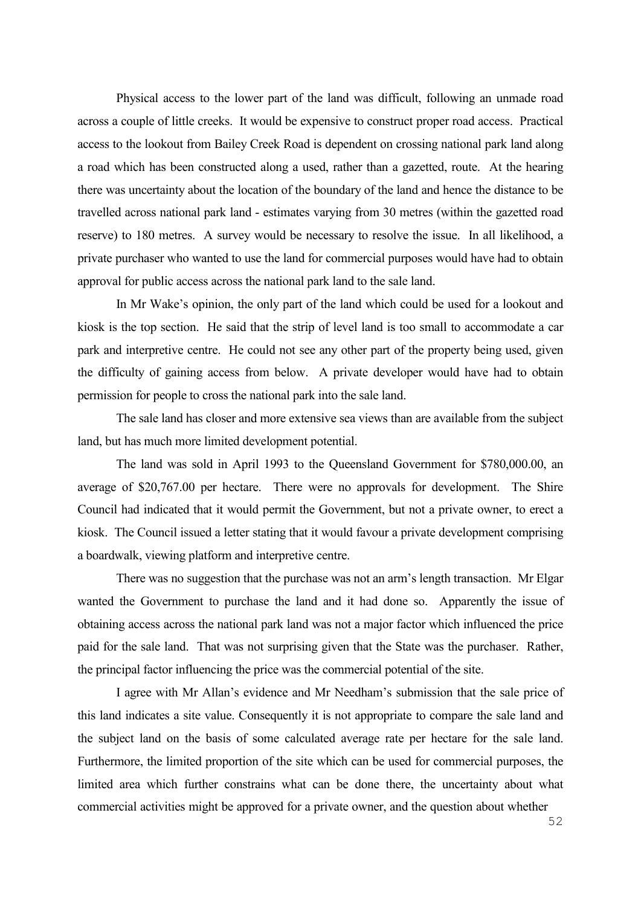Physical access to the lower part of the land was difficult, following an unmade road across a couple of little creeks. It would be expensive to construct proper road access. Practical access to the lookout from Bailey Creek Road is dependent on crossing national park land along a road which has been constructed along a used, rather than a gazetted, route. At the hearing there was uncertainty about the location of the boundary of the land and hence the distance to be travelled across national park land - estimates varying from 30 metres (within the gazetted road reserve) to 180 metres. A survey would be necessary to resolve the issue. In all likelihood, a private purchaser who wanted to use the land for commercial purposes would have had to obtain approval for public access across the national park land to the sale land.

In Mr Wake's opinion, the only part of the land which could be used for a lookout and kiosk is the top section. He said that the strip of level land is too small to accommodate a car park and interpretive centre. He could not see any other part of the property being used, given the difficulty of gaining access from below. A private developer would have had to obtain permission for people to cross the national park into the sale land.

The sale land has closer and more extensive sea views than are available from the subject land, but has much more limited development potential.

The land was sold in April 1993 to the Queensland Government for $780,000.00, an average of $20,767.00 per hectare. There were no approvals for development. The Shire Council had indicated that it would permit the Government, but not a private owner, to erect a kiosk. The Council issued a letter stating that it would favour a private development comprising a boardwalk, viewing platform and interpretive centre.

There was no suggestion that the purchase was not an arm's length transaction. Mr Elgar wanted the Government to purchase the land and it had done so. Apparently the issue of obtaining access across the national park land was not a major factor which influenced the price paid for the sale land. That was not surprising given that the State was the purchaser. Rather, the principal factor influencing the price was the commercial potential of the site.

I agree with Mr Allan's evidence and Mr Needham's submission that the sale price of this land indicates a site value. Consequently it is not appropriate to compare the sale land and the subject land on the basis of some calculated average rate per hectare for the sale land. Furthermore, the limited proportion of the site which can be used for commercial purposes, the limited area which further constrains what can be done there, the uncertainty about what commercial activities might be approved for a private owner, and the question about whether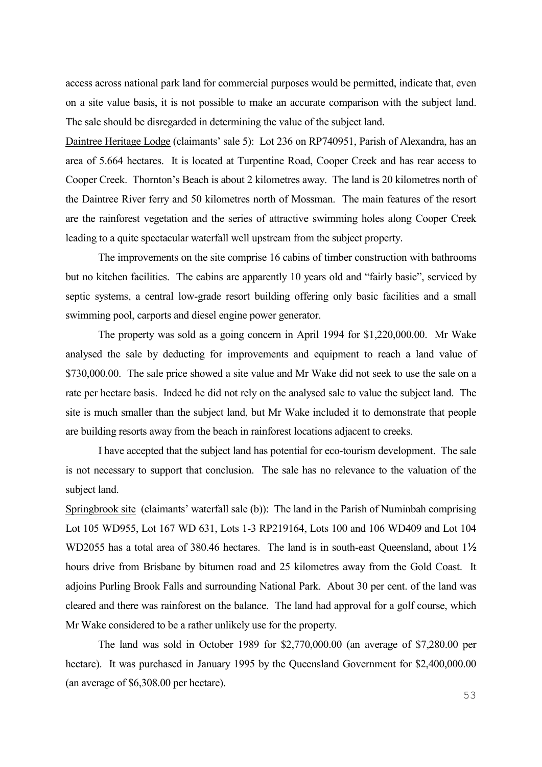access across national park land for commercial purposes would be permitted, indicate that, even on a site value basis, it is not possible to make an accurate comparison with the subject land. The sale should be disregarded in determining the value of the subject land.

Daintree Heritage Lodge (claimants' sale 5): Lot 236 on RP740951, Parish of Alexandra, has an area of 5.664 hectares. It is located at Turpentine Road, Cooper Creek and has rear access to Cooper Creek. Thornton's Beach is about 2 kilometres away. The land is 20 kilometres north of the Daintree River ferry and 50 kilometres north of Mossman. The main features of the resort are the rainforest vegetation and the series of attractive swimming holes along Cooper Creek leading to a quite spectacular waterfall well upstream from the subject property.

The improvements on the site comprise 16 cabins of timber construction with bathrooms but no kitchen facilities. The cabins are apparently 10 years old and "fairly basic", serviced by septic systems, a central low-grade resort building offering only basic facilities and a small swimming pool, carports and diesel engine power generator.

The property was sold as a going concern in April 1994 for $1,220,000.00. Mr Wake analysed the sale by deducting for improvements and equipment to reach a land value of $730,000.00. The sale price showed a site value and Mr Wake did not seek to use the sale on a rate per hectare basis. Indeed he did not rely on the analysed sale to value the subject land. The site is much smaller than the subject land, but Mr Wake included it to demonstrate that people are building resorts away from the beach in rainforest locations adjacent to creeks.

I have accepted that the subject land has potential for eco-tourism development. The sale is not necessary to support that conclusion. The sale has no relevance to the valuation of the subject land.

Springbrook site (claimants' waterfall sale (b)): The land in the Parish of Numinbah comprising Lot 105 WD955, Lot 167 WD 631, Lots 1-3 RP219164, Lots 100 and 106 WD409 and Lot 104 WD2055 has a total area of 380.46 hectares. The land is in south-east Queensland, about 1½ hours drive from Brisbane by bitumen road and 25 kilometres away from the Gold Coast. It adjoins Purling Brook Falls and surrounding National Park. About 30 per cent. of the land was cleared and there was rainforest on the balance. The land had approval for a golf course, which Mr Wake considered to be a rather unlikely use for the property.

The land was sold in October 1989 for $2,770,000.00 (an average of $7,280.00 per hectare). It was purchased in January 1995 by the Queensland Government for $2,400,000.00 (an average of $6,308.00 per hectare).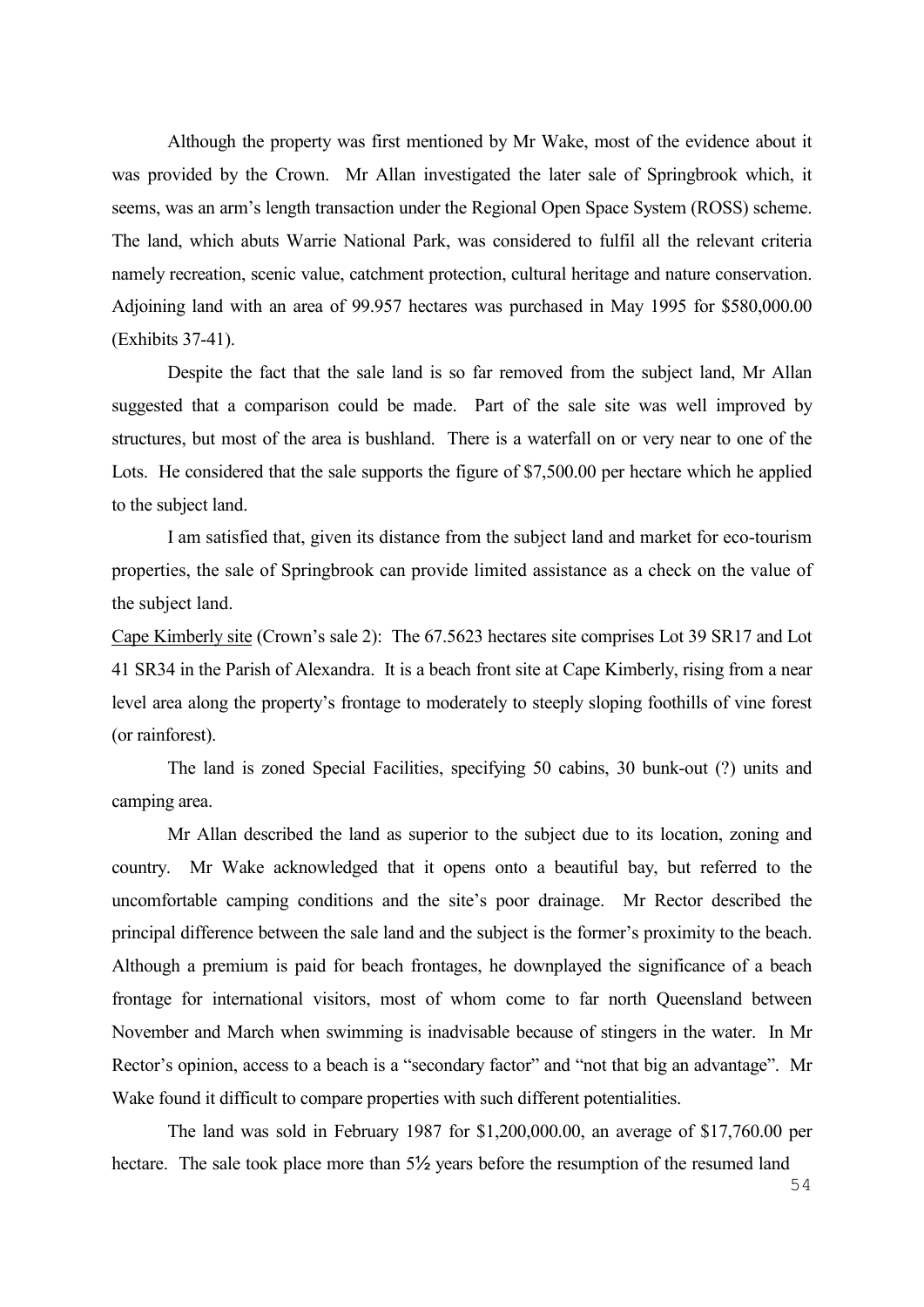Although the property was first mentioned by Mr Wake, most of the evidence about it was provided by the Crown. Mr Allan investigated the later sale of Springbrook which, it seems, was an arm's length transaction under the Regional Open Space System (ROSS) scheme. The land, which abuts Warrie National Park, was considered to fulfil all the relevant criteria namely recreation, scenic value, catchment protection, cultural heritage and nature conservation. Adjoining land with an area of 99.957 hectares was purchased in May 1995 for $580,000.00 (Exhibits 37-41).

Despite the fact that the sale land is so far removed from the subject land, Mr Allan suggested that a comparison could be made. Part of the sale site was well improved by structures, but most of the area is bushland. There is a waterfall on or very near to one of the Lots. He considered that the sale supports the figure of $7,500.00 per hectare which he applied to the subject land.

I am satisfied that, given its distance from the subject land and market for eco-tourism properties, the sale of Springbrook can provide limited assistance as a check on the value of the subject land.

<u>Cape Kimberly site</u> (Crown's sale 2): The 67.5623 hectares site comprises Lot 39 SR17 and Lot 41 SR34 in the Parish of Alexandra. It is a beach front site at Cape Kimberly, rising from a near level area along the property's frontage to moderately to steeply sloping foothills of vine forest (or rainforest).

The land is zoned Special Facilities, specifying 50 cabins, 30 bunk-out (?) units and camping area.

Mr Allan described the land as superior to the subject due to its location, zoning and country. Mr Wake acknowledged that it opens onto a beautiful bay, but referred to the uncomfortable camping conditions and the site's poor drainage. Mr Rector described the principal difference between the sale land and the subject is the former's proximity to the beach. Although a premium is paid for beach frontages, he downplayed the significance of a beach frontage for international visitors, most of whom come to far north Queensland between November and March when swimming is inadvisable because of stingers in the water. In Mr Rector's opinion, access to a beach is a "secondary factor" and "not that big an advantage". Mr Wake found it difficult to compare properties with such different potentialities.

The land was sold in February 1987 for $1,200,000.00, an average of $17,760.00 per hectare. The sale took place more than 5½ years before the resumption of the resumed land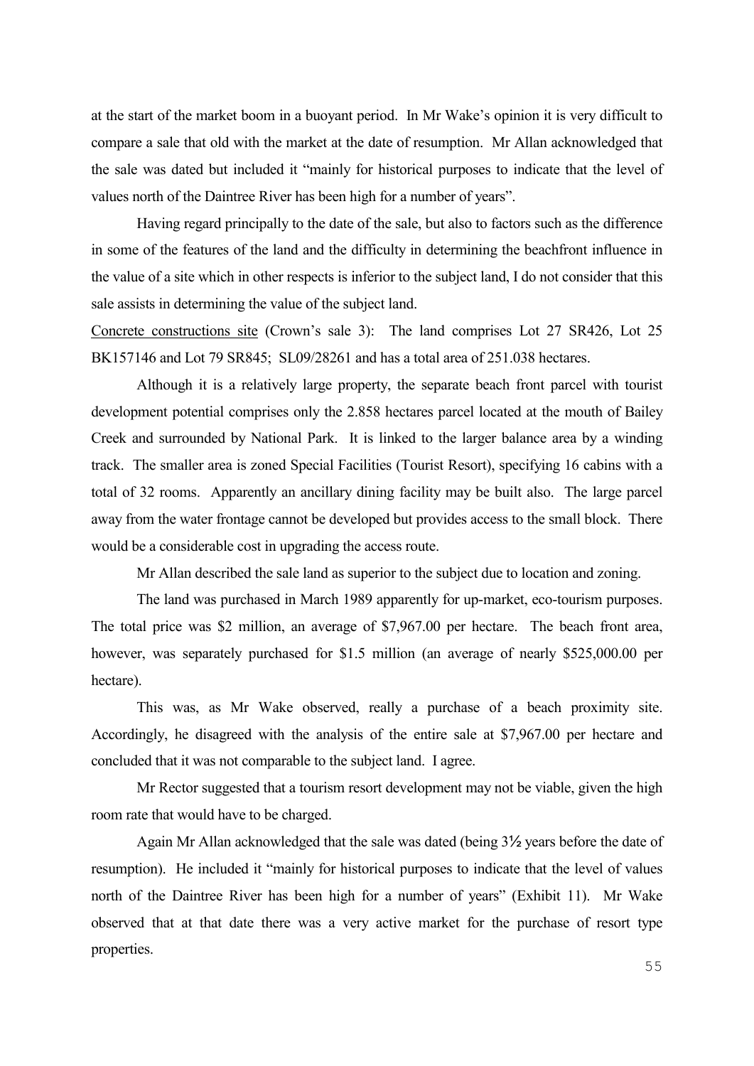at the start of the market boom in a buoyant period. In Mr Wake's opinion it is very difficult to compare a sale that old with the market at the date of resumption. Mr Allan acknowledged that the sale was dated but included it "mainly for historical purposes to indicate that the level of values north of the Daintree River has been high for a number of years".

Having regard principally to the date of the sale, but also to factors such as the difference in some of the features of the land and the difficulty in determining the beachfront influence in the value of a site which in other respects is inferior to the subject land, I do not consider that this sale assists in determining the value of the subject land.

<u>Concrete constructions site</u> (Crown's sale 3): The land comprises Lot 27 SR426, Lot 25 BK157146 and Lot 79 SR845; SL09/28261 and has a total area of 251.038 hectares.

Although it is a relatively large property, the separate beach front parcel with tourist development potential comprises only the 2.858 hectares parcel located at the mouth of Bailey Creek and surrounded by National Park. It is linked to the larger balance area by a winding track. The smaller area is zoned Special Facilities (Tourist Resort), specifying 16 cabins with a total of 32 rooms. Apparently an ancillary dining facility may be built also. The large parcel away from the water frontage cannot be developed but provides access to the small block. There would be a considerable cost in upgrading the access route.

Mr Allan described the sale land as superior to the subject due to location and zoning.

The land was purchased in March 1989 apparently for up-market, eco-tourism purposes. The total price was $2 million, an average of $7,967.00 per hectare. The beach front area, however, was separately purchased for $1.5 million (an average of nearly $525,000.00 per hectare).

This was, as Mr Wake observed, really a purchase of a beach proximity site. Accordingly, he disagreed with the analysis of the entire sale at $7,967.00 per hectare and concluded that it was not comparable to the subject land. I agree.

Mr Rector suggested that a tourism resort development may not be viable, given the high room rate that would have to be charged.

Again Mr Allan acknowledged that the sale was dated (being 3½ years before the date of resumption). He included it "mainly for historical purposes to indicate that the level of values north of the Daintree River has been high for a number of years" (Exhibit 11). Mr Wake observed that at that date there was a very active market for the purchase of resort type properties.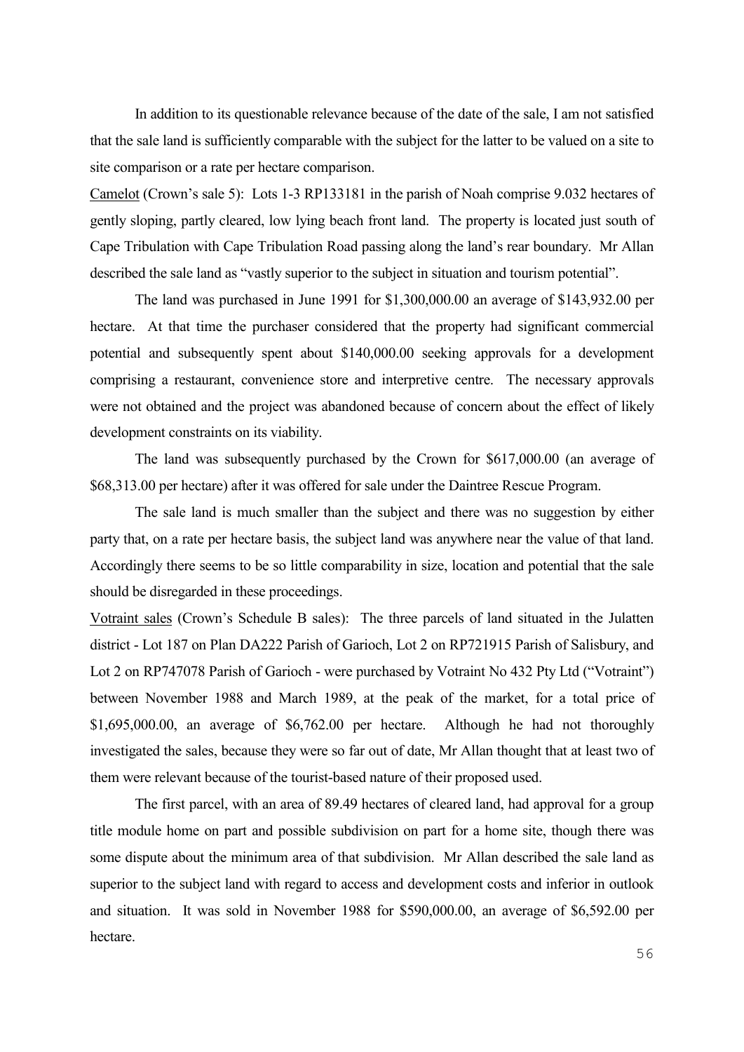In addition to its questionable relevance because of the date of the sale, I am not satisfied that the sale land is sufficiently comparable with the subject for the latter to be valued on a site to site comparison or a rate per hectare comparison.

Camelot (Crown's sale 5): Lots 1-3 RP133181 in the parish of Noah comprise 9.032 hectares of gently sloping, partly cleared, low lying beach front land. The property is located just south of Cape Tribulation with Cape Tribulation Road passing along the land's rear boundary. Mr Allan described the sale land as "vastly superior to the subject in situation and tourism potential".

The land was purchased in June 1991 for $1,300,000.00 an average of $143,932.00 per hectare. At that time the purchaser considered that the property had significant commercial potential and subsequently spent about $140,000.00 seeking approvals for a development comprising a restaurant, convenience store and interpretive centre. The necessary approvals were not obtained and the project was abandoned because of concern about the effect of likely development constraints on its viability.

The land was subsequently purchased by the Crown for $617,000.00 (an average of $68,313.00 per hectare) after it was offered for sale under the Daintree Rescue Program.

The sale land is much smaller than the subject and there was no suggestion by either party that, on a rate per hectare basis, the subject land was anywhere near the value of that land. Accordingly there seems to be so little comparability in size, location and potential that the sale should be disregarded in these proceedings.

Votraint sales (Crown's Schedule B sales): The three parcels of land situated in the Julatten district - Lot 187 on Plan DA222 Parish of Garioch, Lot 2 on RP721915 Parish of Salisbury, and Lot 2 on RP747078 Parish of Garioch - were purchased by Votraint No 432 Pty Ltd ("Votraint") between November 1988 and March 1989, at the peak of the market, for a total price of $1,695,000.00, an average of $6,762.00 per hectare. Although he had not thoroughly investigated the sales, because they were so far out of date, Mr Allan thought that at least two of them were relevant because of the tourist-based nature of their proposed used.

The first parcel, with an area of 89.49 hectares of cleared land, had approval for a group title module home on part and possible subdivision on part for a home site, though there was some dispute about the minimum area of that subdivision. Mr Allan described the sale land as superior to the subject land with regard to access and development costs and inferior in outlook and situation. It was sold in November 1988 for $590,000.00, an average of $6,592.00 per hectare.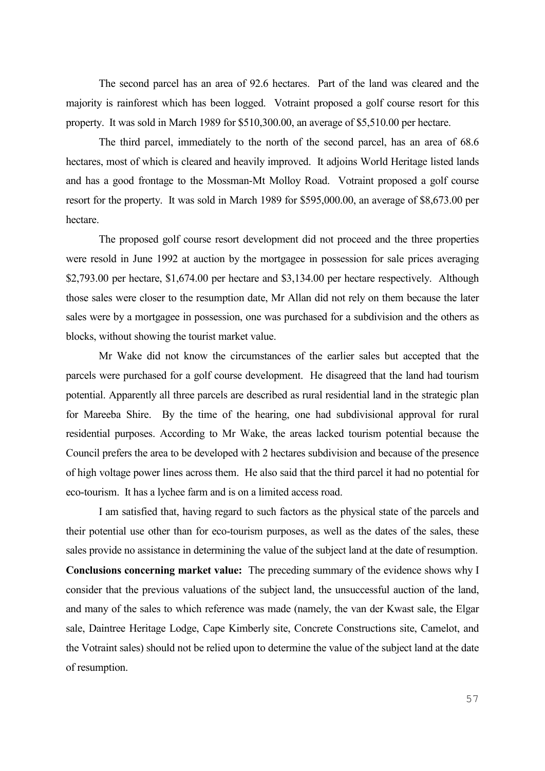The second parcel has an area of 92.6 hectares. Part of the land was cleared and the majority is rainforest which has been logged. Votraint proposed a golf course resort for this property. It was sold in March 1989 for $510,300.00, an average of $5,510.00 per hectare.

The third parcel, immediately to the north of the second parcel, has an area of 68.6 hectares, most of which is cleared and heavily improved. It adjoins World Heritage listed lands and has a good frontage to the Mossman-Mt Molloy Road. Votraint proposed a golf course resort for the property. It was sold in March 1989 for $595,000.00, an average of $8,673.00 per hectare.

The proposed golf course resort development did not proceed and the three properties were resold in June 1992 at auction by the mortgagee in possession for sale prices averaging $2,793.00 per hectare, $1,674.00 per hectare and $3,134.00 per hectare respectively. Although those sales were closer to the resumption date, Mr Allan did not rely on them because the later sales were by a mortgagee in possession, one was purchased for a subdivision and the others as blocks, without showing the tourist market value.

Mr Wake did not know the circumstances of the earlier sales but accepted that the parcels were purchased for a golf course development. He disagreed that the land had tourism potential. Apparently all three parcels are described as rural residential land in the strategic plan for Mareeba Shire. By the time of the hearing, one had subdivisional approval for rural residential purposes. According to Mr Wake, the areas lacked tourism potential because the Council prefers the area to be developed with 2 hectares subdivision and because of the presence of high voltage power lines across them. He also said that the third parcel it had no potential for eco-tourism. It has a lychee farm and is on a limited access road.

I am satisfied that, having regard to such factors as the physical state of the parcels and their potential use other than for eco-tourism purposes, as well as the dates of the sales, these sales provide no assistance in determining the value of the subject land at the date of resumption.

**Conclusions concerning market value:** The preceding summary of the evidence shows why I consider that the previous valuations of the subject land, the unsuccessful auction of the land, and many of the sales to which reference was made (namely, the van der Kwast sale, the Elgar sale, Daintree Heritage Lodge, Cape Kimberly site, Concrete Constructions site, Camelot, and the Votraint sales) should not be relied upon to determine the value of the subject land at the date of resumption.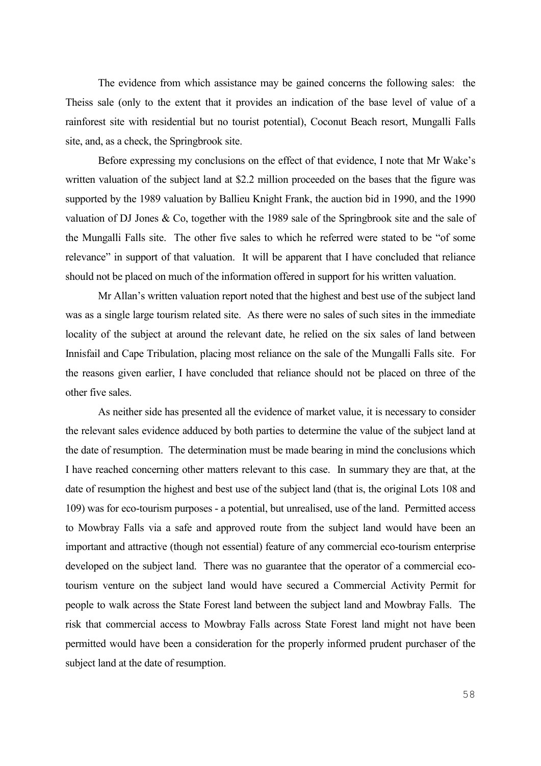The evidence from which assistance may be gained concerns the following sales: the Theiss sale (only to the extent that it provides an indication of the base level of value of a rainforest site with residential but no tourist potential), Coconut Beach resort, Mungalli Falls site, and, as a check, the Springbrook site.

Before expressing my conclusions on the effect of that evidence, I note that Mr Wake's written valuation of the subject land at $2.2 million proceeded on the bases that the figure was supported by the 1989 valuation by Ballieu Knight Frank, the auction bid in 1990, and the 1990 valuation of DJ Jones & Co, together with the 1989 sale of the Springbrook site and the sale of the Mungalli Falls site. The other five sales to which he referred were stated to be "of some relevance" in support of that valuation. It will be apparent that I have concluded that reliance should not be placed on much of the information offered in support for his written valuation.

Mr Allan's written valuation report noted that the highest and best use of the subject land was as a single large tourism related site. As there were no sales of such sites in the immediate locality of the subject at around the relevant date, he relied on the six sales of land between Innisfail and Cape Tribulation, placing most reliance on the sale of the Mungalli Falls site. For the reasons given earlier, I have concluded that reliance should not be placed on three of the other five sales.

As neither side has presented all the evidence of market value, it is necessary to consider the relevant sales evidence adduced by both parties to determine the value of the subject land at the date of resumption. The determination must be made bearing in mind the conclusions which I have reached concerning other matters relevant to this case. In summary they are that, at the date of resumption the highest and best use of the subject land (that is, the original Lots 108 and 109) was for eco-tourism purposes - a potential, but unrealised, use of the land. Permitted access to Mowbray Falls via a safe and approved route from the subject land would have been an important and attractive (though not essential) feature of any commercial eco-tourism enterprise developed on the subject land. There was no guarantee that the operator of a commercial eco-tourism venture on the subject land would have secured a Commercial Activity Permit for people to walk across the State Forest land between the subject land and Mowbray Falls. The risk that commercial access to Mowbray Falls across State Forest land might not have been permitted would have been a consideration for the properly informed prudent purchaser of the subject land at the date of resumption.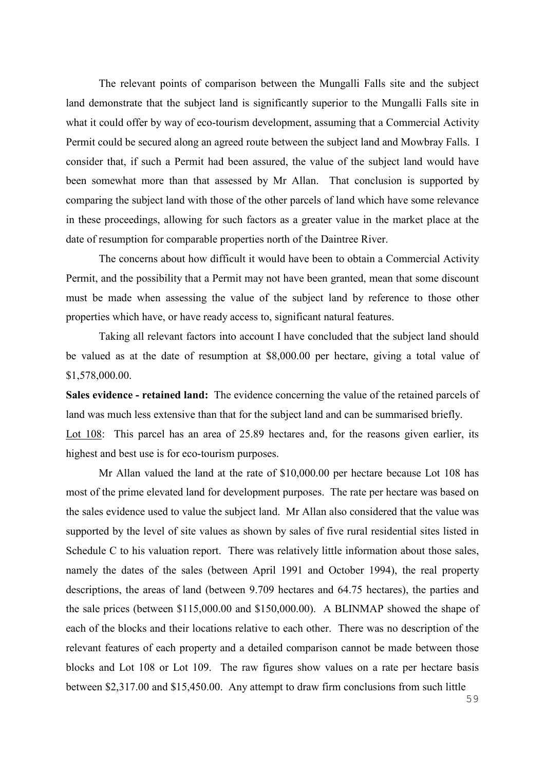The relevant points of comparison between the Mungalli Falls site and the subject land demonstrate that the subject land is significantly superior to the Mungalli Falls site in what it could offer by way of eco-tourism development, assuming that a Commercial Activity Permit could be secured along an agreed route between the subject land and Mowbray Falls. I consider that, if such a Permit had been assured, the value of the subject land would have been somewhat more than that assessed by Mr Allan. That conclusion is supported by comparing the subject land with those of the other parcels of land which have some relevance in these proceedings, allowing for such factors as a greater value in the market place at the date of resumption for comparable properties north of the Daintree River.

The concerns about how difficult it would have been to obtain a Commercial Activity Permit, and the possibility that a Permit may not have been granted, mean that some discount must be made when assessing the value of the subject land by reference to those other properties which have, or have ready access to, significant natural features.

Taking all relevant factors into account I have concluded that the subject land should be valued as at the date of resumption at $8,000.00 per hectare, giving a total value of $1,578,000.00.

**Sales evidence - retained land:** The evidence concerning the value of the retained parcels of land was much less extensive than that for the subject land and can be summarised briefly.

Lot 108: This parcel has an area of 25.89 hectares and, for the reasons given earlier, its highest and best use is for eco-tourism purposes.

Mr Allan valued the land at the rate of $10,000.00 per hectare because Lot 108 has most of the prime elevated land for development purposes. The rate per hectare was based on the sales evidence used to value the subject land. Mr Allan also considered that the value was supported by the level of site values as shown by sales of five rural residential sites listed in Schedule C to his valuation report. There was relatively little information about those sales, namely the dates of the sales (between April 1991 and October 1994), the real property descriptions, the areas of land (between 9.709 hectares and 64.75 hectares), the parties and the sale prices (between $115,000.00 and $150,000.00). A BLINMAP showed the shape of each of the blocks and their locations relative to each other. There was no description of the relevant features of each property and a detailed comparison cannot be made between those blocks and Lot 108 or Lot 109. The raw figures show values on a rate per hectare basis between $2,317.00 and $15,450.00. Any attempt to draw firm conclusions from such little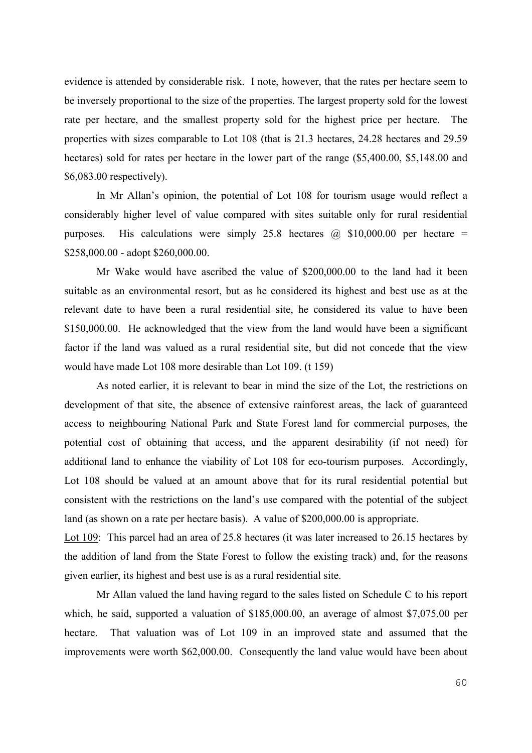evidence is attended by considerable risk. I note, however, that the rates per hectare seem to be inversely proportional to the size of the properties. The largest property sold for the lowest rate per hectare, and the smallest property sold for the highest price per hectare. The properties with sizes comparable to Lot 108 (that is 21.3 hectares, 24.28 hectares and 29.59 hectares) sold for rates per hectare in the lower part of the range ($5,400.00, $5,148.00 and $6,083.00 respectively).

In Mr Allan's opinion, the potential of Lot 108 for tourism usage would reflect a considerably higher level of value compared with sites suitable only for rural residential purposes. His calculations were simply 25.8 hectares @ $10,000.00 per hectare = $258,000.00 - adopt $260,000.00.

Mr Wake would have ascribed the value of $200,000.00 to the land had it been suitable as an environmental resort, but as he considered its highest and best use as at the relevant date to have been a rural residential site, he considered its value to have been $150,000.00. He acknowledged that the view from the land would have been a significant factor if the land was valued as a rural residential site, but did not concede that the view would have made Lot 108 more desirable than Lot 109. (t 159)

As noted earlier, it is relevant to bear in mind the size of the Lot, the restrictions on development of that site, the absence of extensive rainforest areas, the lack of guaranteed access to neighbouring National Park and State Forest land for commercial purposes, the potential cost of obtaining that access, and the apparent desirability (if not need) for additional land to enhance the viability of Lot 108 for eco-tourism purposes. Accordingly, Lot 108 should be valued at an amount above that for its rural residential potential but consistent with the restrictions on the land's use compared with the potential of the subject land (as shown on a rate per hectare basis). A value of $200,000.00 is appropriate.

Lot 109: This parcel had an area of 25.8 hectares (it was later increased to 26.15 hectares by the addition of land from the State Forest to follow the existing track) and, for the reasons given earlier, its highest and best use is as a rural residential site.

Mr Allan valued the land having regard to the sales listed on Schedule C to his report which, he said, supported a valuation of $185,000.00, an average of almost $7,075.00 per hectare. That valuation was of Lot 109 in an improved state and assumed that the improvements were worth $62,000.00. Consequently the land value would have been about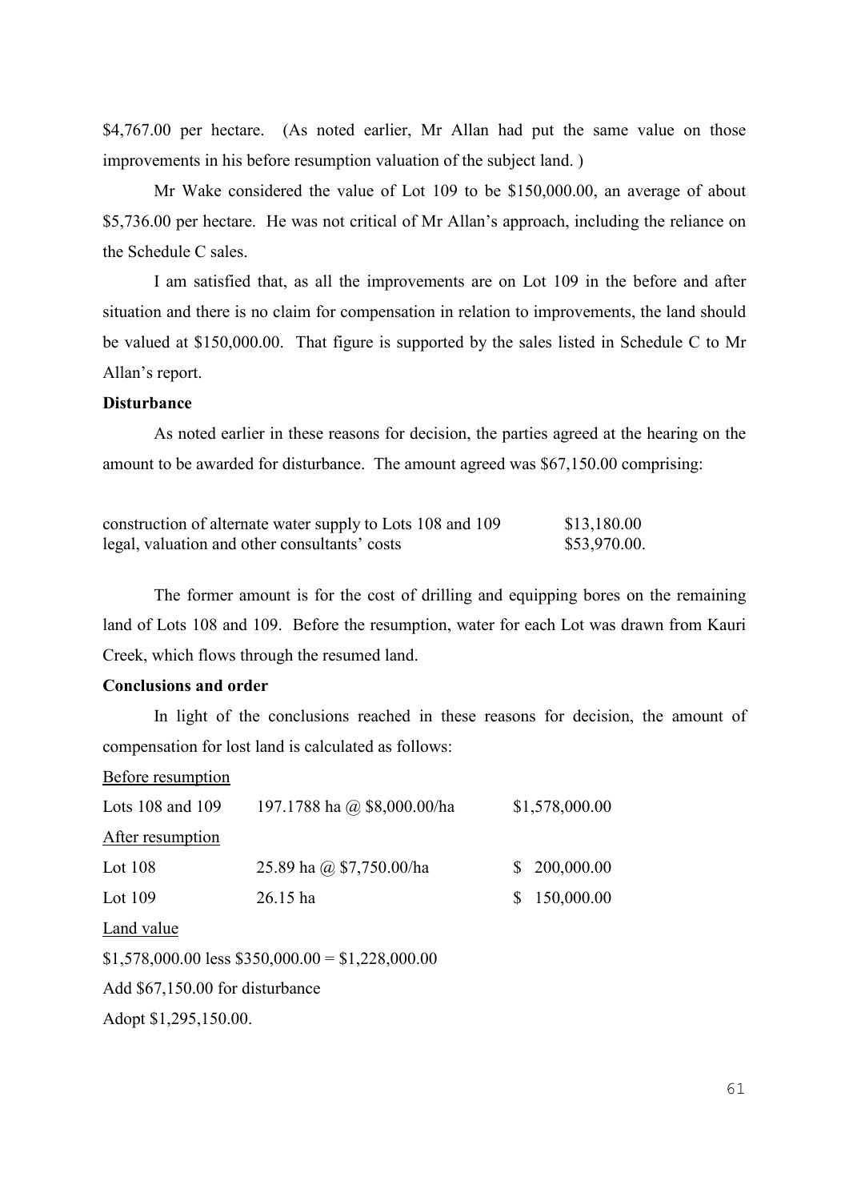$4,767.00 per hectare. (As noted earlier, Mr Allan had put the same value on those improvements in his before resumption valuation of the subject land. )

Mr Wake considered the value of Lot 109 to be $150,000.00, an average of about $5,736.00 per hectare. He was not critical of Mr Allan's approach, including the reliance on the Schedule C sales.

I am satisfied that, as all the improvements are on Lot 109 in the before and after situation and there is no claim for compensation in relation to improvements, the land should be valued at $150,000.00. That figure is supported by the sales listed in Schedule C to Mr Allan's report.

**Disturbance**

As noted earlier in these reasons for decision, the parties agreed at the hearing on the amount to be awarded for disturbance. The amount agreed was $67,150.00 comprising:

| | |
|---|---|
| construction of alternate water supply to Lots 108 and 109 | $13,180.00 |
| legal, valuation and other consultants' costs | $53,970.00. |

The former amount is for the cost of drilling and equipping bores on the remaining land of Lots 108 and 109. Before the resumption, water for each Lot was drawn from Kauri Creek, which flows through the resumed land.

**Conclusions and order**

In light of the conclusions reached in these reasons for decision, the amount of compensation for lost land is calculated as follows:

<u>Before resumption</u>

| | | |
|---|---|---|
| Lots 108 and 109 | 197.1788 ha @ $8,000.00/ha | $1,578,000.00 |

<u>After resumption</u>

| | | |
|---|---|---|
| Lot 108 | 25.89 ha @ $7,750.00/ha | $ 200,000.00 |
| Lot 109 | 26.15 ha | $ 150,000.00 |

<u>Land value</u>

$1,578,000.00 less $350,000.00 = $1,228,000.00

Add $67,150.00 for disturbance

Adopt $1,295,150.00.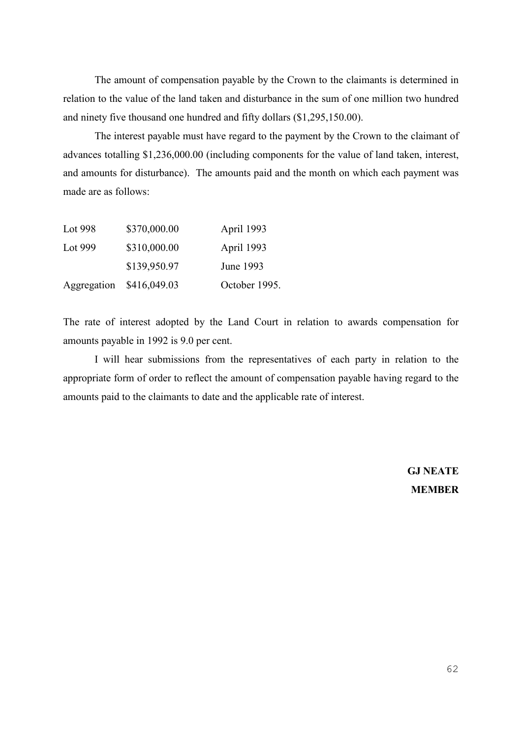The amount of compensation payable by the Crown to the claimants is determined in relation to the value of the land taken and disturbance in the sum of one million two hundred and ninety five thousand one hundred and fifty dollars ($1,295,150.00).

The interest payable must have regard to the payment by the Crown to the claimant of advances totalling $1,236,000.00 (including components for the value of land taken, interest, and amounts for disturbance). The amounts paid and the month on which each payment was made are as follows:

| | | |
|---|---|---|
| Lot 998 | $370,000.00 | April 1993 |
| Lot 999 | $310,000.00 | April 1993 |
| | $139,950.97 | June 1993 |
| Aggregation | $416,049.03 | October 1995. |

The rate of interest adopted by the Land Court in relation to awards compensation for amounts payable in 1992 is 9.0 per cent.

I will hear submissions from the representatives of each party in relation to the appropriate form of order to reflect the amount of compensation payable having regard to the amounts paid to the claimants to date and the applicable rate of interest.

**GJ NEATE**
**MEMBER**